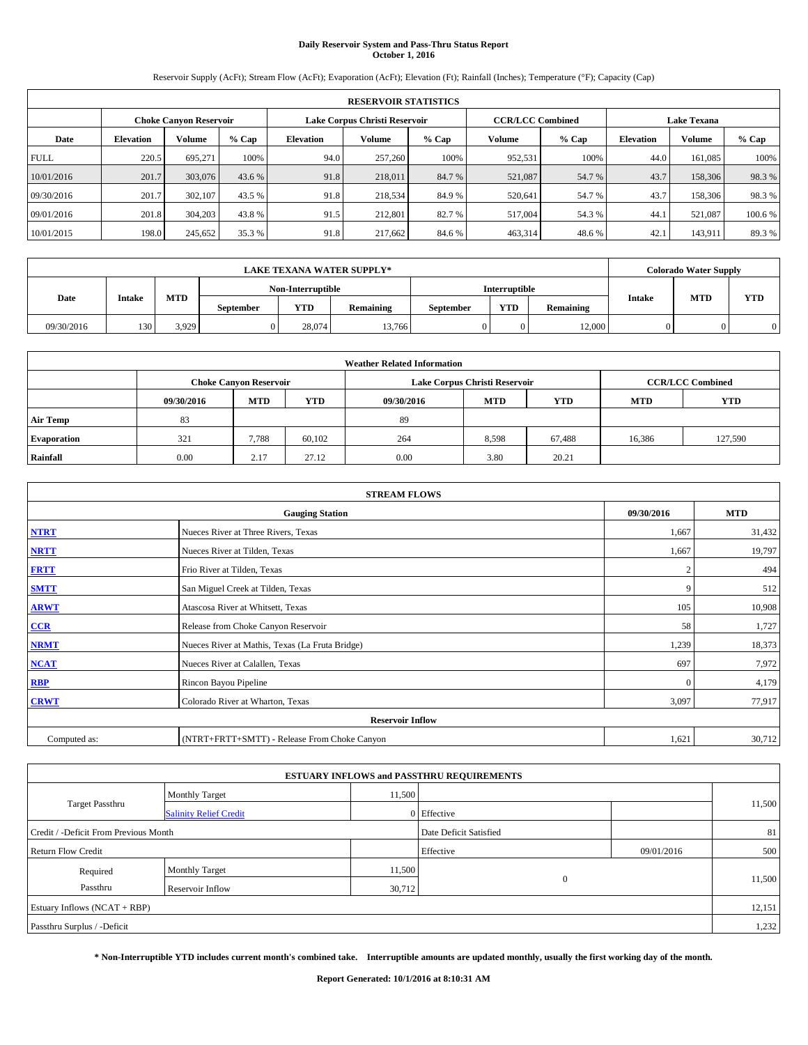# Daily Reservoir System and Pass-Thru Status Report
## October 1, 2016

Reservoir Supply (AcFt); Stream Flow (AcFt); Evaporation (AcFt); Elevation (Ft); Rainfall (Inches); Temperature (°F); Capacity (Cap)

| RESERVOIR STATISTICS | | | | | | | | | | | |
|---|---|---|---|---|---|---|---|---|---|---|---|
| | Choke Canyon Reservoir | | | Lake Corpus Christi Reservoir | | | CCR/LCC Combined | | Lake Texana | | |
| Date | Elevation | Volume | % Cap | Elevation | Volume | % Cap | Volume | % Cap | Elevation | Volume | % Cap |
| FULL | 220.5 | 695,271 | 100% | 94.0 | 257,260 | 100% | 952,531 | 100% | 44.0 | 161,085 | 100% |
| 10/01/2016 | 201.7 | 303,076 | 43.6 % | 91.8 | 218,011 | 84.7 % | 521,087 | 54.7 % | 43.7 | 158,306 | 98.3 % |
| 09/30/2016 | 201.7 | 302,107 | 43.5 % | 91.8 | 218,534 | 84.9 % | 520,641 | 54.7 % | 43.7 | 158,306 | 98.3 % |
| 09/01/2016 | 201.8 | 304,203 | 43.8 % | 91.5 | 212,801 | 82.7 % | 517,004 | 54.3 % | 44.1 | 521,087 | 100.6 % |
| 10/01/2015 | 198.0 | 245,652 | 35.3 % | 91.8 | 217,662 | 84.6 % | 463,314 | 48.6 % | 42.1 | 143,911 | 89.3 % |

| LAKE TEXANA WATER SUPPLY* | | | | | | | | | Colorado Water Supply | | |
|---|---|---|---|---|---|---|---|---|---|---|---|
| Date | Intake | MTD | Non-Interruptible | | | Interruptible | | | Intake | MTD | YTD |
| | | | September | YTD | Remaining | September | YTD | Remaining | | | |
| 09/30/2016 | 130 | 3,929 | 0 | 28,074 | 13,766 | 0 | 0 | 12,000 | 0 | 0 | 0 |

| Weather Related Information | | | | | | | | |
|---|---|---|---|---|---|---|---|---|
| | Choke Canyon Reservoir | | | Lake Corpus Christi Reservoir | | | CCR/LCC Combined | |
| | 09/30/2016 | MTD | YTD | 09/30/2016 | MTD | YTD | MTD | YTD |
| Air Temp | 83 | | | 89 | | | | |
| Evaporation | 321 | 7,788 | 60,102 | 264 | 8,598 | 67,488 | 16,386 | 127,590 |
| Rainfall | 0.00 | 2.17 | 27.12 | 0.00 | 3.80 | 20.21 | | |

| STREAM FLOWS | | | |
|---|---|---|---|
| Gauging Station | | 09/30/2016 | MTD |
| NTRT | Nueces River at Three Rivers, Texas | 1,667 | 31,432 |
| NRTT | Nueces River at Tilden, Texas | 1,667 | 19,797 |
| FRTT | Frio River at Tilden, Texas | 2 | 494 |
| SMTT | San Miguel Creek at Tilden, Texas | 9 | 512 |
| ARWT | Atascosa River at Whitsett, Texas | 105 | 10,908 |
| CCR | Release from Choke Canyon Reservoir | 58 | 1,727 |
| NRMT | Nueces River at Mathis, Texas (La Fruta Bridge) | 1,239 | 18,373 |
| NCAT | Nueces River at Calallen, Texas | 697 | 7,972 |
| RBP | Rincon Bayou Pipeline | 0 | 4,179 |
| CRWT | Colorado River at Wharton, Texas | 3,097 | 77,917 |
| Reservoir Inflow | | | |
| Computed as: | (NTRT+FRTT+SMTT) - Release From Choke Canyon | 1,621 | 30,712 |

| ESTUARY INFLOWS and PASSTHRU REQUIREMENTS | | | | | |
|---|---|---|---|---|---|
| Target Passthru | Monthly Target | 11,500 | | | 11,500 |
| | Salinity Relief Credit | 0 | Effective | | |
| Credit / -Deficit From Previous Month | | | Date Deficit Satisfied | | 81 |
| Return Flow Credit | | | Effective | 09/01/2016 | 500 |
| Required Passthru | Monthly Target | 11,500 | 0 | | 11,500 |
| | Reservoir Inflow | 30,712 | | | |
| Estuary Inflows (NCAT + RBP) | | | | | 12,151 |
| Passthru Surplus / -Deficit | | | | | 1,232 |

**\* Non-Interruptible YTD includes current month's combined take. Interruptible amounts are updated monthly, usually the first working day of the month.**

**Report Generated: 10/1/2016 at 8:10:31 AM**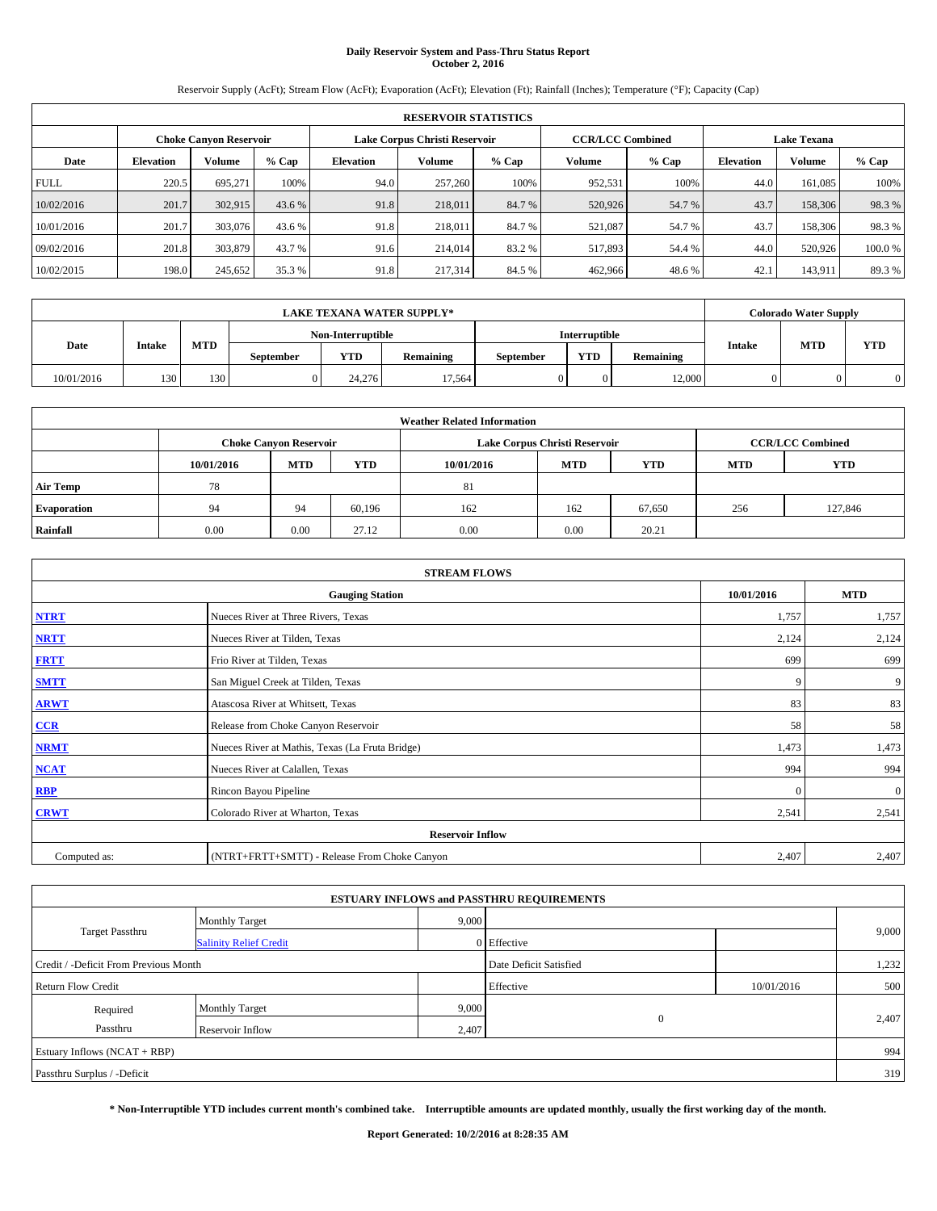# Daily Reservoir System and Pass-Thru Status Report
## October 2, 2016

Reservoir Supply (AcFt); Stream Flow (AcFt); Evaporation (AcFt); Elevation (Ft); Rainfall (Inches); Temperature (°F); Capacity (Cap)

| RESERVOIR STATISTICS | | | | | | | | | | | |
|---|---|---|---|---|---|---|---|---|---|---|---|
| | Choke Canyon Reservoir | | | Lake Corpus Christi Reservoir | | | CCR/LCC Combined | | Lake Texana | | |
| Date | Elevation | Volume | % Cap | Elevation | Volume | % Cap | Volume | % Cap | Elevation | Volume | % Cap |
| FULL | 220.5 | 695,271 | 100% | 94.0 | 257,260 | 100% | 952,531 | 100% | 44.0 | 161,085 | 100% |
| 10/02/2016 | 201.7 | 302,915 | 43.6 % | 91.8 | 218,011 | 84.7 % | 520,926 | 54.7 % | 43.7 | 158,306 | 98.3 % |
| 10/01/2016 | 201.7 | 303,076 | 43.6 % | 91.8 | 218,011 | 84.7 % | 521,087 | 54.7 % | 43.7 | 158,306 | 98.3 % |
| 09/02/2016 | 201.8 | 303,879 | 43.7 % | 91.6 | 214,014 | 83.2 % | 517,893 | 54.4 % | 44.0 | 520,926 | 100.0 % |
| 10/02/2015 | 198.0 | 245,652 | 35.3 % | 91.8 | 217,314 | 84.5 % | 462,966 | 48.6 % | 42.1 | 143,911 | 89.3 % |

| LAKE TEXANA WATER SUPPLY* | | | | | | | | | Colorado Water Supply | | |
|---|---|---|---|---|---|---|---|---|---|---|---|
| Date | Intake | MTD | Non-Interruptible | | | Interruptible | | | Intake | MTD | YTD |
| | | | September | YTD | Remaining | September | YTD | Remaining | | | |
| 10/01/2016 | 130 | 130 | 0 | 24,276 | 17,564 | 0 | 0 | 12,000 | 0 | 0 | 0 |

| Weather Related Information | | | | | | | | |
|---|---|---|---|---|---|---|---|---|
| | Choke Canyon Reservoir | | | Lake Corpus Christi Reservoir | | | CCR/LCC Combined | |
| | 10/01/2016 | MTD | YTD | 10/01/2016 | MTD | YTD | MTD | YTD |
| Air Temp | 78 | | | 81 | | | | |
| Evaporation | 94 | 94 | 60,196 | 162 | 162 | 67,650 | 256 | 127,846 |
| Rainfall | 0.00 | 0.00 | 27.12 | 0.00 | 0.00 | 20.21 | | |

| STREAM FLOWS | | | |
|---|---|---|---|
| Gauging Station | | 10/01/2016 | MTD |
| NTRT | Nueces River at Three Rivers, Texas | 1,757 | 1,757 |
| NRTT | Nueces River at Tilden, Texas | 2,124 | 2,124 |
| FRTT | Frio River at Tilden, Texas | 699 | 699 |
| SMTT | San Miguel Creek at Tilden, Texas | 9 | 9 |
| ARWT | Atascosa River at Whitsett, Texas | 83 | 83 |
| CCR | Release from Choke Canyon Reservoir | 58 | 58 |
| NRMT | Nueces River at Mathis, Texas (La Fruta Bridge) | 1,473 | 1,473 |
| NCAT | Nueces River at Calallen, Texas | 994 | 994 |
| RBP | Rincon Bayou Pipeline | 0 | 0 |
| CRWT | Colorado River at Wharton, Texas | 2,541 | 2,541 |
| Reservoir Inflow | | | |
| Computed as: | (NTRT+FRTT+SMTT) - Release From Choke Canyon | 2,407 | 2,407 |

| ESTUARY INFLOWS and PASSTHRU REQUIREMENTS | | | | | |
|---|---|---|---|---|---|
| Target Passthru | Monthly Target | 9,000 | | | 9,000 |
| | Salinity Relief Credit | 0 | Effective | | |
| Credit / -Deficit From Previous Month | | | Date Deficit Satisfied | | 1,232 |
| Return Flow Credit | | | Effective | 10/01/2016 | 500 |
| Required Passthru | Monthly Target | 9,000 | 0 | | 2,407 |
| | Reservoir Inflow | 2,407 | | | |
| Estuary Inflows (NCAT + RBP) | | | | | 994 |
| Passthru Surplus / -Deficit | | | | | 319 |

**\* Non-Interruptible YTD includes current month's combined take. Interruptible amounts are updated monthly, usually the first working day of the month.**

**Report Generated: 10/2/2016 at 8:28:35 AM**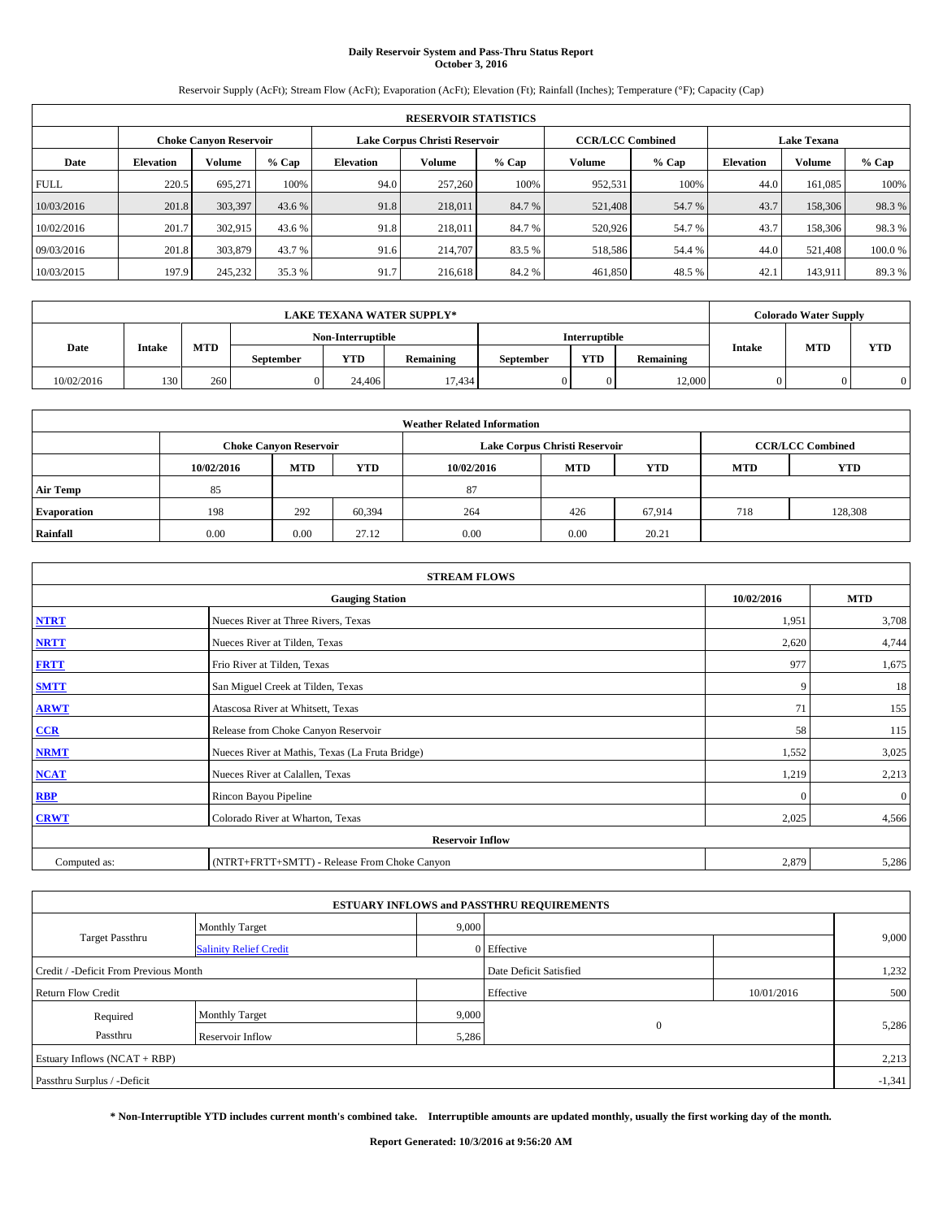# Daily Reservoir System and Pass-Thru Status Report
## October 3, 2016

Reservoir Supply (AcFt); Stream Flow (AcFt); Evaporation (AcFt); Elevation (Ft); Rainfall (Inches); Temperature (°F); Capacity (Cap)

| RESERVOIR STATISTICS | | | | | | | | | | | |
|---|---|---|---|---|---|---|---|---|---|---|---|
| | Choke Canyon Reservoir | | | Lake Corpus Christi Reservoir | | | CCR/LCC Combined | | Lake Texana | | |
| Date | Elevation | Volume | % Cap | Elevation | Volume | % Cap | Volume | % Cap | Elevation | Volume | % Cap |
| FULL | 220.5 | 695,271 | 100% | 94.0 | 257,260 | 100% | 952,531 | 100% | 44.0 | 161,085 | 100% |
| 10/03/2016 | 201.8 | 303,397 | 43.6 % | 91.8 | 218,011 | 84.7 % | 521,408 | 54.7 % | 43.7 | 158,306 | 98.3 % |
| 10/02/2016 | 201.7 | 302,915 | 43.6 % | 91.8 | 218,011 | 84.7 % | 520,926 | 54.7 % | 43.7 | 158,306 | 98.3 % |
| 09/03/2016 | 201.8 | 303,879 | 43.7 % | 91.6 | 214,707 | 83.5 % | 518,586 | 54.4 % | 44.0 | 521,408 | 100.0 % |
| 10/03/2015 | 197.9 | 245,232 | 35.3 % | 91.7 | 216,618 | 84.2 % | 461,850 | 48.5 % | 42.1 | 143,911 | 89.3 % |

| LAKE TEXANA WATER SUPPLY* | | | | | | | | | Colorado Water Supply | | |
|---|---|---|---|---|---|---|---|---|---|---|---|
| Date | Intake | MTD | Non-Interruptible | | | Interruptible | | | Intake | MTD | YTD |
| | | | September | YTD | Remaining | September | YTD | Remaining | | | |
| 10/02/2016 | 130 | 260 | 0 | 24,406 | 17,434 | 0 | 0 | 12,000 | 0 | 0 | 0 |

| Weather Related Information | | | | | | | | |
|---|---|---|---|---|---|---|---|---|
| | Choke Canyon Reservoir | | | Lake Corpus Christi Reservoir | | | CCR/LCC Combined | |
| | 10/02/2016 | MTD | YTD | 10/02/2016 | MTD | YTD | MTD | YTD |
| Air Temp | 85 | | | 87 | | | | |
| Evaporation | 198 | 292 | 60,394 | 264 | 426 | 67,914 | 718 | 128,308 |
| Rainfall | 0.00 | 0.00 | 27.12 | 0.00 | 0.00 | 20.21 | | |

| STREAM FLOWS | | | |
|---|---|---|---|
| Gauging Station | | 10/02/2016 | MTD |
| NTRT | Nueces River at Three Rivers, Texas | 1,951 | 3,708 |
| NRTT | Nueces River at Tilden, Texas | 2,620 | 4,744 |
| FRTT | Frio River at Tilden, Texas | 977 | 1,675 |
| SMTT | San Miguel Creek at Tilden, Texas | 9 | 18 |
| ARWT | Atascosa River at Whitsett, Texas | 71 | 155 |
| CCR | Release from Choke Canyon Reservoir | 58 | 115 |
| NRMT | Nueces River at Mathis, Texas (La Fruta Bridge) | 1,552 | 3,025 |
| NCAT | Nueces River at Calallen, Texas | 1,219 | 2,213 |
| RBP | Rincon Bayou Pipeline | 0 | 0 |
| CRWT | Colorado River at Wharton, Texas | 2,025 | 4,566 |
| Reservoir Inflow | | | |
| Computed as: | (NTRT+FRTT+SMTT) - Release From Choke Canyon | 2,879 | 5,286 |

| ESTUARY INFLOWS and PASSTHRU REQUIREMENTS | | | | | |
|---|---|---|---|---|---|
| Target Passthru | Monthly Target | 9,000 | | | 9,000 |
| | Salinity Relief Credit | 0 | Effective | | |
| Credit / -Deficit From Previous Month | | | Date Deficit Satisfied | | 1,232 |
| Return Flow Credit | | | Effective | 10/01/2016 | 500 |
| Required Passthru | Monthly Target | 9,000 | 0 | | 5,286 |
| | Reservoir Inflow | 5,286 | | | |
| Estuary Inflows (NCAT + RBP) | | | | | 2,213 |
| Passthru Surplus / -Deficit | | | | | -1,341 |

**\* Non-Interruptible YTD includes current month's combined take. Interruptible amounts are updated monthly, usually the first working day of the month.**

**Report Generated: 10/3/2016 at 9:56:20 AM**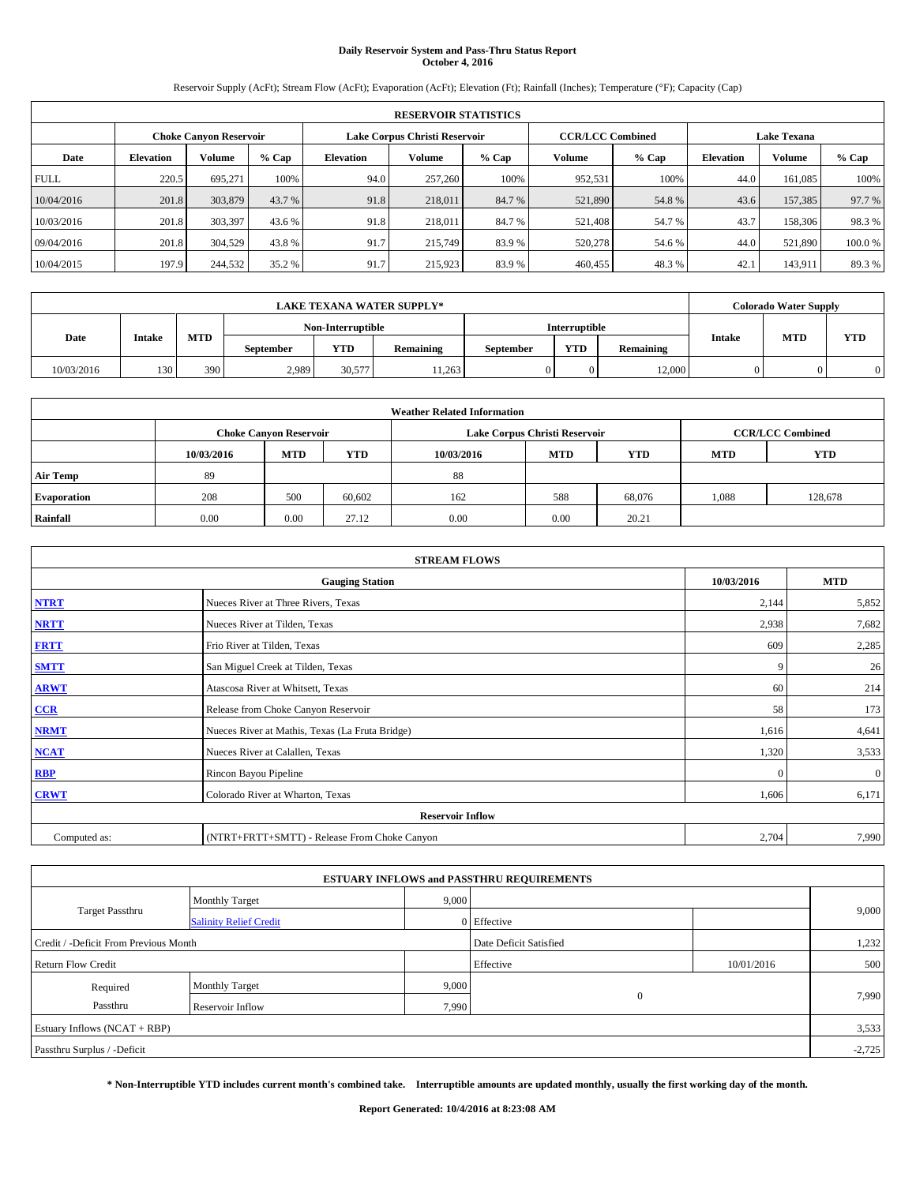# Daily Reservoir System and Pass-Thru Status Report
## October 4, 2016

Reservoir Supply (AcFt); Stream Flow (AcFt); Evaporation (AcFt); Elevation (Ft); Rainfall (Inches); Temperature (°F); Capacity (Cap)

| RESERVOIR STATISTICS | | | | | | | | | | | |
|---|---|---|---|---|---|---|---|---|---|---|---|
| | Choke Canyon Reservoir | | | Lake Corpus Christi Reservoir | | | CCR/LCC Combined | | Lake Texana | | |
| Date | Elevation | Volume | % Cap | Elevation | Volume | % Cap | Volume | % Cap | Elevation | Volume | % Cap |
| FULL | 220.5 | 695,271 | 100% | 94.0 | 257,260 | 100% | 952,531 | 100% | 44.0 | 161,085 | 100% |
| 10/04/2016 | 201.8 | 303,879 | 43.7 % | 91.8 | 218,011 | 84.7 % | 521,890 | 54.8 % | 43.6 | 157,385 | 97.7 % |
| 10/03/2016 | 201.8 | 303,397 | 43.6 % | 91.8 | 218,011 | 84.7 % | 521,408 | 54.7 % | 43.7 | 158,306 | 98.3 % |
| 09/04/2016 | 201.8 | 304,529 | 43.8 % | 91.7 | 215,749 | 83.9 % | 520,278 | 54.6 % | 44.0 | 521,890 | 100.0 % |
| 10/04/2015 | 197.9 | 244,532 | 35.2 % | 91.7 | 215,923 | 83.9 % | 460,455 | 48.3 % | 42.1 | 143,911 | 89.3 % |

| LAKE TEXANA WATER SUPPLY* | | | | | | | | | Colorado Water Supply | | |
|---|---|---|---|---|---|---|---|---|---|---|---|
| Date | Intake | MTD | Non-Interruptible | | | Interruptible | | | Intake | MTD | YTD |
| | | | September | YTD | Remaining | September | YTD | Remaining | | | |
| 10/03/2016 | 130 | 390 | 2,989 | 30,577 | 11,263 | 0 | 0 | 12,000 | 0 | 0 | 0 |

| Weather Related Information | | | | | | | | |
|---|---|---|---|---|---|---|---|---|
| | Choke Canyon Reservoir | | | Lake Corpus Christi Reservoir | | | CCR/LCC Combined | |
| | 10/03/2016 | MTD | YTD | 10/03/2016 | MTD | YTD | MTD | YTD |
| Air Temp | 89 | | | 88 | | | | |
| Evaporation | 208 | 500 | 60,602 | 162 | 588 | 68,076 | 1,088 | 128,678 |
| Rainfall | 0.00 | 0.00 | 27.12 | 0.00 | 0.00 | 20.21 | | |

| STREAM FLOWS | | | |
|---|---|---|---|
| Gauging Station | | 10/03/2016 | MTD |
| **NTRT** | Nueces River at Three Rivers, Texas | 2,144 | 5,852 |
| **NRTT** | Nueces River at Tilden, Texas | 2,938 | 7,682 |
| **FRTT** | Frio River at Tilden, Texas | 609 | 2,285 |
| **SMTT** | San Miguel Creek at Tilden, Texas | 9 | 26 |
| **ARWT** | Atascosa River at Whitsett, Texas | 60 | 214 |
| **CCR** | Release from Choke Canyon Reservoir | 58 | 173 |
| **NRMT** | Nueces River at Mathis, Texas (La Fruta Bridge) | 1,616 | 4,641 |
| **NCAT** | Nueces River at Calallen, Texas | 1,320 | 3,533 |
| **RBP** | Rincon Bayou Pipeline | 0 | 0 |
| **CRWT** | Colorado River at Wharton, Texas | 1,606 | 6,171 |
| Reservoir Inflow | | | |
| Computed as: | (NTRT+FRTT+SMTT) - Release From Choke Canyon | 2,704 | 7,990 |

| ESTUARY INFLOWS and PASSTHRU REQUIREMENTS | | | | | |
|---|---|---|---|---|---|
| Target Passthru | Monthly Target | 9,000 | | | 9,000 |
| | Salinity Relief Credit | 0 | Effective | | |
| Credit / -Deficit From Previous Month | | | Date Deficit Satisfied | | 1,232 |
| Return Flow Credit | | | Effective | 10/01/2016 | 500 |
| Required Passthru | Monthly Target | 9,000 | 0 | | 7,990 |
| | Reservoir Inflow | 7,990 | | | |
| Estuary Inflows (NCAT + RBP) | | | | | 3,533 |
| Passthru Surplus / -Deficit | | | | | -2,725 |

**\* Non-Interruptible YTD includes current month's combined take. Interruptible amounts are updated monthly, usually the first working day of the month.**

**Report Generated: 10/4/2016 at 8:23:08 AM**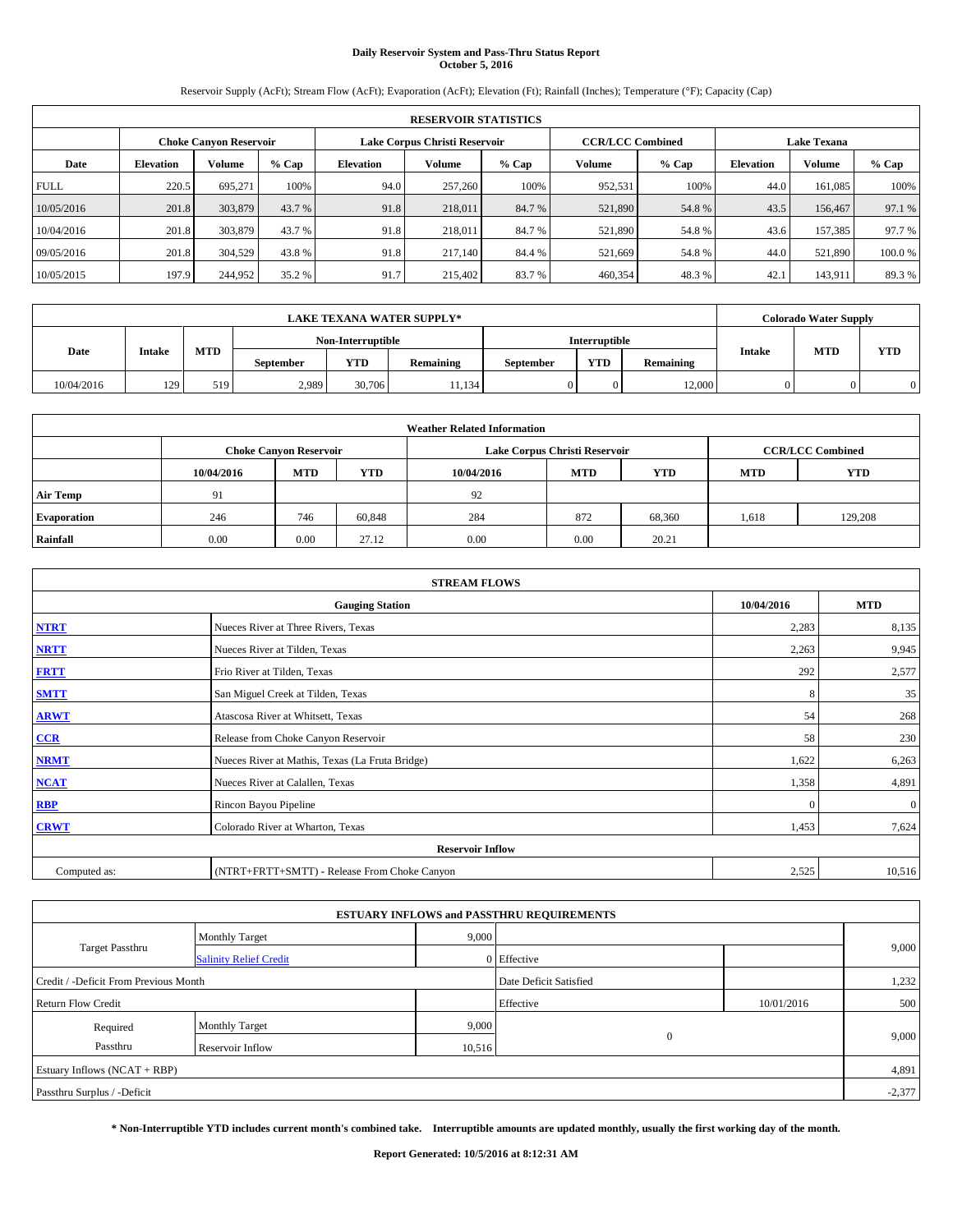# Daily Reservoir System and Pass-Thru Status Report
**October 5, 2016**

Reservoir Supply (AcFt); Stream Flow (AcFt); Evaporation (AcFt); Elevation (Ft); Rainfall (Inches); Temperature (°F); Capacity (Cap)

| RESERVOIR STATISTICS | | | | | | | | | | | |
|---|---|---|---|---|---|---|---|---|---|---|---|
| | Choke Canyon Reservoir | | | Lake Corpus Christi Reservoir | | | CCR/LCC Combined | | Lake Texana | | |
| Date | Elevation | Volume | % Cap | Elevation | Volume | % Cap | Volume | % Cap | Elevation | Volume | % Cap |
| FULL | 220.5 | 695,271 | 100% | 94.0 | 257,260 | 100% | 952,531 | 100% | 44.0 | 161,085 | 100% |
| 10/05/2016 | 201.8 | 303,879 | 43.7 % | 91.8 | 218,011 | 84.7 % | 521,890 | 54.8 % | 43.5 | 156,467 | 97.1 % |
| 10/04/2016 | 201.8 | 303,879 | 43.7 % | 91.8 | 218,011 | 84.7 % | 521,890 | 54.8 % | 43.6 | 157,385 | 97.7 % |
| 09/05/2016 | 201.8 | 304,529 | 43.8 % | 91.8 | 217,140 | 84.4 % | 521,669 | 54.8 % | 44.0 | 521,890 | 100.0 % |
| 10/05/2015 | 197.9 | 244,952 | 35.2 % | 91.7 | 215,402 | 83.7 % | 460,354 | 48.3 % | 42.1 | 143,911 | 89.3 % |

| LAKE TEXANA WATER SUPPLY* | | | | | | | | | Colorado Water Supply | | |
|---|---|---|---|---|---|---|---|---|---|---|---|
| Date | Intake | MTD | Non-Interruptible | | | Interruptible | | | Intake | MTD | YTD |
| | | | September | YTD | Remaining | September | YTD | Remaining | | | |
| 10/04/2016 | 129 | 519 | 2,989 | 30,706 | 11,134 | 0 | 0 | 12,000 | 0 | 0 | 0 |

| Weather Related Information | | | | | | | | |
|---|---|---|---|---|---|---|---|---|
| | Choke Canyon Reservoir | | | Lake Corpus Christi Reservoir | | | CCR/LCC Combined | |
| | 10/04/2016 | MTD | YTD | 10/04/2016 | MTD | YTD | MTD | YTD |
| Air Temp | 91 | | | 92 | | | | |
| Evaporation | 246 | 746 | 60,848 | 284 | 872 | 68,360 | 1,618 | 129,208 |
| Rainfall | 0.00 | 0.00 | 27.12 | 0.00 | 0.00 | 20.21 | | |

| STREAM FLOWS | | | |
|---|---|---|---|
| Gauging Station | | 10/04/2016 | MTD |
| **NTRT** | Nueces River at Three Rivers, Texas | 2,283 | 8,135 |
| **NRTT** | Nueces River at Tilden, Texas | 2,263 | 9,945 |
| **FRTT** | Frio River at Tilden, Texas | 292 | 2,577 |
| **SMTT** | San Miguel Creek at Tilden, Texas | 8 | 35 |
| **ARWT** | Atascosa River at Whitsett, Texas | 54 | 268 |
| **CCR** | Release from Choke Canyon Reservoir | 58 | 230 |
| **NRMT** | Nueces River at Mathis, Texas (La Fruta Bridge) | 1,622 | 6,263 |
| **NCAT** | Nueces River at Calallen, Texas | 1,358 | 4,891 |
| **RBP** | Rincon Bayou Pipeline | 0 | 0 |
| **CRWT** | Colorado River at Wharton, Texas | 1,453 | 7,624 |
| Reservoir Inflow | | | |
| Computed as: | (NTRT+FRTT+SMTT) - Release From Choke Canyon | 2,525 | 10,516 |

| ESTUARY INFLOWS and PASSTHRU REQUIREMENTS | | | | | |
|---|---|---|---|---|---|
| Target Passthru | Monthly Target | 9,000 | | | 9,000 |
| | Salinity Relief Credit | 0 | Effective | | |
| Credit / -Deficit From Previous Month | | | Date Deficit Satisfied | | 1,232 |
| Return Flow Credit | | | Effective | 10/01/2016 | 500 |
| Required Passthru | Monthly Target | 9,000 | 0 | | 9,000 |
| | Reservoir Inflow | 10,516 | | | |
| Estuary Inflows (NCAT + RBP) | | | | | 4,891 |
| Passthru Surplus / -Deficit | | | | | -2,377 |

**\* Non-Interruptible YTD includes current month's combined take. Interruptible amounts are updated monthly, usually the first working day of the month.**

**Report Generated: 10/5/2016 at 8:12:31 AM**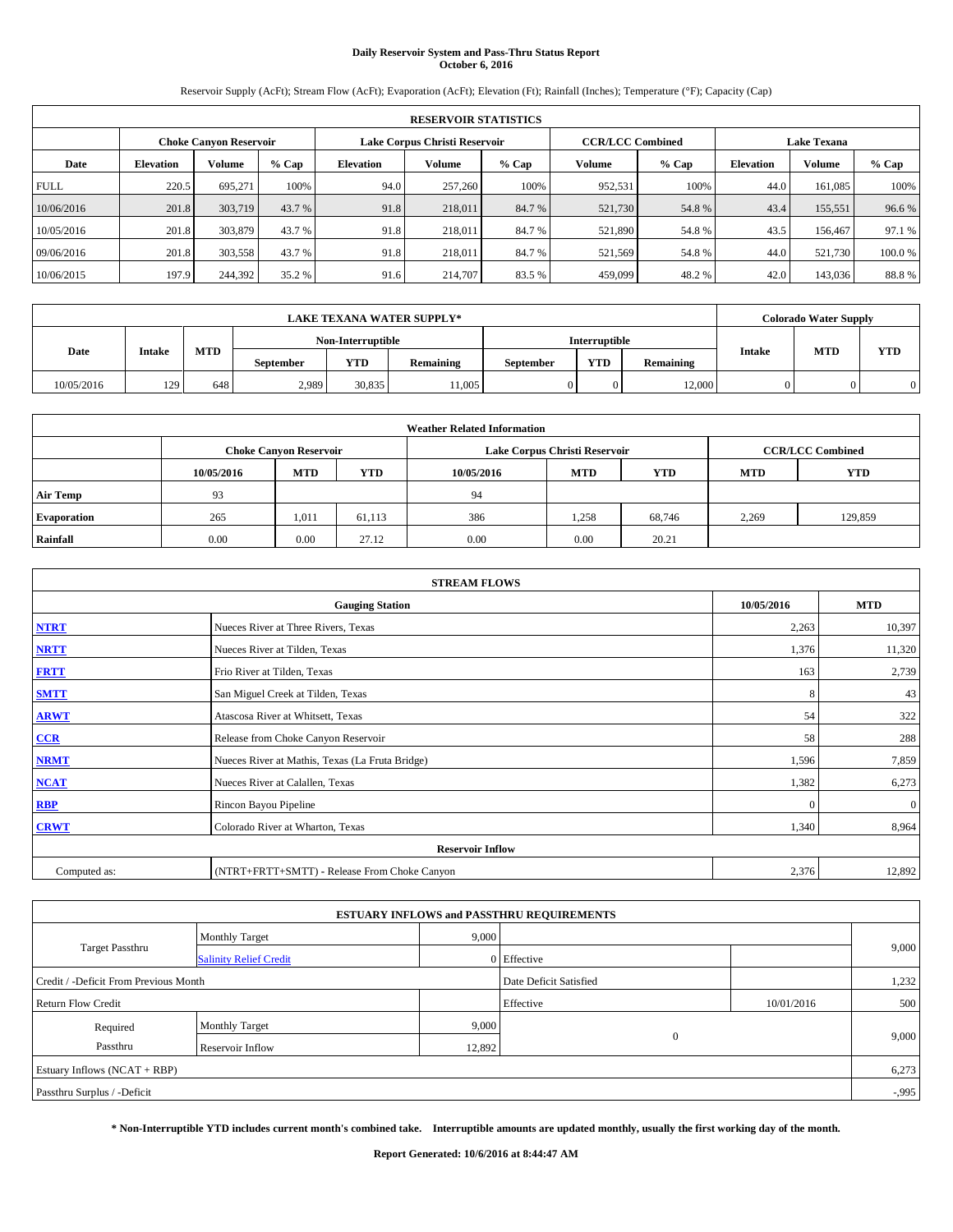# Daily Reservoir System and Pass-Thru Status Report
## October 6, 2016

Reservoir Supply (AcFt); Stream Flow (AcFt); Evaporation (AcFt); Elevation (Ft); Rainfall (Inches); Temperature (°F); Capacity (Cap)

| RESERVOIR STATISTICS | | | | | | | | | | | |
|---|---|---|---|---|---|---|---|---|---|---|---|
| | Choke Canyon Reservoir | | | Lake Corpus Christi Reservoir | | | CCR/LCC Combined | | Lake Texana | | |
| Date | Elevation | Volume | % Cap | Elevation | Volume | % Cap | Volume | % Cap | Elevation | Volume | % Cap |
| FULL | 220.5 | 695,271 | 100% | 94.0 | 257,260 | 100% | 952,531 | 100% | 44.0 | 161,085 | 100% |
| 10/06/2016 | 201.8 | 303,719 | 43.7 % | 91.8 | 218,011 | 84.7 % | 521,730 | 54.8 % | 43.4 | 155,551 | 96.6 % |
| 10/05/2016 | 201.8 | 303,879 | 43.7 % | 91.8 | 218,011 | 84.7 % | 521,890 | 54.8 % | 43.5 | 156,467 | 97.1 % |
| 09/06/2016 | 201.8 | 303,558 | 43.7 % | 91.8 | 218,011 | 84.7 % | 521,569 | 54.8 % | 44.0 | 521,730 | 100.0 % |
| 10/06/2015 | 197.9 | 244,392 | 35.2 % | 91.6 | 214,707 | 83.5 % | 459,099 | 48.2 % | 42.0 | 143,036 | 88.8 % |

| LAKE TEXANA WATER SUPPLY* | | | | | | | | | Colorado Water Supply | | |
|---|---|---|---|---|---|---|---|---|---|---|---|
| Date | Intake | MTD | Non-Interruptible | | | Interruptible | | | Intake | MTD | YTD |
| | | | September | YTD | Remaining | September | YTD | Remaining | | | |
| 10/05/2016 | 129 | 648 | 2,989 | 30,835 | 11,005 | 0 | 0 | 12,000 | 0 | 0 | 0 |

| Weather Related Information | | | | | | | | |
|---|---|---|---|---|---|---|---|---|
| | Choke Canyon Reservoir | | | Lake Corpus Christi Reservoir | | | CCR/LCC Combined | |
| | 10/05/2016 | MTD | YTD | 10/05/2016 | MTD | YTD | MTD | YTD |
| Air Temp | 93 | | | 94 | | | | |
| Evaporation | 265 | 1,011 | 61,113 | 386 | 1,258 | 68,746 | 2,269 | 129,859 |
| Rainfall | 0.00 | 0.00 | 27.12 | 0.00 | 0.00 | 20.21 | | |

| STREAM FLOWS | | | |
|---|---|---|---|
| | Gauging Station | 10/05/2016 | MTD |
| NTRT | Nueces River at Three Rivers, Texas | 2,263 | 10,397 |
| NRTT | Nueces River at Tilden, Texas | 1,376 | 11,320 |
| FRTT | Frio River at Tilden, Texas | 163 | 2,739 |
| SMTT | San Miguel Creek at Tilden, Texas | 8 | 43 |
| ARWT | Atascosa River at Whitsett, Texas | 54 | 322 |
| CCR | Release from Choke Canyon Reservoir | 58 | 288 |
| NRMT | Nueces River at Mathis, Texas (La Fruta Bridge) | 1,596 | 7,859 |
| NCAT | Nueces River at Calallen, Texas | 1,382 | 6,273 |
| RBP | Rincon Bayou Pipeline | 0 | 0 |
| CRWT | Colorado River at Wharton, Texas | 1,340 | 8,964 |
| Reservoir Inflow | | | |
| Computed as: | (NTRT+FRTT+SMTT) - Release From Choke Canyon | 2,376 | 12,892 |

| ESTUARY INFLOWS and PASSTHRU REQUIREMENTS | | | | | |
|---|---|---|---|---|---|
| Target Passthru | Monthly Target | 9,000 | | | 9,000 |
| | Salinity Relief Credit | 0 | Effective | | |
| Credit / -Deficit From Previous Month | | | Date Deficit Satisfied | | 1,232 |
| Return Flow Credit | | | Effective | 10/01/2016 | 500 |
| Required Passthru | Monthly Target | 9,000 | 0 | | 9,000 |
| | Reservoir Inflow | 12,892 | | | |
| Estuary Inflows (NCAT + RBP) | | | | | 6,273 |
| Passthru Surplus / -Deficit | | | | | -995 |

**\* Non-Interruptible YTD includes current month's combined take. Interruptible amounts are updated monthly, usually the first working day of the month.**

**Report Generated: 10/6/2016 at 8:44:47 AM**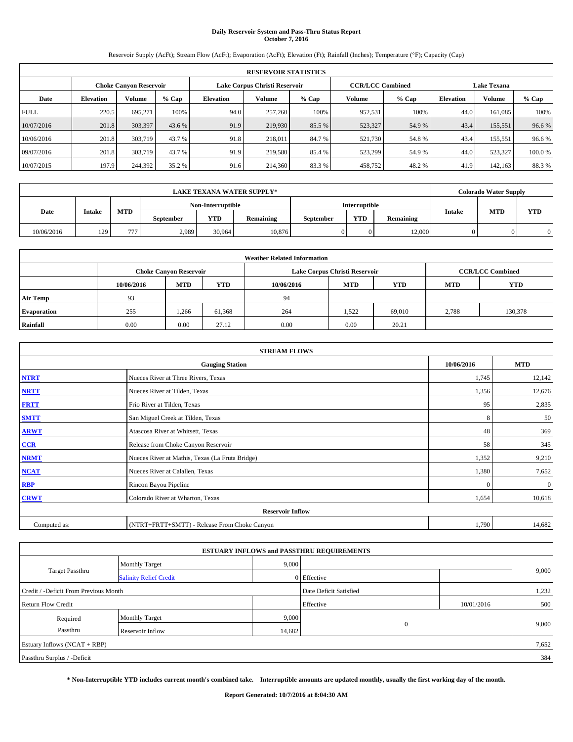# Daily Reservoir System and Pass-Thru Status Report
## October 7, 2016

Reservoir Supply (AcFt); Stream Flow (AcFt); Evaporation (AcFt); Elevation (Ft); Rainfall (Inches); Temperature (°F); Capacity (Cap)

| RESERVOIR STATISTICS | | | | | | | | | | | |
|---|---|---|---|---|---|---|---|---|---|---|---|
| | Choke Canyon Reservoir | | | Lake Corpus Christi Reservoir | | | CCR/LCC Combined | | Lake Texana | | |
| Date | Elevation | Volume | % Cap | Elevation | Volume | % Cap | Volume | % Cap | Elevation | Volume | % Cap |
| FULL | 220.5 | 695,271 | 100% | 94.0 | 257,260 | 100% | 952,531 | 100% | 44.0 | 161,085 | 100% |
| 10/07/2016 | 201.8 | 303,397 | 43.6 % | 91.9 | 219,930 | 85.5 % | 523,327 | 54.9 % | 43.4 | 155,551 | 96.6 % |
| 10/06/2016 | 201.8 | 303,719 | 43.7 % | 91.8 | 218,011 | 84.7 % | 521,730 | 54.8 % | 43.4 | 155,551 | 96.6 % |
| 09/07/2016 | 201.8 | 303,719 | 43.7 % | 91.9 | 219,580 | 85.4 % | 523,299 | 54.9 % | 44.0 | 523,327 | 100.0 % |
| 10/07/2015 | 197.9 | 244,392 | 35.2 % | 91.6 | 214,360 | 83.3 % | 458,752 | 48.2 % | 41.9 | 142,163 | 88.3 % |

| LAKE TEXANA WATER SUPPLY* | | | | | | | | | Colorado Water Supply | | |
|---|---|---|---|---|---|---|---|---|---|---|---|
| Date | Intake | MTD | Non-Interruptible | | | Interruptible | | | Intake | MTD | YTD |
| | | | September | YTD | Remaining | September | YTD | Remaining | | | |
| 10/06/2016 | 129 | 777 | 2,989 | 30,964 | 10,876 | 0 | 0 | 12,000 | 0 | 0 | 0 |

| Weather Related Information | | | | | | | | |
|---|---|---|---|---|---|---|---|---|
| | Choke Canyon Reservoir | | | Lake Corpus Christi Reservoir | | | CCR/LCC Combined | |
| | 10/06/2016 | MTD | YTD | 10/06/2016 | MTD | YTD | MTD | YTD |
| Air Temp | 93 | | | 94 | | | | |
| Evaporation | 255 | 1,266 | 61,368 | 264 | 1,522 | 69,010 | 2,788 | 130,378 |
| Rainfall | 0.00 | 0.00 | 27.12 | 0.00 | 0.00 | 20.21 | | |

| STREAM FLOWS | | | |
|---|---|---|---|
| | Gauging Station | 10/06/2016 | MTD |
| **NTRT** | Nueces River at Three Rivers, Texas | 1,745 | 12,142 |
| **NRTT** | Nueces River at Tilden, Texas | 1,356 | 12,676 |
| **FRTT** | Frio River at Tilden, Texas | 95 | 2,835 |
| **SMTT** | San Miguel Creek at Tilden, Texas | 8 | 50 |
| **ARWT** | Atascosa River at Whitsett, Texas | 48 | 369 |
| **CCR** | Release from Choke Canyon Reservoir | 58 | 345 |
| **NRMT** | Nueces River at Mathis, Texas (La Fruta Bridge) | 1,352 | 9,210 |
| **NCAT** | Nueces River at Calallen, Texas | 1,380 | 7,652 |
| **RBP** | Rincon Bayou Pipeline | 0 | 0 |
| **CRWT** | Colorado River at Wharton, Texas | 1,654 | 10,618 |
| | Reservoir Inflow | | |
| Computed as: | (NTRT+FRTT+SMTT) - Release From Choke Canyon | 1,790 | 14,682 |

| ESTUARY INFLOWS and PASSTHRU REQUIREMENTS | | | | | |
|---|---|---|---|---|---|
| Target Passthru | Monthly Target | 9,000 | | | 9,000 |
| | Salinity Relief Credit | 0 | Effective | | |
| Credit / -Deficit From Previous Month | | | Date Deficit Satisfied | | 1,232 |
| Return Flow Credit | | | Effective | 10/01/2016 | 500 |
| Required Passthru | Monthly Target | 9,000 | 0 | | 9,000 |
| | Reservoir Inflow | 14,682 | | | |
| Estuary Inflows (NCAT + RBP) | | | | | 7,652 |
| Passthru Surplus / -Deficit | | | | | 384 |

**\* Non-Interruptible YTD includes current month's combined take. Interruptible amounts are updated monthly, usually the first working day of the month.**

**Report Generated: 10/7/2016 at 8:04:30 AM**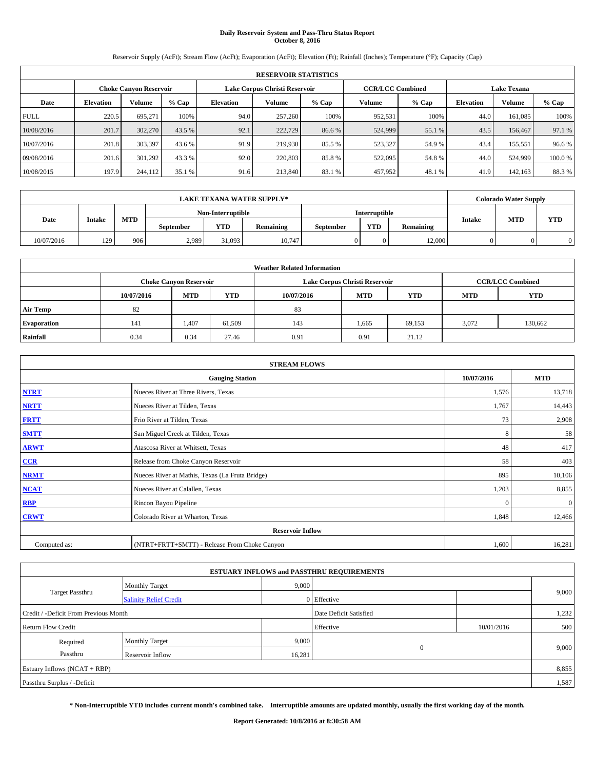# Daily Reservoir System and Pass-Thru Status Report
## October 8, 2016

Reservoir Supply (AcFt); Stream Flow (AcFt); Evaporation (AcFt); Elevation (Ft); Rainfall (Inches); Temperature (°F); Capacity (Cap)

| RESERVOIR STATISTICS | | | | | | | | | | | |
|---|---|---|---|---|---|---|---|---|---|---|---|
| | Choke Canyon Reservoir | | | Lake Corpus Christi Reservoir | | | CCR/LCC Combined | | Lake Texana | | |
| Date | Elevation | Volume | % Cap | Elevation | Volume | % Cap | Volume | % Cap | Elevation | Volume | % Cap |
| FULL | 220.5 | 695,271 | 100% | 94.0 | 257,260 | 100% | 952,531 | 100% | 44.0 | 161,085 | 100% |
| 10/08/2016 | 201.7 | 302,270 | 43.5 % | 92.1 | 222,729 | 86.6 % | 524,999 | 55.1 % | 43.5 | 156,467 | 97.1 % |
| 10/07/2016 | 201.8 | 303,397 | 43.6 % | 91.9 | 219,930 | 85.5 % | 523,327 | 54.9 % | 43.4 | 155,551 | 96.6 % |
| 09/08/2016 | 201.6 | 301,292 | 43.3 % | 92.0 | 220,803 | 85.8 % | 522,095 | 54.8 % | 44.0 | 524,999 | 100.0 % |
| 10/08/2015 | 197.9 | 244,112 | 35.1 % | 91.6 | 213,840 | 83.1 % | 457,952 | 48.1 % | 41.9 | 142,163 | 88.3 % |

| LAKE TEXANA WATER SUPPLY* | | | | | | | | | Colorado Water Supply | | |
|---|---|---|---|---|---|---|---|---|---|---|---|
| Date | Intake | MTD | Non-Interruptible | | | Interruptible | | | Intake | MTD | YTD |
| | | | September | YTD | Remaining | September | YTD | Remaining | | | |
| 10/07/2016 | 129 | 906 | 2,989 | 31,093 | 10,747 | 0 | 0 | 12,000 | 0 | 0 | 0 |

| Weather Related Information | | | | | | | | |
|---|---|---|---|---|---|---|---|---|
| | Choke Canyon Reservoir | | | Lake Corpus Christi Reservoir | | | CCR/LCC Combined | |
| | 10/07/2016 | MTD | YTD | 10/07/2016 | MTD | YTD | MTD | YTD |
| Air Temp | 82 | | | 83 | | | | |
| Evaporation | 141 | 1,407 | 61,509 | 143 | 1,665 | 69,153 | 3,072 | 130,662 |
| Rainfall | 0.34 | 0.34 | 27.46 | 0.91 | 0.91 | 21.12 | | |

| STREAM FLOWS | | | |
|---|---|---|---|
| | Gauging Station | 10/07/2016 | MTD |
| NTRT | Nueces River at Three Rivers, Texas | 1,576 | 13,718 |
| NRTT | Nueces River at Tilden, Texas | 1,767 | 14,443 |
| FRTT | Frio River at Tilden, Texas | 73 | 2,908 |
| SMTT | San Miguel Creek at Tilden, Texas | 8 | 58 |
| ARWT | Atascosa River at Whitsett, Texas | 48 | 417 |
| CCR | Release from Choke Canyon Reservoir | 58 | 403 |
| NRMT | Nueces River at Mathis, Texas (La Fruta Bridge) | 895 | 10,106 |
| NCAT | Nueces River at Calallen, Texas | 1,203 | 8,855 |
| RBP | Rincon Bayou Pipeline | 0 | 0 |
| CRWT | Colorado River at Wharton, Texas | 1,848 | 12,466 |
| | Reservoir Inflow | | |
| Computed as: | (NTRT+FRTT+SMTT) - Release From Choke Canyon | 1,600 | 16,281 |

| ESTUARY INFLOWS and PASSTHRU REQUIREMENTS | | | | | |
|---|---|---|---|---|---|
| Target Passthru | Monthly Target | 9,000 | | | 9,000 |
| | Salinity Relief Credit | 0 | Effective | | |
| Credit / -Deficit From Previous Month | | | Date Deficit Satisfied | | 1,232 |
| Return Flow Credit | | | Effective | 10/01/2016 | 500 |
| Required Passthru | Monthly Target | 9,000 | 0 | | 9,000 |
| | Reservoir Inflow | 16,281 | | | |
| Estuary Inflows (NCAT + RBP) | | | | | 8,855 |
| Passthru Surplus / -Deficit | | | | | 1,587 |

**\* Non-Interruptible YTD includes current month's combined take. Interruptible amounts are updated monthly, usually the first working day of the month.**

**Report Generated: 10/8/2016 at 8:30:58 AM**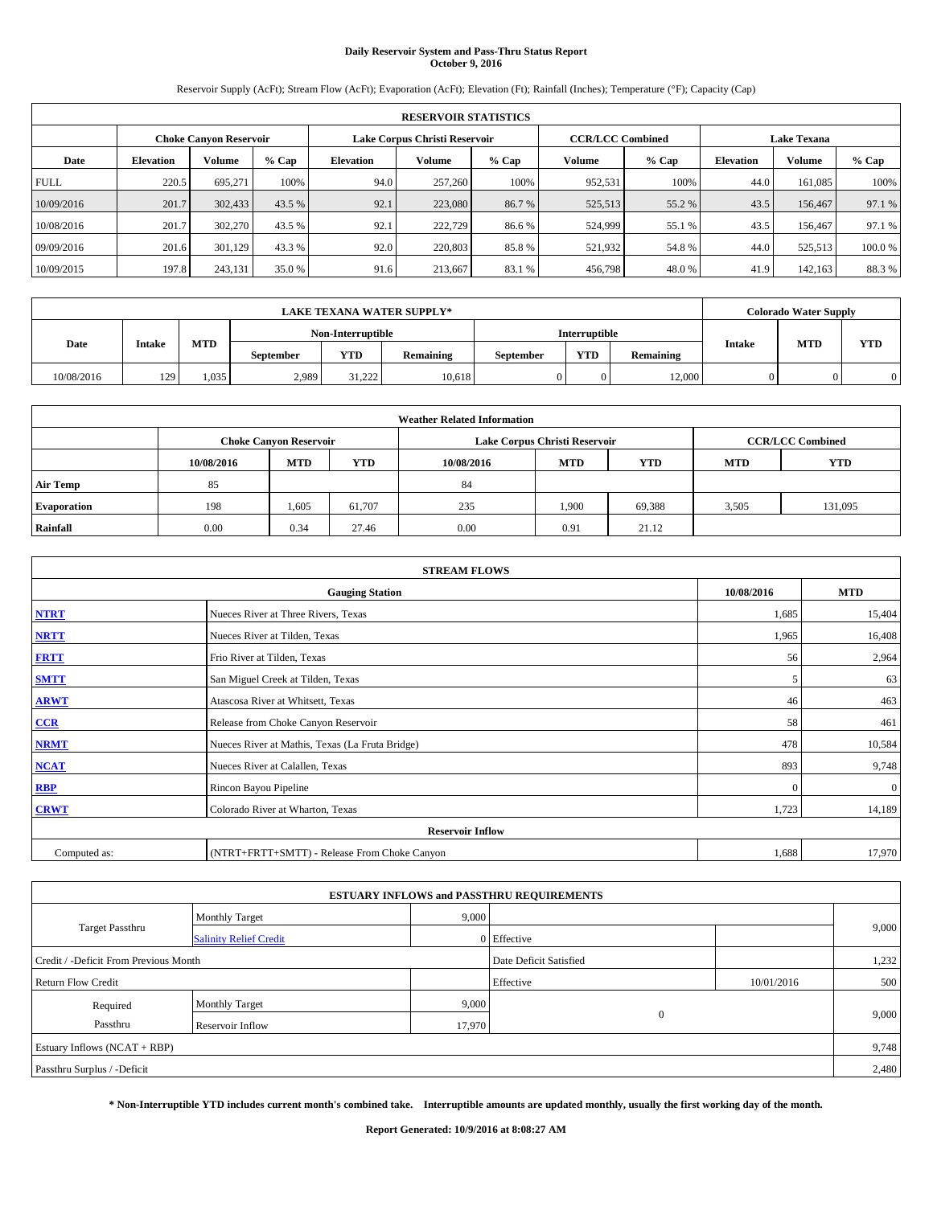**Daily Reservoir System and Pass-Thru Status Report**
**October 9, 2016**

Reservoir Supply (AcFt); Stream Flow (AcFt); Evaporation (AcFt); Elevation (Ft); Rainfall (Inches); Temperature (°F); Capacity (Cap)

| RESERVOIR STATISTICS | | | | | | | | | | | |
|---|---|---|---|---|---|---|---|---|---|---|---|
| | Choke Canyon Reservoir | | | Lake Corpus Christi Reservoir | | | CCR/LCC Combined | | Lake Texana | | |
| Date | Elevation | Volume | % Cap | Elevation | Volume | % Cap | Volume | % Cap | Elevation | Volume | % Cap |
| FULL | 220.5 | 695,271 | 100% | 94.0 | 257,260 | 100% | 952,531 | 100% | 44.0 | 161,085 | 100% |
| 10/09/2016 | 201.7 | 302,433 | 43.5 % | 92.1 | 223,080 | 86.7 % | 525,513 | 55.2 % | 43.5 | 156,467 | 97.1 % |
| 10/08/2016 | 201.7 | 302,270 | 43.5 % | 92.1 | 222,729 | 86.6 % | 524,999 | 55.1 % | 43.5 | 156,467 | 97.1 % |
| 09/09/2016 | 201.6 | 301,129 | 43.3 % | 92.0 | 220,803 | 85.8 % | 521,932 | 54.8 % | 44.0 | 525,513 | 100.0 % |
| 10/09/2015 | 197.8 | 243,131 | 35.0 % | 91.6 | 213,667 | 83.1 % | 456,798 | 48.0 % | 41.9 | 142,163 | 88.3 % |

| LAKE TEXANA WATER SUPPLY* | | | | | | | | | Colorado Water Supply | | |
|---|---|---|---|---|---|---|---|---|---|---|---|
| Date | Intake | MTD | Non-Interruptible | | | Interruptible | | | Intake | MTD | YTD |
| | | | September | YTD | Remaining | September | YTD | Remaining | | | |
| 10/08/2016 | 129 | 1,035 | 2,989 | 31,222 | 10,618 | 0 | 0 | 12,000 | 0 | 0 | 0 |

| Weather Related Information | | | | | | | | |
|---|---|---|---|---|---|---|---|---|
| | Choke Canyon Reservoir | | | Lake Corpus Christi Reservoir | | | CCR/LCC Combined | |
| | 10/08/2016 | MTD | YTD | 10/08/2016 | MTD | YTD | MTD | YTD |
| Air Temp | 85 | | | 84 | | | | |
| Evaporation | 198 | 1,605 | 61,707 | 235 | 1,900 | 69,388 | 3,505 | 131,095 |
| Rainfall | 0.00 | 0.34 | 27.46 | 0.00 | 0.91 | 21.12 | | |

| STREAM FLOWS | | | |
|---|---|---|---|
| Gauging Station | | 10/08/2016 | MTD |
| NTRT | Nueces River at Three Rivers, Texas | 1,685 | 15,404 |
| NRTT | Nueces River at Tilden, Texas | 1,965 | 16,408 |
| FRTT | Frio River at Tilden, Texas | 56 | 2,964 |
| SMTT | San Miguel Creek at Tilden, Texas | 5 | 63 |
| ARWT | Atascosa River at Whitsett, Texas | 46 | 463 |
| CCR | Release from Choke Canyon Reservoir | 58 | 461 |
| NRMT | Nueces River at Mathis, Texas (La Fruta Bridge) | 478 | 10,584 |
| NCAT | Nueces River at Calallen, Texas | 893 | 9,748 |
| RBP | Rincon Bayou Pipeline | 0 | 0 |
| CRWT | Colorado River at Wharton, Texas | 1,723 | 14,189 |
| Reservoir Inflow | | | |
| Computed as: | (NTRT+FRTT+SMTT) - Release From Choke Canyon | 1,688 | 17,970 |

| ESTUARY INFLOWS and PASSTHRU REQUIREMENTS | | | | | |
|---|---|---|---|---|---|
| Target Passthru | Monthly Target | 9,000 | | | 9,000 |
| | Salinity Relief Credit | 0 | Effective | | |
| Credit / -Deficit From Previous Month | | | Date Deficit Satisfied | | 1,232 |
| Return Flow Credit | | | Effective | 10/01/2016 | 500 |
| Required Passthru | Monthly Target | 9,000 | 0 | | 9,000 |
| | Reservoir Inflow | 17,970 | | | |
| Estuary Inflows (NCAT + RBP) | | | | | 9,748 |
| Passthru Surplus / -Deficit | | | | | 2,480 |

**\* Non-Interruptible YTD includes current month's combined take. Interruptible amounts are updated monthly, usually the first working day of the month.**

**Report Generated: 10/9/2016 at 8:08:27 AM**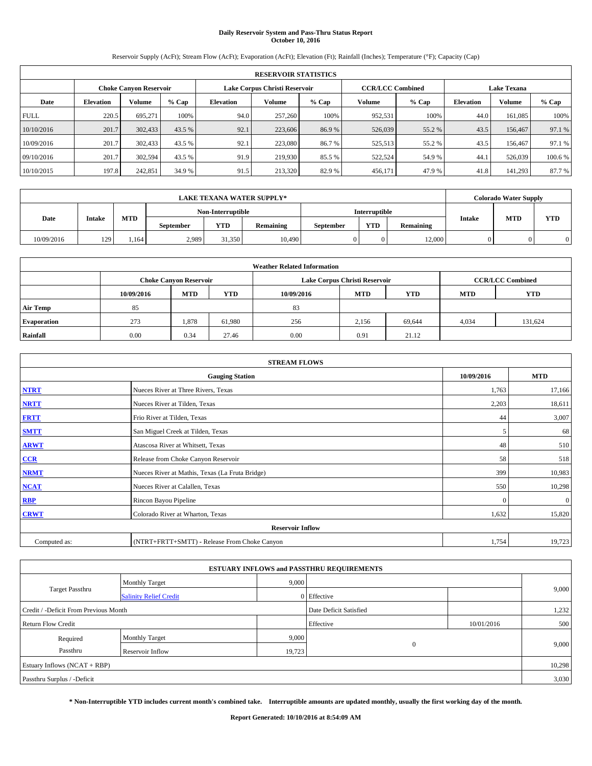# Daily Reservoir System and Pass-Thru Status Report
## October 10, 2016

Reservoir Supply (AcFt); Stream Flow (AcFt); Evaporation (AcFt); Elevation (Ft); Rainfall (Inches); Temperature (°F); Capacity (Cap)

| RESERVOIR STATISTICS | | | | | | | | | | | |
|---|---|---|---|---|---|---|---|---|---|---|---|
| | Choke Canyon Reservoir | | | Lake Corpus Christi Reservoir | | | CCR/LCC Combined | | Lake Texana | | |
| Date | Elevation | Volume | % Cap | Elevation | Volume | % Cap | Volume | % Cap | Elevation | Volume | % Cap |
| FULL | 220.5 | 695,271 | 100% | 94.0 | 257,260 | 100% | 952,531 | 100% | 44.0 | 161,085 | 100% |
| 10/10/2016 | 201.7 | 302,433 | 43.5 % | 92.1 | 223,606 | 86.9 % | 526,039 | 55.2 % | 43.5 | 156,467 | 97.1 % |
| 10/09/2016 | 201.7 | 302,433 | 43.5 % | 92.1 | 223,080 | 86.7 % | 525,513 | 55.2 % | 43.5 | 156,467 | 97.1 % |
| 09/10/2016 | 201.7 | 302,594 | 43.5 % | 91.9 | 219,930 | 85.5 % | 522,524 | 54.9 % | 44.1 | 526,039 | 100.6 % |
| 10/10/2015 | 197.8 | 242,851 | 34.9 % | 91.5 | 213,320 | 82.9 % | 456,171 | 47.9 % | 41.8 | 141,293 | 87.7 % |

| LAKE TEXANA WATER SUPPLY* | | | | | | | | | Colorado Water Supply | | |
|---|---|---|---|---|---|---|---|---|---|---|---|
| Date | Intake | MTD | Non-Interruptible | | | Interruptible | | | Intake | MTD | YTD |
| | | | September | YTD | Remaining | September | YTD | Remaining | | | |
| 10/09/2016 | 129 | 1,164 | 2,989 | 31,350 | 10,490 | 0 | 0 | 12,000 | 0 | 0 | 0 |

| Weather Related Information | | | | | | | | |
|---|---|---|---|---|---|---|---|---|
| | Choke Canyon Reservoir | | | Lake Corpus Christi Reservoir | | | CCR/LCC Combined | |
| | 10/09/2016 | MTD | YTD | 10/09/2016 | MTD | YTD | MTD | YTD |
| Air Temp | 85 | | | 83 | | | | |
| Evaporation | 273 | 1,878 | 61,980 | 256 | 2,156 | 69,644 | 4,034 | 131,624 |
| Rainfall | 0.00 | 0.34 | 27.46 | 0.00 | 0.91 | 21.12 | | |

| STREAM FLOWS | | | |
|---|---|---|---|
| | Gauging Station | 10/09/2016 | MTD |
| NTRT | Nueces River at Three Rivers, Texas | 1,763 | 17,166 |
| NRTT | Nueces River at Tilden, Texas | 2,203 | 18,611 |
| FRTT | Frio River at Tilden, Texas | 44 | 3,007 |
| SMTT | San Miguel Creek at Tilden, Texas | 5 | 68 |
| ARWT | Atascosa River at Whitsett, Texas | 48 | 510 |
| CCR | Release from Choke Canyon Reservoir | 58 | 518 |
| NRMT | Nueces River at Mathis, Texas (La Fruta Bridge) | 399 | 10,983 |
| NCAT | Nueces River at Calallen, Texas | 550 | 10,298 |
| RBP | Rincon Bayou Pipeline | 0 | 0 |
| CRWT | Colorado River at Wharton, Texas | 1,632 | 15,820 |
| Reservoir Inflow | | | |
| Computed as: | (NTRT+FRTT+SMTT) - Release From Choke Canyon | 1,754 | 19,723 |

| ESTUARY INFLOWS and PASSTHRU REQUIREMENTS | | | | | |
|---|---|---|---|---|---|
| Target Passthru | Monthly Target | 9,000 | | | 9,000 |
| | Salinity Relief Credit | 0 | Effective | | |
| Credit / -Deficit From Previous Month | | | Date Deficit Satisfied | | 1,232 |
| Return Flow Credit | | | Effective | 10/01/2016 | 500 |
| Required Passthru | Monthly Target | 9,000 | 0 | | 9,000 |
| | Reservoir Inflow | 19,723 | | | |
| Estuary Inflows (NCAT + RBP) | | | | | 10,298 |
| Passthru Surplus / -Deficit | | | | | 3,030 |

**\* Non-Interruptible YTD includes current month's combined take. Interruptible amounts are updated monthly, usually the first working day of the month.**

**Report Generated: 10/10/2016 at 8:54:09 AM**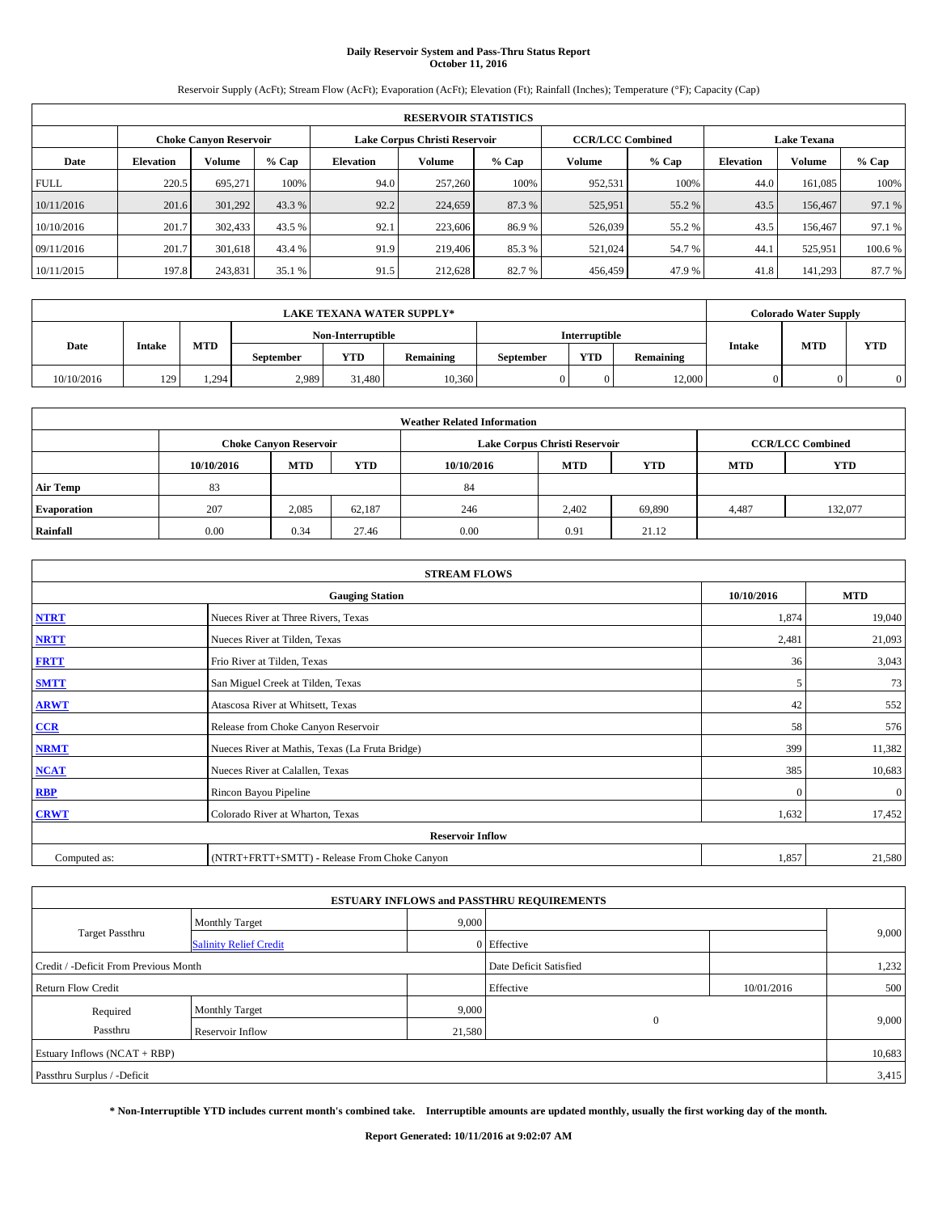# Daily Reservoir System and Pass-Thru Status Report
## October 11, 2016

Reservoir Supply (AcFt); Stream Flow (AcFt); Evaporation (AcFt); Elevation (Ft); Rainfall (Inches); Temperature (°F); Capacity (Cap)

| RESERVOIR STATISTICS | | | | | | | | | | | |
|---|---|---|---|---|---|---|---|---|---|---|---|
| | Choke Canyon Reservoir | | | Lake Corpus Christi Reservoir | | | CCR/LCC Combined | | Lake Texana | | |
| Date | Elevation | Volume | % Cap | Elevation | Volume | % Cap | Volume | % Cap | Elevation | Volume | % Cap |
| FULL | 220.5 | 695,271 | 100% | 94.0 | 257,260 | 100% | 952,531 | 100% | 44.0 | 161,085 | 100% |
| 10/11/2016 | 201.6 | 301,292 | 43.3 % | 92.2 | 224,659 | 87.3 % | 525,951 | 55.2 % | 43.5 | 156,467 | 97.1 % |
| 10/10/2016 | 201.7 | 302,433 | 43.5 % | 92.1 | 223,606 | 86.9 % | 526,039 | 55.2 % | 43.5 | 156,467 | 97.1 % |
| 09/11/2016 | 201.7 | 301,618 | 43.4 % | 91.9 | 219,406 | 85.3 % | 521,024 | 54.7 % | 44.1 | 525,951 | 100.6 % |
| 10/11/2015 | 197.8 | 243,831 | 35.1 % | 91.5 | 212,628 | 82.7 % | 456,459 | 47.9 % | 41.8 | 141,293 | 87.7 % |

| LAKE TEXANA WATER SUPPLY* | | | | | | | | | Colorado Water Supply | | |
|---|---|---|---|---|---|---|---|---|---|---|---|
| Date | Intake | MTD | Non-Interruptible | | | Interruptible | | | Intake | MTD | YTD |
| | | | September | YTD | Remaining | September | YTD | Remaining | | | |
| 10/10/2016 | 129 | 1,294 | 2,989 | 31,480 | 10,360 | 0 | 0 | 12,000 | 0 | 0 | 0 |

| Weather Related Information | | | | | | | | |
|---|---|---|---|---|---|---|---|---|
| | Choke Canyon Reservoir | | | Lake Corpus Christi Reservoir | | | CCR/LCC Combined | |
| | 10/10/2016 | MTD | YTD | 10/10/2016 | MTD | YTD | MTD | YTD |
| Air Temp | 83 | | | 84 | | | | |
| Evaporation | 207 | 2,085 | 62,187 | 246 | 2,402 | 69,890 | 4,487 | 132,077 |
| Rainfall | 0.00 | 0.34 | 27.46 | 0.00 | 0.91 | 21.12 | | |

| STREAM FLOWS | | | |
|---|---|---|---|
| Gauging Station | | 10/10/2016 | MTD |
| NTRT | Nueces River at Three Rivers, Texas | 1,874 | 19,040 |
| NRTT | Nueces River at Tilden, Texas | 2,481 | 21,093 |
| FRTT | Frio River at Tilden, Texas | 36 | 3,043 |
| SMTT | San Miguel Creek at Tilden, Texas | 5 | 73 |
| ARWT | Atascosa River at Whitsett, Texas | 42 | 552 |
| CCR | Release from Choke Canyon Reservoir | 58 | 576 |
| NRMT | Nueces River at Mathis, Texas (La Fruta Bridge) | 399 | 11,382 |
| NCAT | Nueces River at Calallen, Texas | 385 | 10,683 |
| RBP | Rincon Bayou Pipeline | 0 | 0 |
| CRWT | Colorado River at Wharton, Texas | 1,632 | 17,452 |
| Reservoir Inflow | | | |
| Computed as: | (NTRT+FRTT+SMTT) - Release From Choke Canyon | 1,857 | 21,580 |

| ESTUARY INFLOWS and PASSTHRU REQUIREMENTS | | | | | |
|---|---|---|---|---|---|
| Target Passthru | Monthly Target | 9,000 | | | 9,000 |
| | Salinity Relief Credit | 0 | Effective | | |
| Credit / -Deficit From Previous Month | | | Date Deficit Satisfied | | 1,232 |
| Return Flow Credit | | | Effective | 10/01/2016 | 500 |
| Required Passthru | Monthly Target | 9,000 | 0 | | 9,000 |
| | Reservoir Inflow | 21,580 | | | |
| Estuary Inflows (NCAT + RBP) | | | | | 10,683 |
| Passthru Surplus / -Deficit | | | | | 3,415 |

**\* Non-Interruptible YTD includes current month's combined take. Interruptible amounts are updated monthly, usually the first working day of the month.**

**Report Generated: 10/11/2016 at 9:02:07 AM**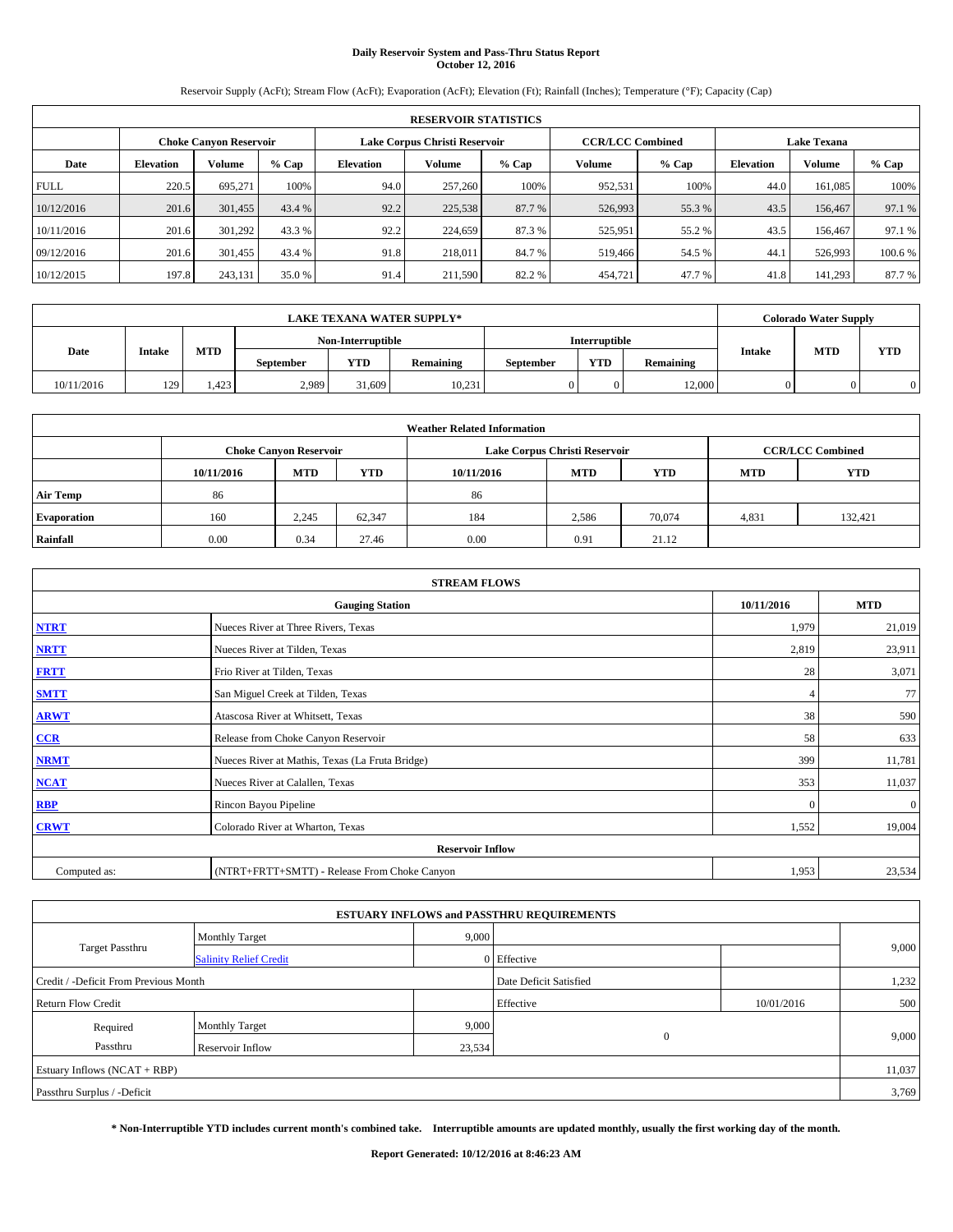# Daily Reservoir System and Pass-Thru Status Report
## October 12, 2016

Reservoir Supply (AcFt); Stream Flow (AcFt); Evaporation (AcFt); Elevation (Ft); Rainfall (Inches); Temperature (°F); Capacity (Cap)

| RESERVOIR STATISTICS | | | | | | | | | | | |
|---|---|---|---|---|---|---|---|---|---|---|---|
| | Choke Canyon Reservoir | | | Lake Corpus Christi Reservoir | | | CCR/LCC Combined | | Lake Texana | | |
| Date | Elevation | Volume | % Cap | Elevation | Volume | % Cap | Volume | % Cap | Elevation | Volume | % Cap |
| FULL | 220.5 | 695,271 | 100% | 94.0 | 257,260 | 100% | 952,531 | 100% | 44.0 | 161,085 | 100% |
| 10/12/2016 | 201.6 | 301,455 | 43.4 % | 92.2 | 225,538 | 87.7 % | 526,993 | 55.3 % | 43.5 | 156,467 | 97.1 % |
| 10/11/2016 | 201.6 | 301,292 | 43.3 % | 92.2 | 224,659 | 87.3 % | 525,951 | 55.2 % | 43.5 | 156,467 | 97.1 % |
| 09/12/2016 | 201.6 | 301,455 | 43.4 % | 91.8 | 218,011 | 84.7 % | 519,466 | 54.5 % | 44.1 | 526,993 | 100.6 % |
| 10/12/2015 | 197.8 | 243,131 | 35.0 % | 91.4 | 211,590 | 82.2 % | 454,721 | 47.7 % | 41.8 | 141,293 | 87.7 % |

| LAKE TEXANA WATER SUPPLY* | | | | | | | | | Colorado Water Supply | | |
|---|---|---|---|---|---|---|---|---|---|---|---|
| Date | Intake | MTD | Non-Interruptible | | | Interruptible | | | Intake | MTD | YTD |
| | | | September | YTD | Remaining | September | YTD | Remaining | | | |
| 10/11/2016 | 129 | 1,423 | 2,989 | 31,609 | 10,231 | 0 | 0 | 12,000 | 0 | 0 | 0 |

| Weather Related Information | | | | | | | | |
|---|---|---|---|---|---|---|---|---|
| | Choke Canyon Reservoir | | | Lake Corpus Christi Reservoir | | | CCR/LCC Combined | |
| | 10/11/2016 | MTD | YTD | 10/11/2016 | MTD | YTD | MTD | YTD |
| Air Temp | 86 | | | 86 | | | | |
| Evaporation | 160 | 2,245 | 62,347 | 184 | 2,586 | 70,074 | 4,831 | 132,421 |
| Rainfall | 0.00 | 0.34 | 27.46 | 0.00 | 0.91 | 21.12 | | |

| STREAM FLOWS | | | |
|---|---|---|---|
| Gauging Station | | 10/11/2016 | MTD |
| NTRT | Nueces River at Three Rivers, Texas | 1,979 | 21,019 |
| NRTT | Nueces River at Tilden, Texas | 2,819 | 23,911 |
| FRTT | Frio River at Tilden, Texas | 28 | 3,071 |
| SMTT | San Miguel Creek at Tilden, Texas | 4 | 77 |
| ARWT | Atascosa River at Whitsett, Texas | 38 | 590 |
| CCR | Release from Choke Canyon Reservoir | 58 | 633 |
| NRMT | Nueces River at Mathis, Texas (La Fruta Bridge) | 399 | 11,781 |
| NCAT | Nueces River at Calallen, Texas | 353 | 11,037 |
| RBP | Rincon Bayou Pipeline | 0 | 0 |
| CRWT | Colorado River at Wharton, Texas | 1,552 | 19,004 |
| Reservoir Inflow | | | |
| Computed as: | (NTRT+FRTT+SMTT) - Release From Choke Canyon | 1,953 | 23,534 |

| ESTUARY INFLOWS and PASSTHRU REQUIREMENTS | | | | | |
|---|---|---|---|---|---|
| Target Passthru | Monthly Target | 9,000 | | | 9,000 |
| | Salinity Relief Credit | 0 | Effective | | |
| Credit / -Deficit From Previous Month | | | Date Deficit Satisfied | | 1,232 |
| Return Flow Credit | | | Effective | 10/01/2016 | 500 |
| Required Passthru | Monthly Target | 9,000 | 0 | | 9,000 |
| | Reservoir Inflow | 23,534 | | | |
| Estuary Inflows (NCAT + RBP) | | | | | 11,037 |
| Passthru Surplus / -Deficit | | | | | 3,769 |

**\* Non-Interruptible YTD includes current month's combined take. Interruptible amounts are updated monthly, usually the first working day of the month.**

**Report Generated: 10/12/2016 at 8:46:23 AM**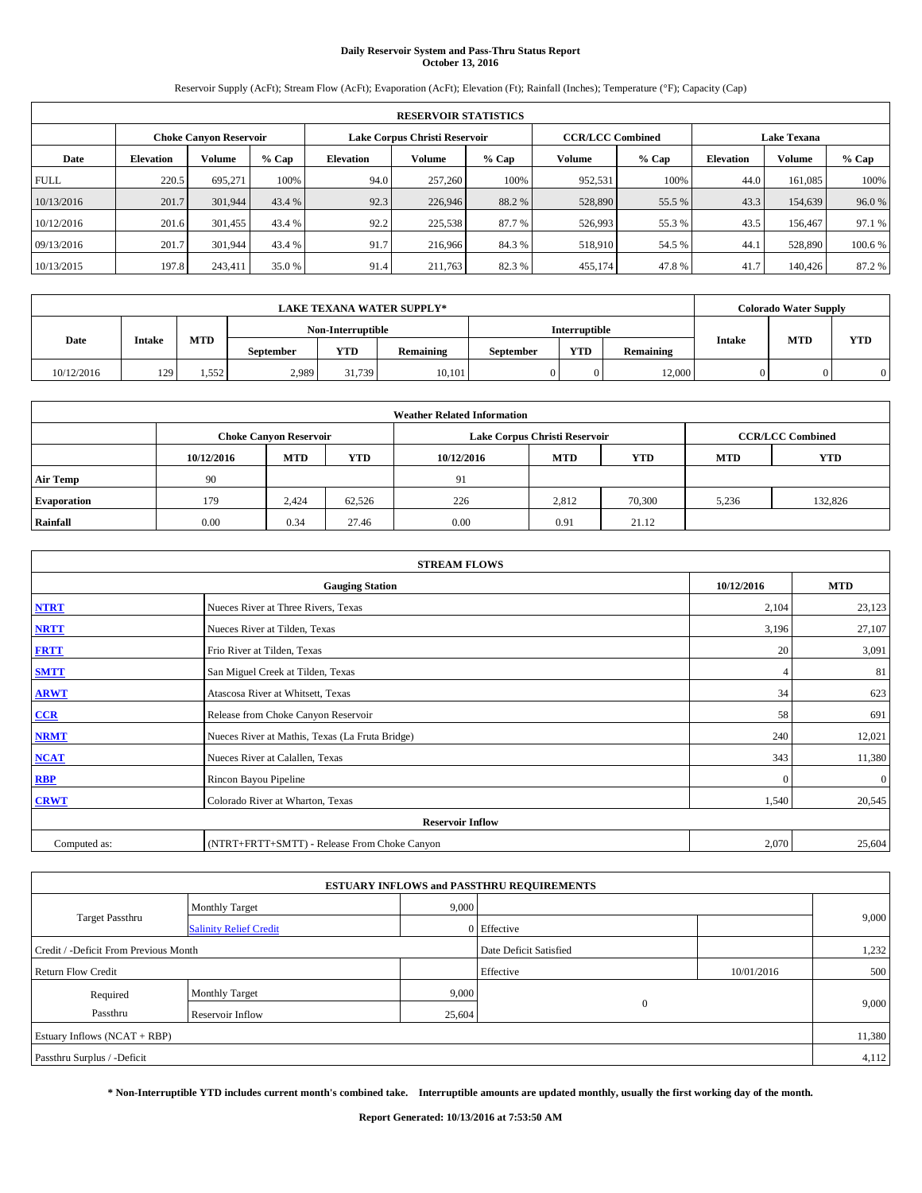# Daily Reservoir System and Pass-Thru Status Report
## October 13, 2016

Reservoir Supply (AcFt); Stream Flow (AcFt); Evaporation (AcFt); Elevation (Ft); Rainfall (Inches); Temperature (°F); Capacity (Cap)

| RESERVOIR STATISTICS | | | | | | | | | | | |
|---|---|---|---|---|---|---|---|---|---|---|---|
| | Choke Canyon Reservoir | | | Lake Corpus Christi Reservoir | | | CCR/LCC Combined | | Lake Texana | | |
| Date | Elevation | Volume | % Cap | Elevation | Volume | % Cap | Volume | % Cap | Elevation | Volume | % Cap |
| FULL | 220.5 | 695,271 | 100% | 94.0 | 257,260 | 100% | 952,531 | 100% | 44.0 | 161,085 | 100% |
| 10/13/2016 | 201.7 | 301,944 | 43.4 % | 92.3 | 226,946 | 88.2 % | 528,890 | 55.5 % | 43.3 | 154,639 | 96.0 % |
| 10/12/2016 | 201.6 | 301,455 | 43.4 % | 92.2 | 225,538 | 87.7 % | 526,993 | 55.3 % | 43.5 | 156,467 | 97.1 % |
| 09/13/2016 | 201.7 | 301,944 | 43.4 % | 91.7 | 216,966 | 84.3 % | 518,910 | 54.5 % | 44.1 | 528,890 | 100.6 % |
| 10/13/2015 | 197.8 | 243,411 | 35.0 % | 91.4 | 211,763 | 82.3 % | 455,174 | 47.8 % | 41.7 | 140,426 | 87.2 % |

| LAKE TEXANA WATER SUPPLY* | | | | | | | | | Colorado Water Supply | | |
|---|---|---|---|---|---|---|---|---|---|---|---|
| | | | Non-Interruptible | | | Interruptible | | | | | |
| Date | Intake | MTD | September | YTD | Remaining | September | YTD | Remaining | Intake | MTD | YTD |
| 10/12/2016 | 129 | 1,552 | 2,989 | 31,739 | 10,101 | 0 | 0 | 12,000 | 0 | 0 | 0 |

| Weather Related Information | | | | | | | | |
|---|---|---|---|---|---|---|---|---|
| | Choke Canyon Reservoir | | | Lake Corpus Christi Reservoir | | | CCR/LCC Combined | |
| | 10/12/2016 | MTD | YTD | 10/12/2016 | MTD | YTD | MTD | YTD |
| Air Temp | 90 | | | 91 | | | | |
| Evaporation | 179 | 2,424 | 62,526 | 226 | 2,812 | 70,300 | 5,236 | 132,826 |
| Rainfall | 0.00 | 0.34 | 27.46 | 0.00 | 0.91 | 21.12 | | |

| STREAM FLOWS | | | |
|---|---|---|---|
| Gauging Station | | 10/12/2016 | MTD |
| NTRT | Nueces River at Three Rivers, Texas | 2,104 | 23,123 |
| NRTT | Nueces River at Tilden, Texas | 3,196 | 27,107 |
| FRTT | Frio River at Tilden, Texas | 20 | 3,091 |
| SMTT | San Miguel Creek at Tilden, Texas | 4 | 81 |
| ARWT | Atascosa River at Whitsett, Texas | 34 | 623 |
| CCR | Release from Choke Canyon Reservoir | 58 | 691 |
| NRMT | Nueces River at Mathis, Texas (La Fruta Bridge) | 240 | 12,021 |
| NCAT | Nueces River at Calallen, Texas | 343 | 11,380 |
| RBP | Rincon Bayou Pipeline | 0 | 0 |
| CRWT | Colorado River at Wharton, Texas | 1,540 | 20,545 |
| Reservoir Inflow | | | |
| Computed as: | (NTRT+FRTT+SMTT) - Release From Choke Canyon | 2,070 | 25,604 |

| ESTUARY INFLOWS and PASSTHRU REQUIREMENTS | | | | | |
|---|---|---|---|---|---|
| Target Passthru | Monthly Target | 9,000 | | | 9,000 |
| | Salinity Relief Credit | 0 | Effective | | |
| Credit / -Deficit From Previous Month | | | Date Deficit Satisfied | | 1,232 |
| Return Flow Credit | | | Effective | 10/01/2016 | 500 |
| Required Passthru | Monthly Target | 9,000 | 0 | | 9,000 |
| | Reservoir Inflow | 25,604 | | | |
| Estuary Inflows (NCAT + RBP) | | | | | 11,380 |
| Passthru Surplus / -Deficit | | | | | 4,112 |

**\* Non-Interruptible YTD includes current month's combined take. Interruptible amounts are updated monthly, usually the first working day of the month.**

**Report Generated: 10/13/2016 at 7:53:50 AM**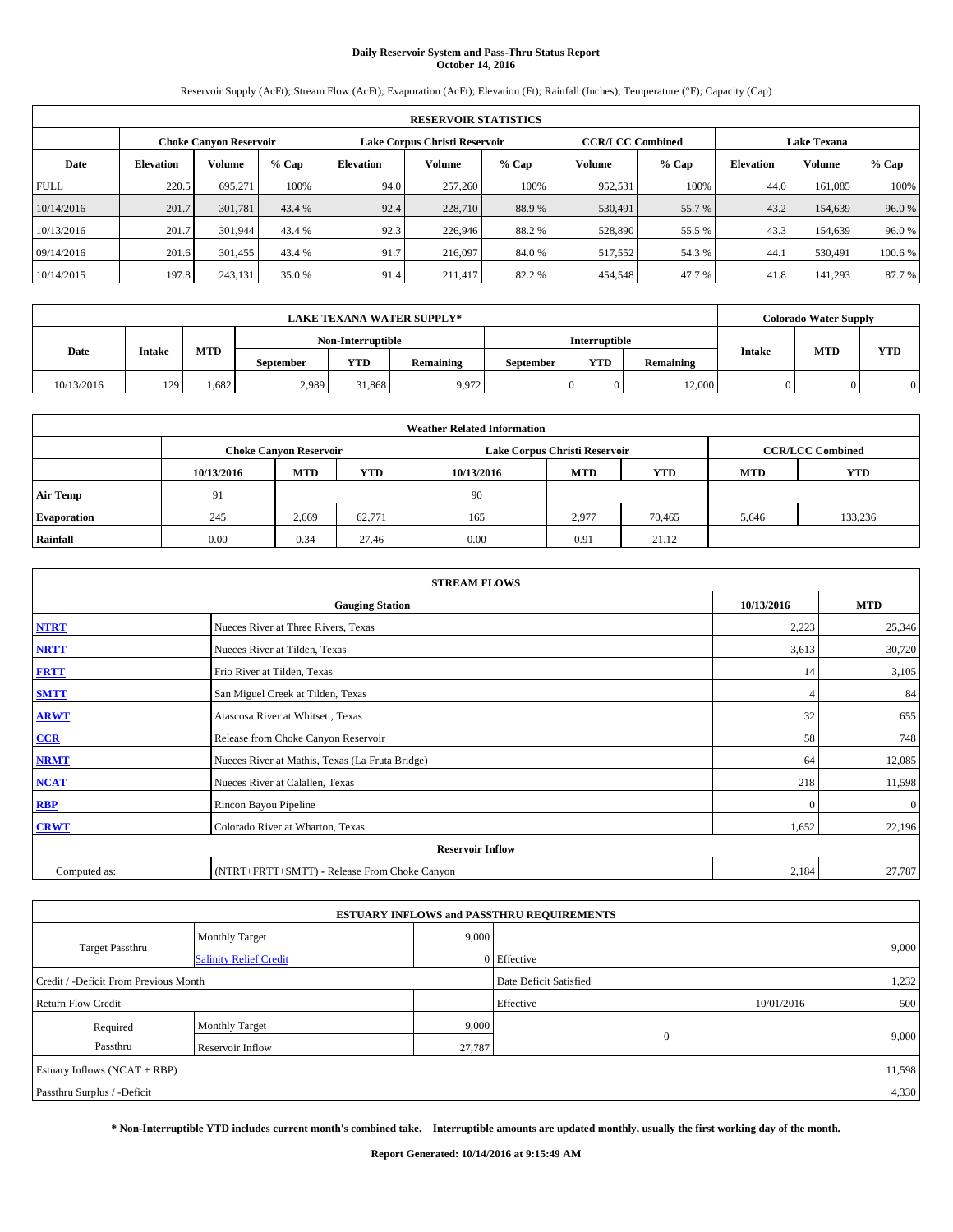# Daily Reservoir System and Pass-Thru Status Report
## October 14, 2016

Reservoir Supply (AcFt); Stream Flow (AcFt); Evaporation (AcFt); Elevation (Ft); Rainfall (Inches); Temperature (°F); Capacity (Cap)

| RESERVOIR STATISTICS | | | | | | | | | | | |
|---|---|---|---|---|---|---|---|---|---|---|---|
| | Choke Canyon Reservoir | | | Lake Corpus Christi Reservoir | | | CCR/LCC Combined | | Lake Texana | | |
| Date | Elevation | Volume | % Cap | Elevation | Volume | % Cap | Volume | % Cap | Elevation | Volume | % Cap |
| FULL | 220.5 | 695,271 | 100% | 94.0 | 257,260 | 100% | 952,531 | 100% | 44.0 | 161,085 | 100% |
| 10/14/2016 | 201.7 | 301,781 | 43.4 % | 92.4 | 228,710 | 88.9 % | 530,491 | 55.7 % | 43.2 | 154,639 | 96.0 % |
| 10/13/2016 | 201.7 | 301,944 | 43.4 % | 92.3 | 226,946 | 88.2 % | 528,890 | 55.5 % | 43.3 | 154,639 | 96.0 % |
| 09/14/2016 | 201.6 | 301,455 | 43.4 % | 91.7 | 216,097 | 84.0 % | 517,552 | 54.3 % | 44.1 | 530,491 | 100.6 % |
| 10/14/2015 | 197.8 | 243,131 | 35.0 % | 91.4 | 211,417 | 82.2 % | 454,548 | 47.7 % | 41.8 | 141,293 | 87.7 % |

| LAKE TEXANA WATER SUPPLY* | | | | | | | | | Colorado Water Supply | | |
|---|---|---|---|---|---|---|---|---|---|---|---|
| Date | Intake | MTD | Non-Interruptible | | | Interruptible | | | Intake | MTD | YTD |
| | | | September | YTD | Remaining | September | YTD | Remaining | | | |
| 10/13/2016 | 129 | 1,682 | 2,989 | 31,868 | 9,972 | 0 | 0 | 12,000 | 0 | 0 | 0 |

| Weather Related Information | | | | | | | | |
|---|---|---|---|---|---|---|---|---|
| | Choke Canyon Reservoir | | | Lake Corpus Christi Reservoir | | | CCR/LCC Combined | |
| | 10/13/2016 | MTD | YTD | 10/13/2016 | MTD | YTD | MTD | YTD |
| Air Temp | 91 | | | 90 | | | | |
| Evaporation | 245 | 2,669 | 62,771 | 165 | 2,977 | 70,465 | 5,646 | 133,236 |
| Rainfall | 0.00 | 0.34 | 27.46 | 0.00 | 0.91 | 21.12 | | |

| STREAM FLOWS | | | |
|---|---|---|---|
| Gauging Station | | 10/13/2016 | MTD |
| NTRT | Nueces River at Three Rivers, Texas | 2,223 | 25,346 |
| NRTT | Nueces River at Tilden, Texas | 3,613 | 30,720 |
| FRTT | Frio River at Tilden, Texas | 14 | 3,105 |
| SMTT | San Miguel Creek at Tilden, Texas | 4 | 84 |
| ARWT | Atascosa River at Whitsett, Texas | 32 | 655 |
| CCR | Release from Choke Canyon Reservoir | 58 | 748 |
| NRMT | Nueces River at Mathis, Texas (La Fruta Bridge) | 64 | 12,085 |
| NCAT | Nueces River at Calallen, Texas | 218 | 11,598 |
| RBP | Rincon Bayou Pipeline | 0 | 0 |
| CRWT | Colorado River at Wharton, Texas | 1,652 | 22,196 |
| Reservoir Inflow | | | |
| Computed as: | (NTRT+FRTT+SMTT) - Release From Choke Canyon | 2,184 | 27,787 |

| ESTUARY INFLOWS and PASSTHRU REQUIREMENTS | | | | | |
|---|---|---|---|---|---|
| Target Passthru | Monthly Target | 9,000 | | | 9,000 |
| | Salinity Relief Credit | 0 | Effective | | |
| Credit / -Deficit From Previous Month | | | Date Deficit Satisfied | | 1,232 |
| Return Flow Credit | | | Effective | 10/01/2016 | 500 |
| Required Passthru | Monthly Target | 9,000 | 0 | | 9,000 |
| | Reservoir Inflow | 27,787 | | | |
| Estuary Inflows (NCAT + RBP) | | | | | 11,598 |
| Passthru Surplus / -Deficit | | | | | 4,330 |

**\* Non-Interruptible YTD includes current month's combined take. Interruptible amounts are updated monthly, usually the first working day of the month.**

**Report Generated: 10/14/2016 at 9:15:49 AM**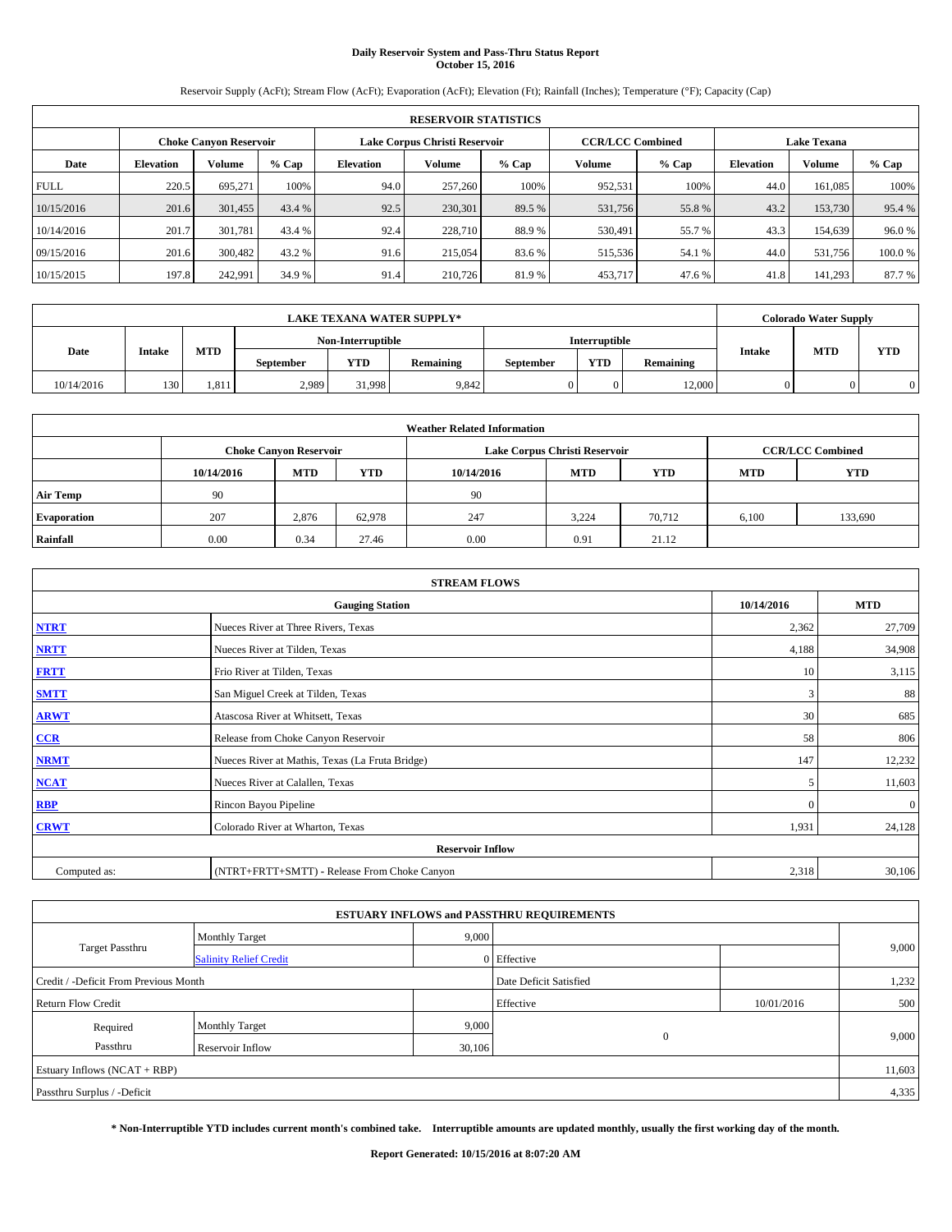# Daily Reservoir System and Pass-Thru Status Report
**October 15, 2016**

Reservoir Supply (AcFt); Stream Flow (AcFt); Evaporation (AcFt); Elevation (Ft); Rainfall (Inches); Temperature (°F); Capacity (Cap)

| RESERVOIR STATISTICS | | | | | | | | | | | |
|---|---|---|---|---|---|---|---|---|---|---|---|
| | Choke Canyon Reservoir | | | Lake Corpus Christi Reservoir | | | CCR/LCC Combined | | Lake Texana | | |
| Date | Elevation | Volume | % Cap | Elevation | Volume | % Cap | Volume | % Cap | Elevation | Volume | % Cap |
| FULL | 220.5 | 695,271 | 100% | 94.0 | 257,260 | 100% | 952,531 | 100% | 44.0 | 161,085 | 100% |
| 10/15/2016 | 201.6 | 301,455 | 43.4 % | 92.5 | 230,301 | 89.5 % | 531,756 | 55.8 % | 43.2 | 153,730 | 95.4 % |
| 10/14/2016 | 201.7 | 301,781 | 43.4 % | 92.4 | 228,710 | 88.9 % | 530,491 | 55.7 % | 43.3 | 154,639 | 96.0 % |
| 09/15/2016 | 201.6 | 300,482 | 43.2 % | 91.6 | 215,054 | 83.6 % | 515,536 | 54.1 % | 44.0 | 531,756 | 100.0 % |
| 10/15/2015 | 197.8 | 242,991 | 34.9 % | 91.4 | 210,726 | 81.9 % | 453,717 | 47.6 % | 41.8 | 141,293 | 87.7 % |

| LAKE TEXANA WATER SUPPLY* | | | | | | | | | Colorado Water Supply | | |
|---|---|---|---|---|---|---|---|---|---|---|---|
| Date | Intake | MTD | Non-Interruptible | | | Interruptible | | | Intake | MTD | YTD |
| | | | September | YTD | Remaining | September | YTD | Remaining | | | |
| 10/14/2016 | 130 | 1,811 | 2,989 | 31,998 | 9,842 | 0 | 0 | 12,000 | 0 | 0 | 0 |

| Weather Related Information | | | | | | | | |
|---|---|---|---|---|---|---|---|---|
| | Choke Canyon Reservoir | | | Lake Corpus Christi Reservoir | | | CCR/LCC Combined | |
| | 10/14/2016 | MTD | YTD | 10/14/2016 | MTD | YTD | MTD | YTD |
| Air Temp | 90 | | | 90 | | | | |
| Evaporation | 207 | 2,876 | 62,978 | 247 | 3,224 | 70,712 | 6,100 | 133,690 |
| Rainfall | 0.00 | 0.34 | 27.46 | 0.00 | 0.91 | 21.12 | | |

| STREAM FLOWS | | | |
|---|---|---|---|
| Gauging Station | | 10/14/2016 | MTD |
| NTRT | Nueces River at Three Rivers, Texas | 2,362 | 27,709 |
| NRTT | Nueces River at Tilden, Texas | 4,188 | 34,908 |
| FRTT | Frio River at Tilden, Texas | 10 | 3,115 |
| SMTT | San Miguel Creek at Tilden, Texas | 3 | 88 |
| ARWT | Atascosa River at Whitsett, Texas | 30 | 685 |
| CCR | Release from Choke Canyon Reservoir | 58 | 806 |
| NRMT | Nueces River at Mathis, Texas (La Fruta Bridge) | 147 | 12,232 |
| NCAT | Nueces River at Calallen, Texas | 5 | 11,603 |
| RBP | Rincon Bayou Pipeline | 0 | 0 |
| CRWT | Colorado River at Wharton, Texas | 1,931 | 24,128 |
| Reservoir Inflow | | | |
| Computed as: | (NTRT+FRTT+SMTT) - Release From Choke Canyon | 2,318 | 30,106 |

| ESTUARY INFLOWS and PASSTHRU REQUIREMENTS | | | | | |
|---|---|---|---|---|---|
| Target Passthru | Monthly Target | 9,000 | | | 9,000 |
| | Salinity Relief Credit | 0 | Effective | | |
| Credit / -Deficit From Previous Month | | | Date Deficit Satisfied | | 1,232 |
| Return Flow Credit | | | Effective | 10/01/2016 | 500 |
| Required Passthru | Monthly Target | 9,000 | 0 | | 9,000 |
| | Reservoir Inflow | 30,106 | | | |
| Estuary Inflows (NCAT + RBP) | | | | | 11,603 |
| Passthru Surplus / -Deficit | | | | | 4,335 |

**\* Non-Interruptible YTD includes current month's combined take. Interruptible amounts are updated monthly, usually the first working day of the month.**

**Report Generated: 10/15/2016 at 8:07:20 AM**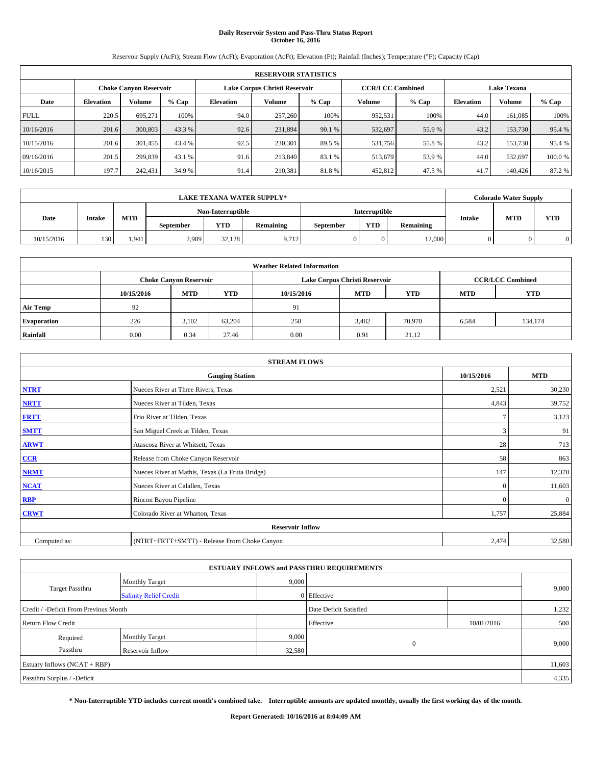# Daily Reservoir System and Pass-Thru Status Report
## October 16, 2016

Reservoir Supply (AcFt); Stream Flow (AcFt); Evaporation (AcFt); Elevation (Ft); Rainfall (Inches); Temperature (°F); Capacity (Cap)

| RESERVOIR STATISTICS | | | | | | | | | | | |
|---|---|---|---|---|---|---|---|---|---|---|---|
| | Choke Canyon Reservoir | | | Lake Corpus Christi Reservoir | | | CCR/LCC Combined | | Lake Texana | | |
| Date | Elevation | Volume | % Cap | Elevation | Volume | % Cap | Volume | % Cap | Elevation | Volume | % Cap |
| FULL | 220.5 | 695,271 | 100% | 94.0 | 257,260 | 100% | 952,531 | 100% | 44.0 | 161,085 | 100% |
| 10/16/2016 | 201.6 | 300,803 | 43.3 % | 92.6 | 231,894 | 90.1 % | 532,697 | 55.9 % | 43.2 | 153,730 | 95.4 % |
| 10/15/2016 | 201.6 | 301,455 | 43.4 % | 92.5 | 230,301 | 89.5 % | 531,756 | 55.8 % | 43.2 | 153,730 | 95.4 % |
| 09/16/2016 | 201.5 | 299,839 | 43.1 % | 91.6 | 213,840 | 83.1 % | 513,679 | 53.9 % | 44.0 | 532,697 | 100.0 % |
| 10/16/2015 | 197.7 | 242,431 | 34.9 % | 91.4 | 210,381 | 81.8 % | 452,812 | 47.5 % | 41.7 | 140,426 | 87.2 % |

| LAKE TEXANA WATER SUPPLY* | | | | | | | | | Colorado Water Supply | | |
|---|---|---|---|---|---|---|---|---|---|---|---|
| Date | Intake | MTD | Non-Interruptible | | | Interruptible | | | Intake | MTD | YTD |
| | | | September | YTD | Remaining | September | YTD | Remaining | | | |
| 10/15/2016 | 130 | 1,941 | 2,989 | 32,128 | 9,712 | 0 | 0 | 12,000 | 0 | 0 | 0 |

| Weather Related Information | | | | | | | | |
|---|---|---|---|---|---|---|---|---|
| | Choke Canyon Reservoir | | | Lake Corpus Christi Reservoir | | | CCR/LCC Combined | |
| | 10/15/2016 | MTD | YTD | 10/15/2016 | MTD | YTD | MTD | YTD |
| Air Temp | 92 | | | 91 | | | | |
| Evaporation | 226 | 3,102 | 63,204 | 258 | 3,482 | 70,970 | 6,584 | 134,174 |
| Rainfall | 0.00 | 0.34 | 27.46 | 0.00 | 0.91 | 21.12 | | |

| STREAM FLOWS | | | |
|---|---|---|---|
| | Gauging Station | 10/15/2016 | MTD |
| **NTRT** | Nueces River at Three Rivers, Texas | 2,521 | 30,230 |
| **NRTT** | Nueces River at Tilden, Texas | 4,843 | 39,752 |
| **FRTT** | Frio River at Tilden, Texas | 7 | 3,123 |
| **SMTT** | San Miguel Creek at Tilden, Texas | 3 | 91 |
| **ARWT** | Atascosa River at Whitsett, Texas | 28 | 713 |
| **CCR** | Release from Choke Canyon Reservoir | 58 | 863 |
| **NRMT** | Nueces River at Mathis, Texas (La Fruta Bridge) | 147 | 12,378 |
| **NCAT** | Nueces River at Calallen, Texas | 0 | 11,603 |
| **RBP** | Rincon Bayou Pipeline | 0 | 0 |
| **CRWT** | Colorado River at Wharton, Texas | 1,757 | 25,884 |
| | Reservoir Inflow | | |
| Computed as: | (NTRT+FRTT+SMTT) - Release From Choke Canyon | 2,474 | 32,580 |

| ESTUARY INFLOWS and PASSTHRU REQUIREMENTS | | | | | |
|---|---|---|---|---|---|
| Target Passthru | Monthly Target | 9,000 | | | 9,000 |
| | Salinity Relief Credit | 0 | Effective | | |
| Credit / -Deficit From Previous Month | | | Date Deficit Satisfied | | 1,232 |
| Return Flow Credit | | | Effective | 10/01/2016 | 500 |
| Required Passthru | Monthly Target | 9,000 | 0 | | 9,000 |
| | Reservoir Inflow | 32,580 | | | |
| Estuary Inflows (NCAT + RBP) | | | | | 11,603 |
| Passthru Surplus / -Deficit | | | | | 4,335 |

**\* Non-Interruptible YTD includes current month's combined take. Interruptible amounts are updated monthly, usually the first working day of the month.**

**Report Generated: 10/16/2016 at 8:04:09 AM**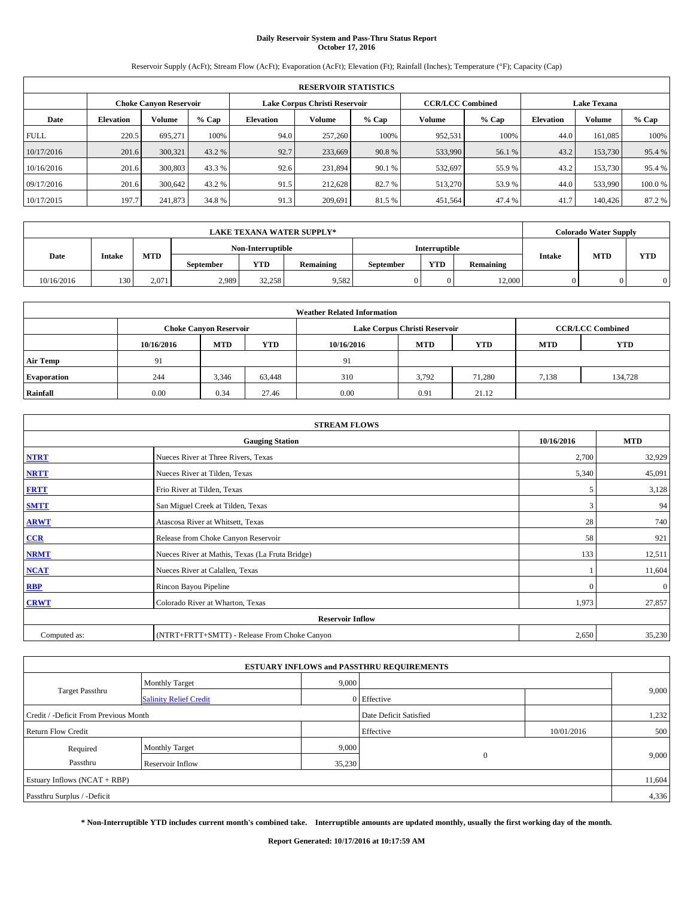# Daily Reservoir System and Pass-Thru Status Report
## October 17, 2016

Reservoir Supply (AcFt); Stream Flow (AcFt); Evaporation (AcFt); Elevation (Ft); Rainfall (Inches); Temperature (°F); Capacity (Cap)

| RESERVOIR STATISTICS | | | | | | | | | | | |
|---|---|---|---|---|---|---|---|---|---|---|---|
| | Choke Canyon Reservoir | | | Lake Corpus Christi Reservoir | | | CCR/LCC Combined | | Lake Texana | | |
| Date | Elevation | Volume | % Cap | Elevation | Volume | % Cap | Volume | % Cap | Elevation | Volume | % Cap |
| FULL | 220.5 | 695,271 | 100% | 94.0 | 257,260 | 100% | 952,531 | 100% | 44.0 | 161,085 | 100% |
| 10/17/2016 | 201.6 | 300,321 | 43.2 % | 92.7 | 233,669 | 90.8 % | 533,990 | 56.1 % | 43.2 | 153,730 | 95.4 % |
| 10/16/2016 | 201.6 | 300,803 | 43.3 % | 92.6 | 231,894 | 90.1 % | 532,697 | 55.9 % | 43.2 | 153,730 | 95.4 % |
| 09/17/2016 | 201.6 | 300,642 | 43.2 % | 91.5 | 212,628 | 82.7 % | 513,270 | 53.9 % | 44.0 | 533,990 | 100.0 % |
| 10/17/2015 | 197.7 | 241,873 | 34.8 % | 91.3 | 209,691 | 81.5 % | 451,564 | 47.4 % | 41.7 | 140,426 | 87.2 % |

| LAKE TEXANA WATER SUPPLY* | | | | | | | | | Colorado Water Supply | | |
|---|---|---|---|---|---|---|---|---|---|---|---|
| Date | Intake | MTD | Non-Interruptible | | | Interruptible | | | Intake | MTD | YTD |
| | | | September | YTD | Remaining | September | YTD | Remaining | | | |
| 10/16/2016 | 130 | 2,071 | 2,989 | 32,258 | 9,582 | 0 | 0 | 12,000 | 0 | 0 | 0 |

| Weather Related Information | | | | | | | | |
|---|---|---|---|---|---|---|---|---|
| | Choke Canyon Reservoir | | | Lake Corpus Christi Reservoir | | | CCR/LCC Combined | |
| | 10/16/2016 | MTD | YTD | 10/16/2016 | MTD | YTD | MTD | YTD |
| Air Temp | 91 | | | 91 | | | | |
| Evaporation | 244 | 3,346 | 63,448 | 310 | 3,792 | 71,280 | 7,138 | 134,728 |
| Rainfall | 0.00 | 0.34 | 27.46 | 0.00 | 0.91 | 21.12 | | |

| STREAM FLOWS | | | |
|---|---|---|---|
| | Gauging Station | 10/16/2016 | MTD |
| NTRT | Nueces River at Three Rivers, Texas | 2,700 | 32,929 |
| NRTT | Nueces River at Tilden, Texas | 5,340 | 45,091 |
| FRTT | Frio River at Tilden, Texas | 5 | 3,128 |
| SMTT | San Miguel Creek at Tilden, Texas | 3 | 94 |
| ARWT | Atascosa River at Whitsett, Texas | 28 | 740 |
| CCR | Release from Choke Canyon Reservoir | 58 | 921 |
| NRMT | Nueces River at Mathis, Texas (La Fruta Bridge) | 133 | 12,511 |
| NCAT | Nueces River at Calallen, Texas | 1 | 11,604 |
| RBP | Rincon Bayou Pipeline | 0 | 0 |
| CRWT | Colorado River at Wharton, Texas | 1,973 | 27,857 |
| Reservoir Inflow | | | |
| Computed as: | (NTRT+FRTT+SMTT) - Release From Choke Canyon | 2,650 | 35,230 |

| ESTUARY INFLOWS and PASSTHRU REQUIREMENTS | | | | | |
|---|---|---|---|---|---|
| Target Passthru | Monthly Target | 9,000 | | | 9,000 |
| | Salinity Relief Credit | 0 | Effective | | |
| Credit / -Deficit From Previous Month | | | Date Deficit Satisfied | | 1,232 |
| Return Flow Credit | | | Effective | 10/01/2016 | 500 |
| Required Passthru | Monthly Target | 9,000 | 0 | | 9,000 |
| | Reservoir Inflow | 35,230 | | | |
| Estuary Inflows (NCAT + RBP) | | | | | 11,604 |
| Passthru Surplus / -Deficit | | | | | 4,336 |

**\* Non-Interruptible YTD includes current month's combined take. Interruptible amounts are updated monthly, usually the first working day of the month.**

**Report Generated: 10/17/2016 at 10:17:59 AM**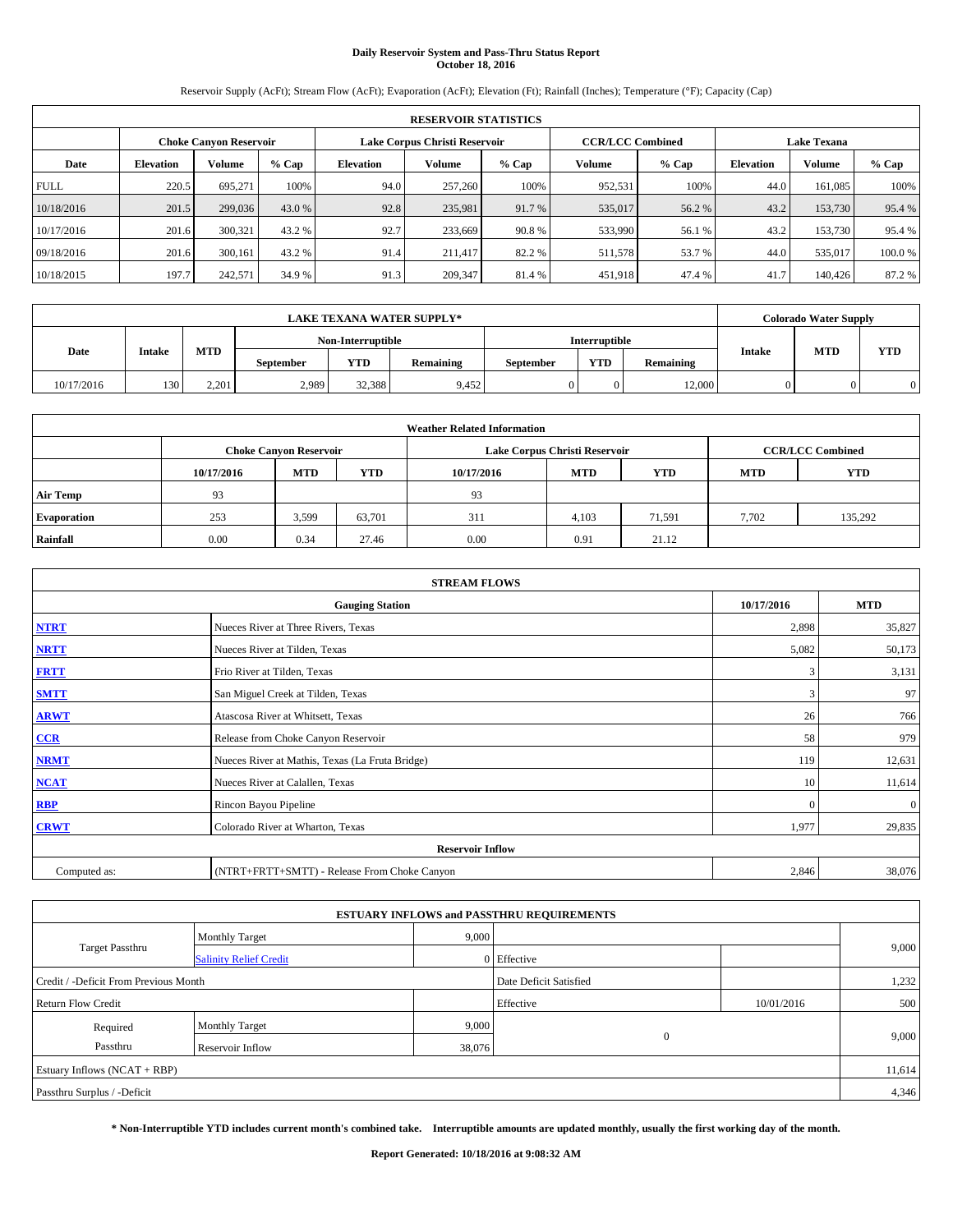# Daily Reservoir System and Pass-Thru Status Report
## October 18, 2016

Reservoir Supply (AcFt); Stream Flow (AcFt); Evaporation (AcFt); Elevation (Ft); Rainfall (Inches); Temperature (°F); Capacity (Cap)

| RESERVOIR STATISTICS | | | | | | | | | | | |
|---|---|---|---|---|---|---|---|---|---|---|---|
| | Choke Canyon Reservoir | | | Lake Corpus Christi Reservoir | | | CCR/LCC Combined | | Lake Texana | | |
| Date | Elevation | Volume | % Cap | Elevation | Volume | % Cap | Volume | % Cap | Elevation | Volume | % Cap |
| FULL | 220.5 | 695,271 | 100% | 94.0 | 257,260 | 100% | 952,531 | 100% | 44.0 | 161,085 | 100% |
| 10/18/2016 | 201.5 | 299,036 | 43.0 % | 92.8 | 235,981 | 91.7 % | 535,017 | 56.2 % | 43.2 | 153,730 | 95.4 % |
| 10/17/2016 | 201.6 | 300,321 | 43.2 % | 92.7 | 233,669 | 90.8 % | 533,990 | 56.1 % | 43.2 | 153,730 | 95.4 % |
| 09/18/2016 | 201.6 | 300,161 | 43.2 % | 91.4 | 211,417 | 82.2 % | 511,578 | 53.7 % | 44.0 | 535,017 | 100.0 % |
| 10/18/2015 | 197.7 | 242,571 | 34.9 % | 91.3 | 209,347 | 81.4 % | 451,918 | 47.4 % | 41.7 | 140,426 | 87.2 % |

| LAKE TEXANA WATER SUPPLY* | | | | | | | | | Colorado Water Supply | | |
|---|---|---|---|---|---|---|---|---|---|---|---|
| Date | Intake | MTD | Non-Interruptible | | | Interruptible | | | Intake | MTD | YTD |
| | | | September | YTD | Remaining | September | YTD | Remaining | | | |
| 10/17/2016 | 130 | 2,201 | 2,989 | 32,388 | 9,452 | 0 | 0 | 12,000 | 0 | 0 | 0 |

| Weather Related Information | | | | | | | | |
|---|---|---|---|---|---|---|---|---|
| | Choke Canyon Reservoir | | | Lake Corpus Christi Reservoir | | | CCR/LCC Combined | |
| | 10/17/2016 | MTD | YTD | 10/17/2016 | MTD | YTD | MTD | YTD |
| Air Temp | 93 | | | 93 | | | | |
| Evaporation | 253 | 3,599 | 63,701 | 311 | 4,103 | 71,591 | 7,702 | 135,292 |
| Rainfall | 0.00 | 0.34 | 27.46 | 0.00 | 0.91 | 21.12 | | |

| STREAM FLOWS | | | |
|---|---|---|---|
| Gauging Station | | 10/17/2016 | MTD |
| NTRT | Nueces River at Three Rivers, Texas | 2,898 | 35,827 |
| NRTT | Nueces River at Tilden, Texas | 5,082 | 50,173 |
| FRTT | Frio River at Tilden, Texas | 3 | 3,131 |
| SMTT | San Miguel Creek at Tilden, Texas | 3 | 97 |
| ARWT | Atascosa River at Whitsett, Texas | 26 | 766 |
| CCR | Release from Choke Canyon Reservoir | 58 | 979 |
| NRMT | Nueces River at Mathis, Texas (La Fruta Bridge) | 119 | 12,631 |
| NCAT | Nueces River at Calallen, Texas | 10 | 11,614 |
| RBP | Rincon Bayou Pipeline | 0 | 0 |
| CRWT | Colorado River at Wharton, Texas | 1,977 | 29,835 |
| Reservoir Inflow | | | |
| Computed as: | (NTRT+FRTT+SMTT) - Release From Choke Canyon | 2,846 | 38,076 |

| ESTUARY INFLOWS and PASSTHRU REQUIREMENTS | | | | | |
|---|---|---|---|---|---|
| Target Passthru | Monthly Target | 9,000 | | | 9,000 |
| | Salinity Relief Credit | 0 | Effective | | |
| Credit / -Deficit From Previous Month | | | Date Deficit Satisfied | | 1,232 |
| Return Flow Credit | | | Effective | 10/01/2016 | 500 |
| Required Passthru | Monthly Target | 9,000 | 0 | | 9,000 |
| | Reservoir Inflow | 38,076 | | | |
| Estuary Inflows (NCAT + RBP) | | | | | 11,614 |
| Passthru Surplus / -Deficit | | | | | 4,346 |

**\* Non-Interruptible YTD includes current month's combined take. Interruptible amounts are updated monthly, usually the first working day of the month.**

**Report Generated: 10/18/2016 at 9:08:32 AM**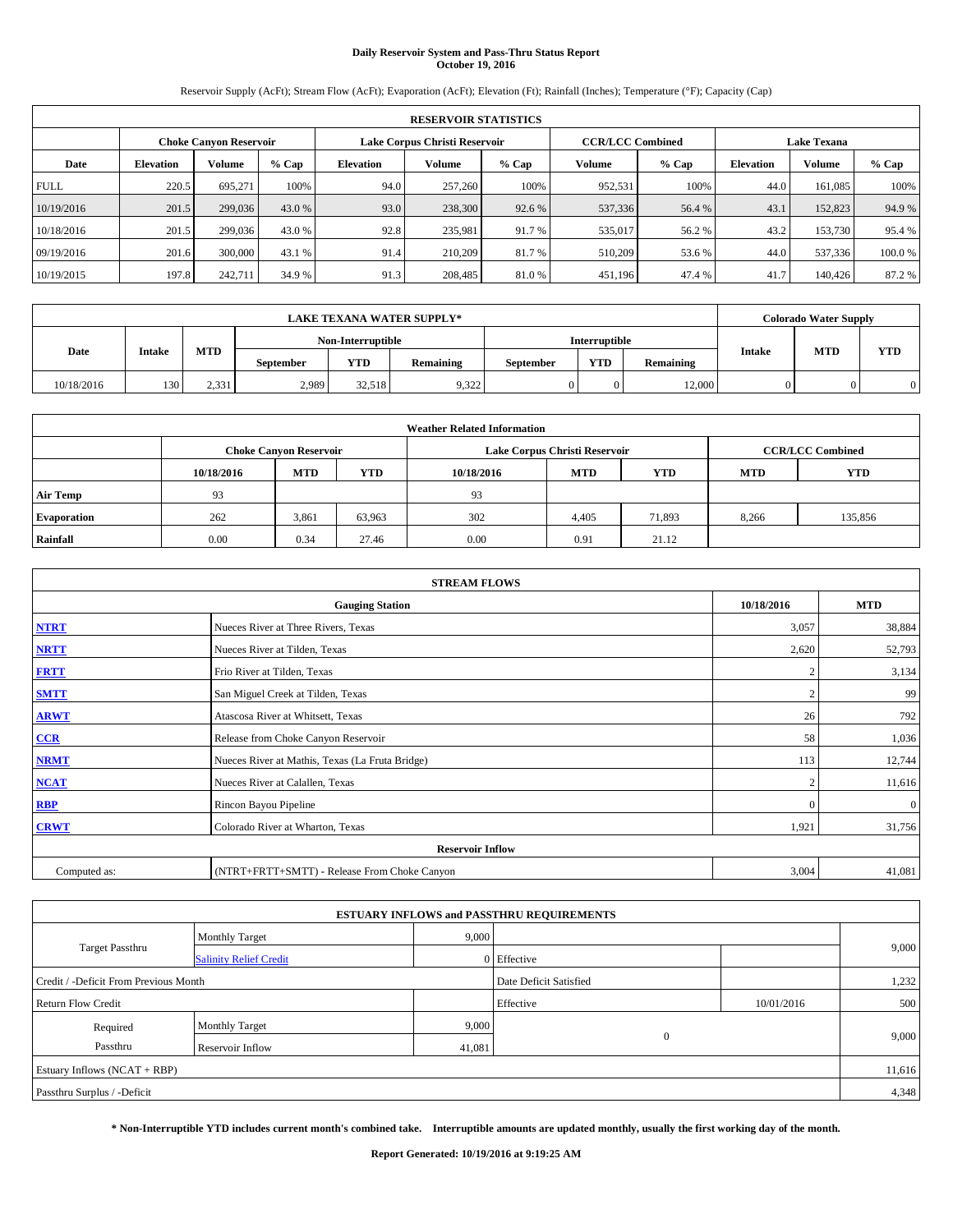# Daily Reservoir System and Pass-Thru Status Report
## October 19, 2016

Reservoir Supply (AcFt); Stream Flow (AcFt); Evaporation (AcFt); Elevation (Ft); Rainfall (Inches); Temperature (°F); Capacity (Cap)

| RESERVOIR STATISTICS | | | | | | | | | | | |
|---|---|---|---|---|---|---|---|---|---|---|---|
| | Choke Canyon Reservoir | | | Lake Corpus Christi Reservoir | | | CCR/LCC Combined | | Lake Texana | | |
| Date | Elevation | Volume | % Cap | Elevation | Volume | % Cap | Volume | % Cap | Elevation | Volume | % Cap |
| FULL | 220.5 | 695,271 | 100% | 94.0 | 257,260 | 100% | 952,531 | 100% | 44.0 | 161,085 | 100% |
| 10/19/2016 | 201.5 | 299,036 | 43.0 % | 93.0 | 238,300 | 92.6 % | 537,336 | 56.4 % | 43.1 | 152,823 | 94.9 % |
| 10/18/2016 | 201.5 | 299,036 | 43.0 % | 92.8 | 235,981 | 91.7 % | 535,017 | 56.2 % | 43.2 | 153,730 | 95.4 % |
| 09/19/2016 | 201.6 | 300,000 | 43.1 % | 91.4 | 210,209 | 81.7 % | 510,209 | 53.6 % | 44.0 | 537,336 | 100.0 % |
| 10/19/2015 | 197.8 | 242,711 | 34.9 % | 91.3 | 208,485 | 81.0 % | 451,196 | 47.4 % | 41.7 | 140,426 | 87.2 % |

| LAKE TEXANA WATER SUPPLY* | | | | | | | | | Colorado Water Supply | | |
|---|---|---|---|---|---|---|---|---|---|---|---|
| Date | Intake | MTD | Non-Interruptible | | | Interruptible | | | Intake | MTD | YTD |
| | | | September | YTD | Remaining | September | YTD | Remaining | | | |
| 10/18/2016 | 130 | 2,331 | 2,989 | 32,518 | 9,322 | 0 | 0 | 12,000 | 0 | 0 | 0 |

| Weather Related Information | | | | | | | | |
|---|---|---|---|---|---|---|---|---|
| | Choke Canyon Reservoir | | | Lake Corpus Christi Reservoir | | | CCR/LCC Combined | |
| | 10/18/2016 | MTD | YTD | 10/18/2016 | MTD | YTD | MTD | YTD |
| Air Temp | 93 | | | 93 | | | | |
| Evaporation | 262 | 3,861 | 63,963 | 302 | 4,405 | 71,893 | 8,266 | 135,856 |
| Rainfall | 0.00 | 0.34 | 27.46 | 0.00 | 0.91 | 21.12 | | |

| STREAM FLOWS | | | |
|---|---|---|---|
| Gauging Station | | 10/18/2016 | MTD |
| NTRT | Nueces River at Three Rivers, Texas | 3,057 | 38,884 |
| NRTT | Nueces River at Tilden, Texas | 2,620 | 52,793 |
| FRTT | Frio River at Tilden, Texas | 2 | 3,134 |
| SMTT | San Miguel Creek at Tilden, Texas | 2 | 99 |
| ARWT | Atascosa River at Whitsett, Texas | 26 | 792 |
| CCR | Release from Choke Canyon Reservoir | 58 | 1,036 |
| NRMT | Nueces River at Mathis, Texas (La Fruta Bridge) | 113 | 12,744 |
| NCAT | Nueces River at Calallen, Texas | 2 | 11,616 |
| RBP | Rincon Bayou Pipeline | 0 | 0 |
| CRWT | Colorado River at Wharton, Texas | 1,921 | 31,756 |
| Reservoir Inflow | | | |
| Computed as: | (NTRT+FRTT+SMTT) - Release From Choke Canyon | 3,004 | 41,081 |

| ESTUARY INFLOWS and PASSTHRU REQUIREMENTS | | | | | |
|---|---|---|---|---|---|
| Target Passthru | Monthly Target | 9,000 | | | 9,000 |
| | Salinity Relief Credit | 0 | Effective | | |
| Credit / -Deficit From Previous Month | | | Date Deficit Satisfied | | 1,232 |
| Return Flow Credit | | | Effective | 10/01/2016 | 500 |
| Required Passthru | Monthly Target | 9,000 | 0 | | 9,000 |
| | Reservoir Inflow | 41,081 | | | |
| Estuary Inflows (NCAT + RBP) | | | | | 11,616 |
| Passthru Surplus / -Deficit | | | | | 4,348 |

**\* Non-Interruptible YTD includes current month's combined take. Interruptible amounts are updated monthly, usually the first working day of the month.**

**Report Generated: 10/19/2016 at 9:19:25 AM**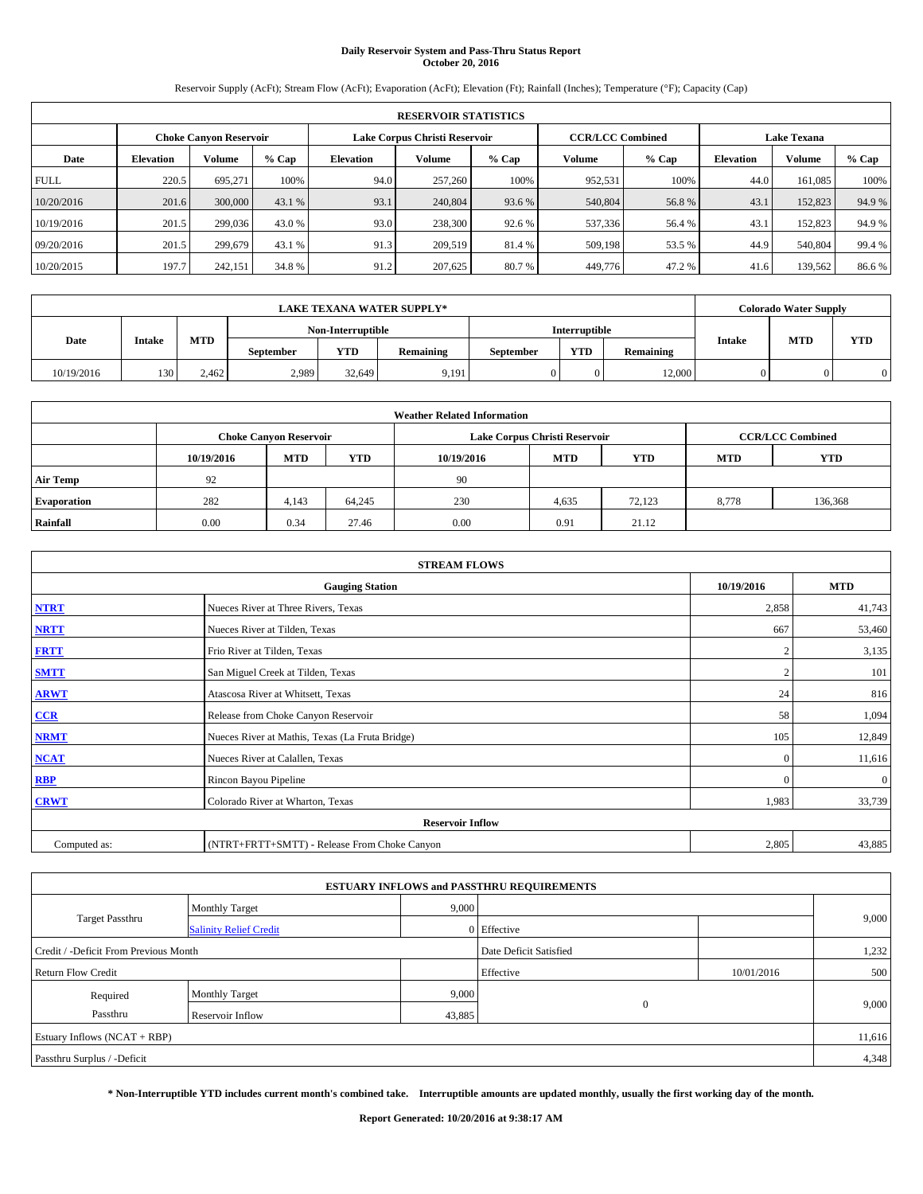# Daily Reservoir System and Pass-Thru Status Report
## October 20, 2016

Reservoir Supply (AcFt); Stream Flow (AcFt); Evaporation (AcFt); Elevation (Ft); Rainfall (Inches); Temperature (°F); Capacity (Cap)

| RESERVOIR STATISTICS | | | | | | | | | | | |
|---|---|---|---|---|---|---|---|---|---|---|---|
| | Choke Canyon Reservoir | | | Lake Corpus Christi Reservoir | | | CCR/LCC Combined | | Lake Texana | | |
| Date | Elevation | Volume | % Cap | Elevation | Volume | % Cap | Volume | % Cap | Elevation | Volume | % Cap |
| FULL | 220.5 | 695,271 | 100% | 94.0 | 257,260 | 100% | 952,531 | 100% | 44.0 | 161,085 | 100% |
| 10/20/2016 | 201.6 | 300,000 | 43.1 % | 93.1 | 240,804 | 93.6 % | 540,804 | 56.8 % | 43.1 | 152,823 | 94.9 % |
| 10/19/2016 | 201.5 | 299,036 | 43.0 % | 93.0 | 238,300 | 92.6 % | 537,336 | 56.4 % | 43.1 | 152,823 | 94.9 % |
| 09/20/2016 | 201.5 | 299,679 | 43.1 % | 91.3 | 209,519 | 81.4 % | 509,198 | 53.5 % | 44.9 | 540,804 | 99.4 % |
| 10/20/2015 | 197.7 | 242,151 | 34.8 % | 91.2 | 207,625 | 80.7 % | 449,776 | 47.2 % | 41.6 | 139,562 | 86.6 % |

| LAKE TEXANA WATER SUPPLY* | | | | | | | | | Colorado Water Supply | | |
|---|---|---|---|---|---|---|---|---|---|---|---|
| Date | Intake | MTD | Non-Interruptible | | | Interruptible | | | Intake | MTD | YTD |
| | | | September | YTD | Remaining | September | YTD | Remaining | | | |
| 10/19/2016 | 130 | 2,462 | 2,989 | 32,649 | 9,191 | 0 | 0 | 12,000 | 0 | 0 | 0 |

| Weather Related Information | | | | | | | | |
|---|---|---|---|---|---|---|---|---|
| | Choke Canyon Reservoir | | | Lake Corpus Christi Reservoir | | | CCR/LCC Combined | |
| | 10/19/2016 | MTD | YTD | 10/19/2016 | MTD | YTD | MTD | YTD |
| Air Temp | 92 | | | 90 | | | | |
| Evaporation | 282 | 4,143 | 64,245 | 230 | 4,635 | 72,123 | 8,778 | 136,368 |
| Rainfall | 0.00 | 0.34 | 27.46 | 0.00 | 0.91 | 21.12 | | |

| STREAM FLOWS | | | |
|---|---|---|---|
| Gauging Station | | 10/19/2016 | MTD |
| NTRT | Nueces River at Three Rivers, Texas | 2,858 | 41,743 |
| NRTT | Nueces River at Tilden, Texas | 667 | 53,460 |
| FRTT | Frio River at Tilden, Texas | 2 | 3,135 |
| SMTT | San Miguel Creek at Tilden, Texas | 2 | 101 |
| ARWT | Atascosa River at Whitsett, Texas | 24 | 816 |
| CCR | Release from Choke Canyon Reservoir | 58 | 1,094 |
| NRMT | Nueces River at Mathis, Texas (La Fruta Bridge) | 105 | 12,849 |
| NCAT | Nueces River at Calallen, Texas | 0 | 11,616 |
| RBP | Rincon Bayou Pipeline | 0 | 0 |
| CRWT | Colorado River at Wharton, Texas | 1,983 | 33,739 |
| Reservoir Inflow | | | |
| Computed as: | (NTRT+FRTT+SMTT) - Release From Choke Canyon | 2,805 | 43,885 |

| ESTUARY INFLOWS and PASSTHRU REQUIREMENTS | | | | | |
|---|---|---|---|---|---|
| Target Passthru | Monthly Target | 9,000 | | | 9,000 |
| | Salinity Relief Credit | 0 | Effective | | |
| Credit / -Deficit From Previous Month | | | Date Deficit Satisfied | | 1,232 |
| Return Flow Credit | | | Effective | 10/01/2016 | 500 |
| Required Passthru | Monthly Target | 9,000 | 0 | | 9,000 |
| | Reservoir Inflow | 43,885 | | | |
| Estuary Inflows (NCAT + RBP) | | | | | 11,616 |
| Passthru Surplus / -Deficit | | | | | 4,348 |

**\* Non-Interruptible YTD includes current month's combined take. Interruptible amounts are updated monthly, usually the first working day of the month.**

**Report Generated: 10/20/2016 at 9:38:17 AM**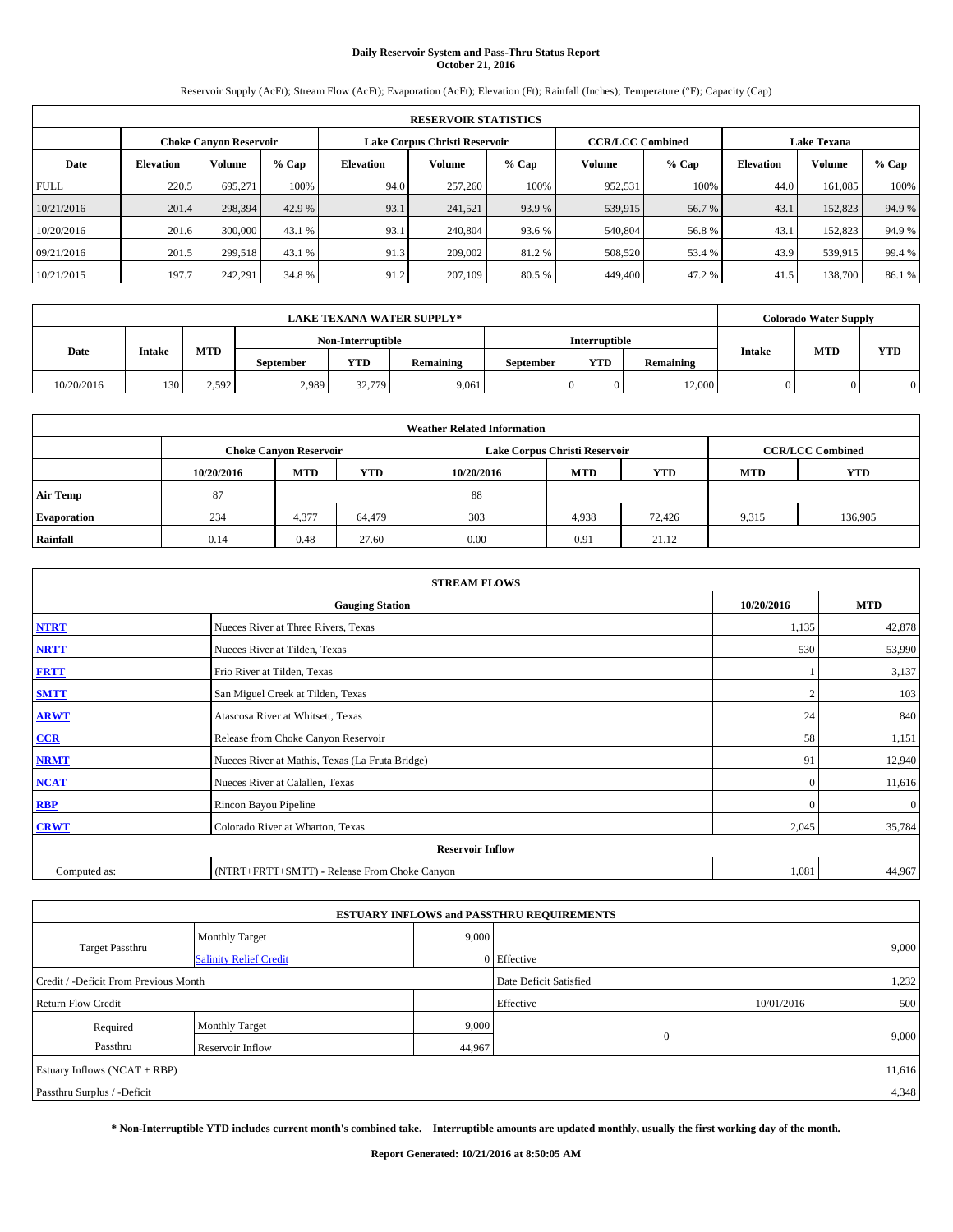# Daily Reservoir System and Pass-Thru Status Report
## October 21, 2016

Reservoir Supply (AcFt); Stream Flow (AcFt); Evaporation (AcFt); Elevation (Ft); Rainfall (Inches); Temperature (°F); Capacity (Cap)

| RESERVOIR STATISTICS | | | | | | | | | | | |
|---|---|---|---|---|---|---|---|---|---|---|---|
| | Choke Canyon Reservoir | | | Lake Corpus Christi Reservoir | | | CCR/LCC Combined | | Lake Texana | | |
| Date | Elevation | Volume | % Cap | Elevation | Volume | % Cap | Volume | % Cap | Elevation | Volume | % Cap |
| FULL | 220.5 | 695,271 | 100% | 94.0 | 257,260 | 100% | 952,531 | 100% | 44.0 | 161,085 | 100% |
| 10/21/2016 | 201.4 | 298,394 | 42.9 % | 93.1 | 241,521 | 93.9 % | 539,915 | 56.7 % | 43.1 | 152,823 | 94.9 % |
| 10/20/2016 | 201.6 | 300,000 | 43.1 % | 93.1 | 240,804 | 93.6 % | 540,804 | 56.8 % | 43.1 | 152,823 | 94.9 % |
| 09/21/2016 | 201.5 | 299,518 | 43.1 % | 91.3 | 209,002 | 81.2 % | 508,520 | 53.4 % | 43.9 | 539,915 | 99.4 % |
| 10/21/2015 | 197.7 | 242,291 | 34.8 % | 91.2 | 207,109 | 80.5 % | 449,400 | 47.2 % | 41.5 | 138,700 | 86.1 % |

| LAKE TEXANA WATER SUPPLY* | | | | | | | | | Colorado Water Supply | | |
|---|---|---|---|---|---|---|---|---|---|---|---|
| Date | Intake | MTD | Non-Interruptible | | | Interruptible | | | Intake | MTD | YTD |
| | | | September | YTD | Remaining | September | YTD | Remaining | | | |
| 10/20/2016 | 130 | 2,592 | 2,989 | 32,779 | 9,061 | 0 | 0 | 12,000 | 0 | 0 | 0 |

| Weather Related Information | | | | | | | | |
|---|---|---|---|---|---|---|---|---|
| | Choke Canyon Reservoir | | | Lake Corpus Christi Reservoir | | | CCR/LCC Combined | |
| | 10/20/2016 | MTD | YTD | 10/20/2016 | MTD | YTD | MTD | YTD |
| Air Temp | 87 | | | 88 | | | | |
| Evaporation | 234 | 4,377 | 64,479 | 303 | 4,938 | 72,426 | 9,315 | 136,905 |
| Rainfall | 0.14 | 0.48 | 27.60 | 0.00 | 0.91 | 21.12 | | |

| STREAM FLOWS | | | |
|---|---|---|---|
| | Gauging Station | 10/20/2016 | MTD |
| NTRT | Nueces River at Three Rivers, Texas | 1,135 | 42,878 |
| NRTT | Nueces River at Tilden, Texas | 530 | 53,990 |
| FRTT | Frio River at Tilden, Texas | 1 | 3,137 |
| SMTT | San Miguel Creek at Tilden, Texas | 2 | 103 |
| ARWT | Atascosa River at Whitsett, Texas | 24 | 840 |
| CCR | Release from Choke Canyon Reservoir | 58 | 1,151 |
| NRMT | Nueces River at Mathis, Texas (La Fruta Bridge) | 91 | 12,940 |
| NCAT | Nueces River at Calallen, Texas | 0 | 11,616 |
| RBP | Rincon Bayou Pipeline | 0 | 0 |
| CRWT | Colorado River at Wharton, Texas | 2,045 | 35,784 |
| Reservoir Inflow | | | |
| Computed as: | (NTRT+FRTT+SMTT) - Release From Choke Canyon | 1,081 | 44,967 |

| ESTUARY INFLOWS and PASSTHRU REQUIREMENTS | | | | | |
|---|---|---|---|---|---|
| Target Passthru | Monthly Target | 9,000 | | | 9,000 |
| | Salinity Relief Credit | 0 | Effective | | |
| Credit / -Deficit From Previous Month | | | Date Deficit Satisfied | | 1,232 |
| Return Flow Credit | | | Effective | 10/01/2016 | 500 |
| Required Passthru | Monthly Target | 9,000 | 0 | | 9,000 |
| | Reservoir Inflow | 44,967 | | | |
| Estuary Inflows (NCAT + RBP) | | | | | 11,616 |
| Passthru Surplus / -Deficit | | | | | 4,348 |

**\* Non-Interruptible YTD includes current month's combined take. Interruptible amounts are updated monthly, usually the first working day of the month.**

**Report Generated: 10/21/2016 at 8:50:05 AM**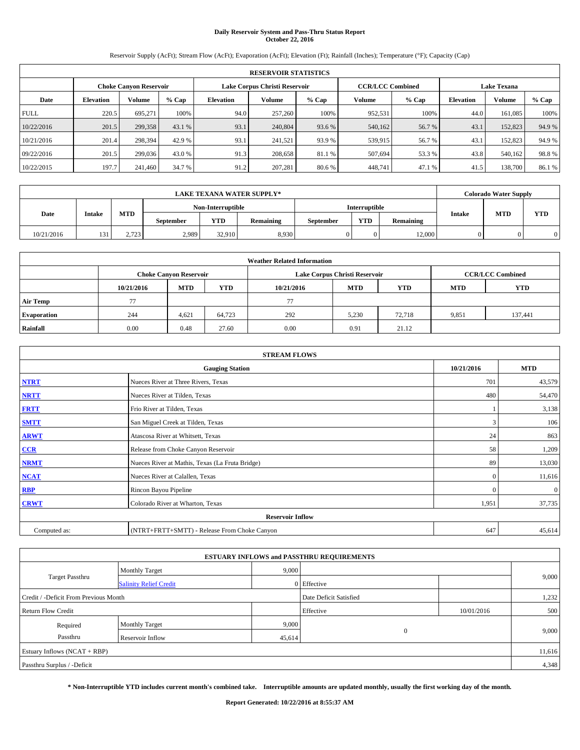# Daily Reservoir System and Pass-Thru Status Report
## October 22, 2016

Reservoir Supply (AcFt); Stream Flow (AcFt); Evaporation (AcFt); Elevation (Ft); Rainfall (Inches); Temperature (°F); Capacity (Cap)

| RESERVOIR STATISTICS | | | | | | | | | | | |
|---|---|---|---|---|---|---|---|---|---|---|---|
| | Choke Canyon Reservoir | | | Lake Corpus Christi Reservoir | | | CCR/LCC Combined | | Lake Texana | | |
| Date | Elevation | Volume | % Cap | Elevation | Volume | % Cap | Volume | % Cap | Elevation | Volume | % Cap |
| FULL | 220.5 | 695,271 | 100% | 94.0 | 257,260 | 100% | 952,531 | 100% | 44.0 | 161,085 | 100% |
| 10/22/2016 | 201.5 | 299,358 | 43.1 % | 93.1 | 240,804 | 93.6 % | 540,162 | 56.7 % | 43.1 | 152,823 | 94.9 % |
| 10/21/2016 | 201.4 | 298,394 | 42.9 % | 93.1 | 241,521 | 93.9 % | 539,915 | 56.7 % | 43.1 | 152,823 | 94.9 % |
| 09/22/2016 | 201.5 | 299,036 | 43.0 % | 91.3 | 208,658 | 81.1 % | 507,694 | 53.3 % | 43.8 | 540,162 | 98.8 % |
| 10/22/2015 | 197.7 | 241,460 | 34.7 % | 91.2 | 207,281 | 80.6 % | 448,741 | 47.1 % | 41.5 | 138,700 | 86.1 % |

| LAKE TEXANA WATER SUPPLY* | | | | | | | | | Colorado Water Supply | | |
|---|---|---|---|---|---|---|---|---|---|---|---|
| Date | Intake | MTD | Non-Interruptible | | | Interruptible | | | Intake | MTD | YTD |
| | | | September | YTD | Remaining | September | YTD | Remaining | | | |
| 10/21/2016 | 131 | 2,723 | 2,989 | 32,910 | 8,930 | 0 | 0 | 12,000 | 0 | 0 | 0 |

| Weather Related Information | | | | | | | | |
|---|---|---|---|---|---|---|---|---|
| | Choke Canyon Reservoir | | | Lake Corpus Christi Reservoir | | | CCR/LCC Combined | |
| | 10/21/2016 | MTD | YTD | 10/21/2016 | MTD | YTD | MTD | YTD |
| Air Temp | 77 | | | 77 | | | | |
| Evaporation | 244 | 4,621 | 64,723 | 292 | 5,230 | 72,718 | 9,851 | 137,441 |
| Rainfall | 0.00 | 0.48 | 27.60 | 0.00 | 0.91 | 21.12 | | |

| STREAM FLOWS | | | |
|---|---|---|---|
| | Gauging Station | 10/21/2016 | MTD |
| NTRT | Nueces River at Three Rivers, Texas | 701 | 43,579 |
| NRTT | Nueces River at Tilden, Texas | 480 | 54,470 |
| FRTT | Frio River at Tilden, Texas | 1 | 3,138 |
| SMTT | San Miguel Creek at Tilden, Texas | 3 | 106 |
| ARWT | Atascosa River at Whitsett, Texas | 24 | 863 |
| CCR | Release from Choke Canyon Reservoir | 58 | 1,209 |
| NRMT | Nueces River at Mathis, Texas (La Fruta Bridge) | 89 | 13,030 |
| NCAT | Nueces River at Calallen, Texas | 0 | 11,616 |
| RBP | Rincon Bayou Pipeline | 0 | 0 |
| CRWT | Colorado River at Wharton, Texas | 1,951 | 37,735 |
| Reservoir Inflow | | | |
| Computed as: | (NTRT+FRTT+SMTT) - Release From Choke Canyon | 647 | 45,614 |

| ESTUARY INFLOWS and PASSTHRU REQUIREMENTS | | | | | |
|---|---|---|---|---|---|
| Target Passthru | Monthly Target | 9,000 | | | 9,000 |
| | Salinity Relief Credit | 0 | Effective | | |
| Credit / -Deficit From Previous Month | | | Date Deficit Satisfied | | 1,232 |
| Return Flow Credit | | | Effective | 10/01/2016 | 500 |
| Required Passthru | Monthly Target | 9,000 | 0 | | 9,000 |
| | Reservoir Inflow | 45,614 | | | |
| Estuary Inflows (NCAT + RBP) | | | | | 11,616 |
| Passthru Surplus / -Deficit | | | | | 4,348 |

**\* Non-Interruptible YTD includes current month's combined take. Interruptible amounts are updated monthly, usually the first working day of the month.**

**Report Generated: 10/22/2016 at 8:55:37 AM**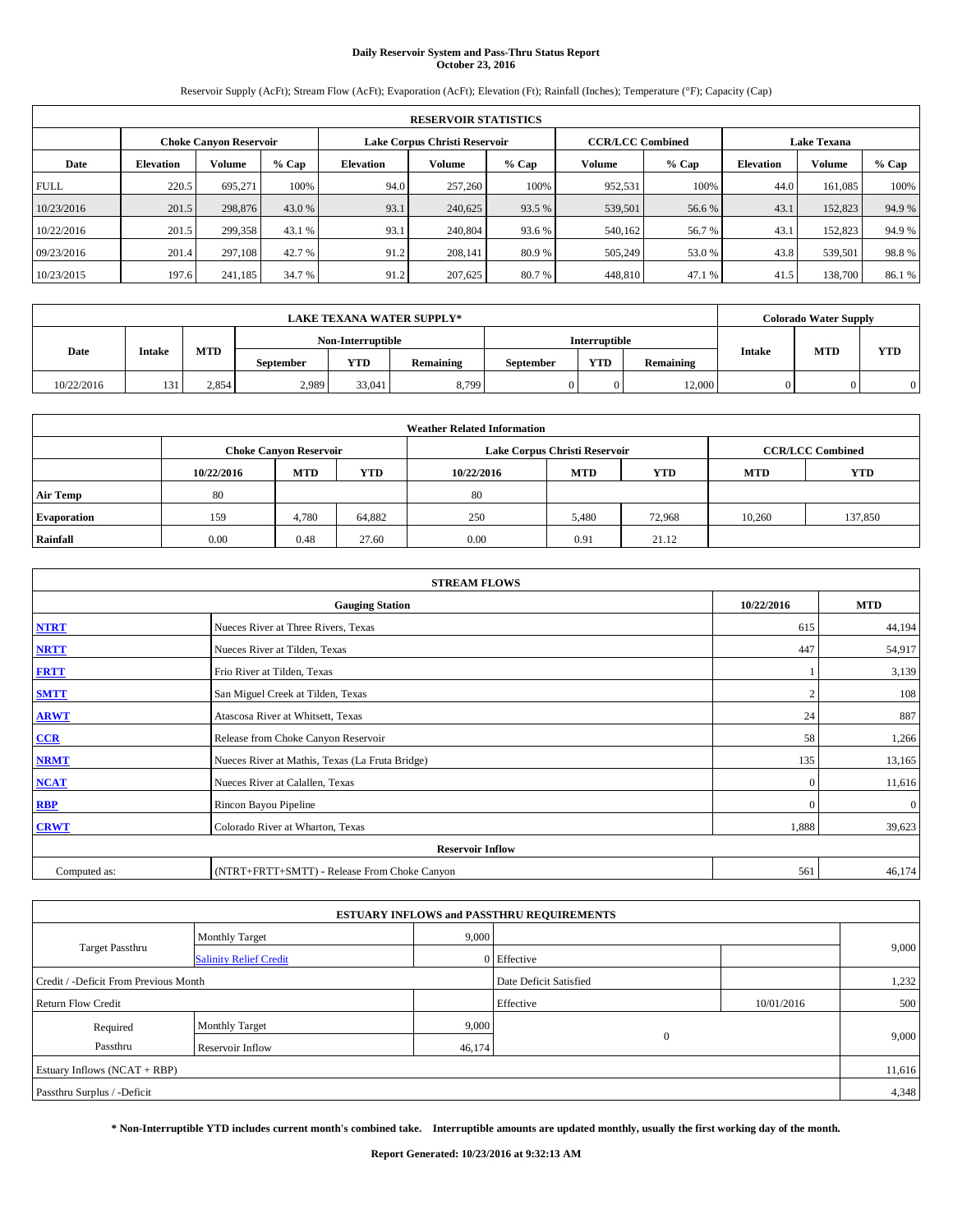# Daily Reservoir System and Pass-Thru Status Report
## October 23, 2016

Reservoir Supply (AcFt); Stream Flow (AcFt); Evaporation (AcFt); Elevation (Ft); Rainfall (Inches); Temperature (°F); Capacity (Cap)

| RESERVOIR STATISTICS | | | | | | | | | | | |
|---|---|---|---|---|---|---|---|---|---|---|---|
| | Choke Canyon Reservoir | | | Lake Corpus Christi Reservoir | | | CCR/LCC Combined | | Lake Texana | | |
| Date | Elevation | Volume | % Cap | Elevation | Volume | % Cap | Volume | % Cap | Elevation | Volume | % Cap |
| FULL | 220.5 | 695,271 | 100% | 94.0 | 257,260 | 100% | 952,531 | 100% | 44.0 | 161,085 | 100% |
| 10/23/2016 | 201.5 | 298,876 | 43.0 % | 93.1 | 240,625 | 93.5 % | 539,501 | 56.6 % | 43.1 | 152,823 | 94.9 % |
| 10/22/2016 | 201.5 | 299,358 | 43.1 % | 93.1 | 240,804 | 93.6 % | 540,162 | 56.7 % | 43.1 | 152,823 | 94.9 % |
| 09/23/2016 | 201.4 | 297,108 | 42.7 % | 91.2 | 208,141 | 80.9 % | 505,249 | 53.0 % | 43.8 | 539,501 | 98.8 % |
| 10/23/2015 | 197.6 | 241,185 | 34.7 % | 91.2 | 207,625 | 80.7 % | 448,810 | 47.1 % | 41.5 | 138,700 | 86.1 % |

| LAKE TEXANA WATER SUPPLY* | | | | | | | | | Colorado Water Supply | | |
|---|---|---|---|---|---|---|---|---|---|---|---|
| Date | Intake | MTD | Non-Interruptible | | | Interruptible | | | Intake | MTD | YTD |
| | | | September | YTD | Remaining | September | YTD | Remaining | | | |
| 10/22/2016 | 131 | 2,854 | 2,989 | 33,041 | 8,799 | 0 | 0 | 12,000 | 0 | 0 | 0 |

| Weather Related Information | | | | | | | | |
|---|---|---|---|---|---|---|---|---|
| | Choke Canyon Reservoir | | | Lake Corpus Christi Reservoir | | | CCR/LCC Combined | |
| | 10/22/2016 | MTD | YTD | 10/22/2016 | MTD | YTD | MTD | YTD |
| Air Temp | 80 | | | 80 | | | | |
| Evaporation | 159 | 4,780 | 64,882 | 250 | 5,480 | 72,968 | 10,260 | 137,850 |
| Rainfall | 0.00 | 0.48 | 27.60 | 0.00 | 0.91 | 21.12 | | |

| STREAM FLOWS | | | |
|---|---|---|---|
| Gauging Station | | 10/22/2016 | MTD |
| NTRT | Nueces River at Three Rivers, Texas | 615 | 44,194 |
| NRTT | Nueces River at Tilden, Texas | 447 | 54,917 |
| FRTT | Frio River at Tilden, Texas | 1 | 3,139 |
| SMTT | San Miguel Creek at Tilden, Texas | 2 | 108 |
| ARWT | Atascosa River at Whitsett, Texas | 24 | 887 |
| CCR | Release from Choke Canyon Reservoir | 58 | 1,266 |
| NRMT | Nueces River at Mathis, Texas (La Fruta Bridge) | 135 | 13,165 |
| NCAT | Nueces River at Calallen, Texas | 0 | 11,616 |
| RBP | Rincon Bayou Pipeline | 0 | 0 |
| CRWT | Colorado River at Wharton, Texas | 1,888 | 39,623 |
| Reservoir Inflow | | | |
| Computed as: | (NTRT+FRTT+SMTT) - Release From Choke Canyon | 561 | 46,174 |

| ESTUARY INFLOWS and PASSTHRU REQUIREMENTS | | | | | |
|---|---|---|---|---|---|
| Target Passthru | Monthly Target | 9,000 | | | 9,000 |
| | Salinity Relief Credit | 0 | Effective | | |
| Credit / -Deficit From Previous Month | | | Date Deficit Satisfied | | 1,232 |
| Return Flow Credit | | | Effective | 10/01/2016 | 500 |
| Required Passthru | Monthly Target | 9,000 | 0 | | 9,000 |
| | Reservoir Inflow | 46,174 | | | |
| Estuary Inflows (NCAT + RBP) | | | | | 11,616 |
| Passthru Surplus / -Deficit | | | | | 4,348 |

**\* Non-Interruptible YTD includes current month's combined take. Interruptible amounts are updated monthly, usually the first working day of the month.**

**Report Generated: 10/23/2016 at 9:32:13 AM**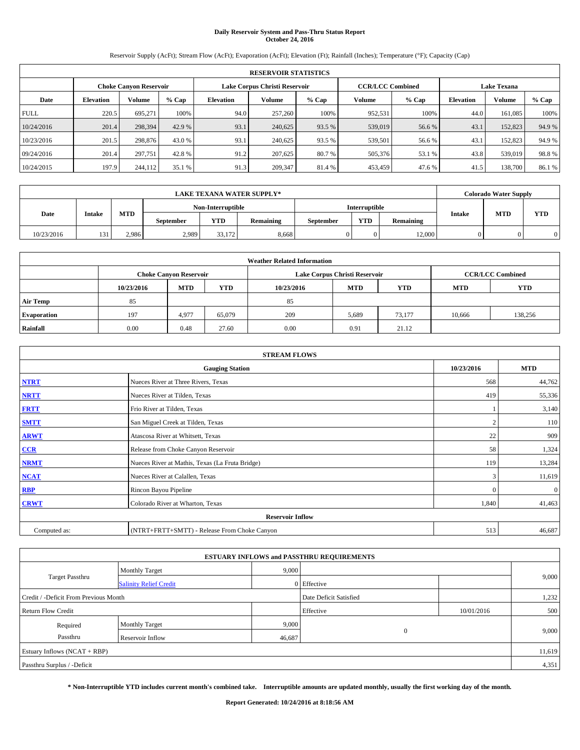# Daily Reservoir System and Pass-Thru Status Report
## October 24, 2016

Reservoir Supply (AcFt); Stream Flow (AcFt); Evaporation (AcFt); Elevation (Ft); Rainfall (Inches); Temperature (°F); Capacity (Cap)

| RESERVOIR STATISTICS | | | | | | | | | | | |
|---|---|---|---|---|---|---|---|---|---|---|---|
| | Choke Canyon Reservoir | | | Lake Corpus Christi Reservoir | | | CCR/LCC Combined | | Lake Texana | | |
| Date | Elevation | Volume | % Cap | Elevation | Volume | % Cap | Volume | % Cap | Elevation | Volume | % Cap |
| FULL | 220.5 | 695,271 | 100% | 94.0 | 257,260 | 100% | 952,531 | 100% | 44.0 | 161,085 | 100% |
| 10/24/2016 | 201.4 | 298,394 | 42.9 % | 93.1 | 240,625 | 93.5 % | 539,019 | 56.6 % | 43.1 | 152,823 | 94.9 % |
| 10/23/2016 | 201.5 | 298,876 | 43.0 % | 93.1 | 240,625 | 93.5 % | 539,501 | 56.6 % | 43.1 | 152,823 | 94.9 % |
| 09/24/2016 | 201.4 | 297,751 | 42.8 % | 91.2 | 207,625 | 80.7 % | 505,376 | 53.1 % | 43.8 | 539,019 | 98.8 % |
| 10/24/2015 | 197.9 | 244,112 | 35.1 % | 91.3 | 209,347 | 81.4 % | 453,459 | 47.6 % | 41.5 | 138,700 | 86.1 % |

| LAKE TEXANA WATER SUPPLY* | | | | | | | | | Colorado Water Supply | | |
|---|---|---|---|---|---|---|---|---|---|---|---|
| Date | Intake | MTD | Non-Interruptible | | | Interruptible | | | Intake | MTD | YTD |
| | | | September | YTD | Remaining | September | YTD | Remaining | | | |
| 10/23/2016 | 131 | 2,986 | 2,989 | 33,172 | 8,668 | 0 | 0 | 12,000 | 0 | 0 | 0 |

| Weather Related Information | | | | | | | | |
|---|---|---|---|---|---|---|---|---|
| | Choke Canyon Reservoir | | | Lake Corpus Christi Reservoir | | | CCR/LCC Combined | |
| | 10/23/2016 | MTD | YTD | 10/23/2016 | MTD | YTD | MTD | YTD |
| Air Temp | 85 | | | 85 | | | | |
| Evaporation | 197 | 4,977 | 65,079 | 209 | 5,689 | 73,177 | 10,666 | 138,256 |
| Rainfall | 0.00 | 0.48 | 27.60 | 0.00 | 0.91 | 21.12 | | |

| STREAM FLOWS | | | |
|---|---|---|---|
| Gauging Station | | 10/23/2016 | MTD |
| NTRT | Nueces River at Three Rivers, Texas | 568 | 44,762 |
| NRTT | Nueces River at Tilden, Texas | 419 | 55,336 |
| FRTT | Frio River at Tilden, Texas | 1 | 3,140 |
| SMTT | San Miguel Creek at Tilden, Texas | 2 | 110 |
| ARWT | Atascosa River at Whitsett, Texas | 22 | 909 |
| CCR | Release from Choke Canyon Reservoir | 58 | 1,324 |
| NRMT | Nueces River at Mathis, Texas (La Fruta Bridge) | 119 | 13,284 |
| NCAT | Nueces River at Calallen, Texas | 3 | 11,619 |
| RBP | Rincon Bayou Pipeline | 0 | 0 |
| CRWT | Colorado River at Wharton, Texas | 1,840 | 41,463 |
| Reservoir Inflow | | | |
| Computed as: | (NTRT+FRTT+SMTT) - Release From Choke Canyon | 513 | 46,687 |

| ESTUARY INFLOWS and PASSTHRU REQUIREMENTS | | | | | |
|---|---|---|---|---|---|
| Target Passthru | Monthly Target | 9,000 | | | 9,000 |
| | Salinity Relief Credit | 0 | Effective | | |
| Credit / -Deficit From Previous Month | | | Date Deficit Satisfied | | 1,232 |
| Return Flow Credit | | | Effective | 10/01/2016 | 500 |
| Required Passthru | Monthly Target | 9,000 | 0 | | 9,000 |
| | Reservoir Inflow | 46,687 | | | |
| Estuary Inflows (NCAT + RBP) | | | | | 11,619 |
| Passthru Surplus / -Deficit | | | | | 4,351 |

**\* Non-Interruptible YTD includes current month's combined take. Interruptible amounts are updated monthly, usually the first working day of the month.**

**Report Generated: 10/24/2016 at 8:18:56 AM**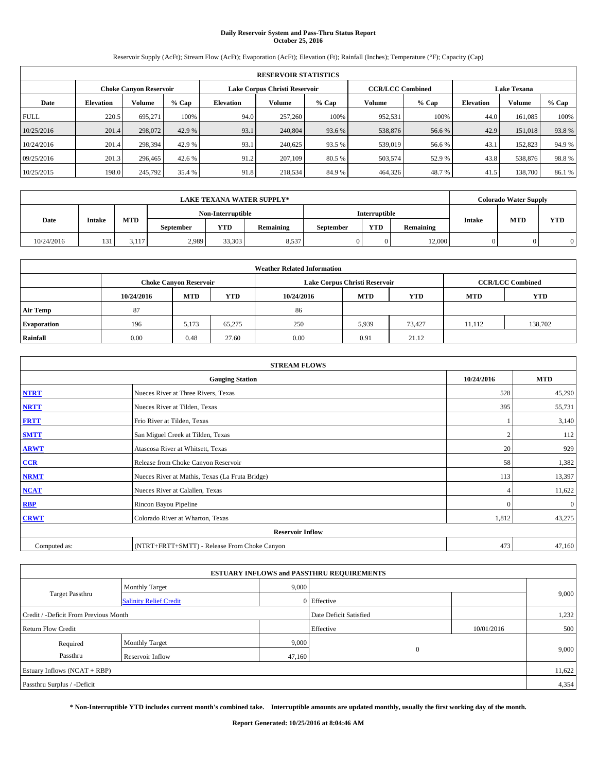# Daily Reservoir System and Pass-Thru Status Report
## October 25, 2016

Reservoir Supply (AcFt); Stream Flow (AcFt); Evaporation (AcFt); Elevation (Ft); Rainfall (Inches); Temperature (°F); Capacity (Cap)

| RESERVOIR STATISTICS | | | | | | | | | | | |
|---|---|---|---|---|---|---|---|---|---|---|---|
| | Choke Canyon Reservoir | | | Lake Corpus Christi Reservoir | | | CCR/LCC Combined | | Lake Texana | | |
| Date | Elevation | Volume | % Cap | Elevation | Volume | % Cap | Volume | % Cap | Elevation | Volume | % Cap |
| FULL | 220.5 | 695,271 | 100% | 94.0 | 257,260 | 100% | 952,531 | 100% | 44.0 | 161,085 | 100% |
| 10/25/2016 | 201.4 | 298,072 | 42.9 % | 93.1 | 240,804 | 93.6 % | 538,876 | 56.6 % | 42.9 | 151,018 | 93.8 % |
| 10/24/2016 | 201.4 | 298,394 | 42.9 % | 93.1 | 240,625 | 93.5 % | 539,019 | 56.6 % | 43.1 | 152,823 | 94.9 % |
| 09/25/2016 | 201.3 | 296,465 | 42.6 % | 91.2 | 207,109 | 80.5 % | 503,574 | 52.9 % | 43.8 | 538,876 | 98.8 % |
| 10/25/2015 | 198.0 | 245,792 | 35.4 % | 91.8 | 218,534 | 84.9 % | 464,326 | 48.7 % | 41.5 | 138,700 | 86.1 % |

| LAKE TEXANA WATER SUPPLY* | | | | | | | | | Colorado Water Supply | | |
|---|---|---|---|---|---|---|---|---|---|---|---|
| Date | Intake | MTD | Non-Interruptible | | | Interruptible | | | Intake | MTD | YTD |
| | | | September | YTD | Remaining | September | YTD | Remaining | | | |
| 10/24/2016 | 131 | 3,117 | 2,989 | 33,303 | 8,537 | 0 | 0 | 12,000 | 0 | 0 | 0 |

| Weather Related Information | | | | | | | | |
|---|---|---|---|---|---|---|---|---|
| | Choke Canyon Reservoir | | | Lake Corpus Christi Reservoir | | | CCR/LCC Combined | |
| | 10/24/2016 | MTD | YTD | 10/24/2016 | MTD | YTD | MTD | YTD |
| Air Temp | 87 | | | 86 | | | | |
| Evaporation | 196 | 5,173 | 65,275 | 250 | 5,939 | 73,427 | 11,112 | 138,702 |
| Rainfall | 0.00 | 0.48 | 27.60 | 0.00 | 0.91 | 21.12 | | |

| STREAM FLOWS | | | |
|---|---|---|---|
| | Gauging Station | 10/24/2016 | MTD |
| NTRT | Nueces River at Three Rivers, Texas | 528 | 45,290 |
| NRTT | Nueces River at Tilden, Texas | 395 | 55,731 |
| FRTT | Frio River at Tilden, Texas | 1 | 3,140 |
| SMTT | San Miguel Creek at Tilden, Texas | 2 | 112 |
| ARWT | Atascosa River at Whitsett, Texas | 20 | 929 |
| CCR | Release from Choke Canyon Reservoir | 58 | 1,382 |
| NRMT | Nueces River at Mathis, Texas (La Fruta Bridge) | 113 | 13,397 |
| NCAT | Nueces River at Calallen, Texas | 4 | 11,622 |
| RBP | Rincon Bayou Pipeline | 0 | 0 |
| CRWT | Colorado River at Wharton, Texas | 1,812 | 43,275 |
| Reservoir Inflow | | | |
| Computed as: | (NTRT+FRTT+SMTT) - Release From Choke Canyon | 473 | 47,160 |

| ESTUARY INFLOWS and PASSTHRU REQUIREMENTS | | | | | |
|---|---|---|---|---|---|
| Target Passthru | Monthly Target | 9,000 | | | 9,000 |
| | Salinity Relief Credit | 0 | Effective | | |
| Credit / -Deficit From Previous Month | | | Date Deficit Satisfied | | 1,232 |
| Return Flow Credit | | | Effective | 10/01/2016 | 500 |
| Required Passthru | Monthly Target | 9,000 | 0 | | 9,000 |
| | Reservoir Inflow | 47,160 | | | |
| Estuary Inflows (NCAT + RBP) | | | | | 11,622 |
| Passthru Surplus / -Deficit | | | | | 4,354 |

**\* Non-Interruptible YTD includes current month's combined take. Interruptible amounts are updated monthly, usually the first working day of the month.**

**Report Generated: 10/25/2016 at 8:04:46 AM**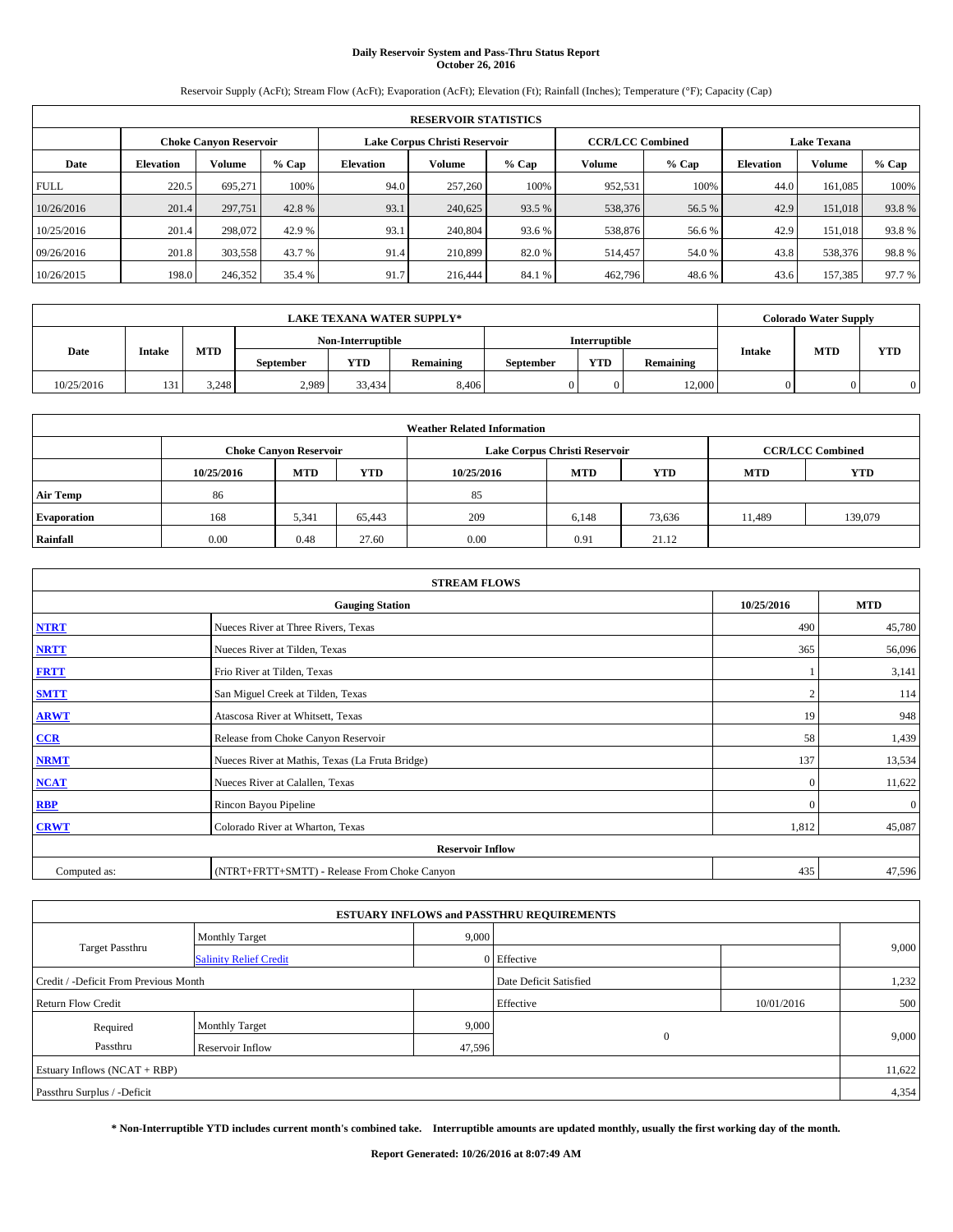# Daily Reservoir System and Pass-Thru Status Report
## October 26, 2016

Reservoir Supply (AcFt); Stream Flow (AcFt); Evaporation (AcFt); Elevation (Ft); Rainfall (Inches); Temperature (°F); Capacity (Cap)

| RESERVOIR STATISTICS | | | | | | | | | | | |
|---|---|---|---|---|---|---|---|---|---|---|---|
| | Choke Canyon Reservoir | | | Lake Corpus Christi Reservoir | | | CCR/LCC Combined | | Lake Texana | | |
| Date | Elevation | Volume | % Cap | Elevation | Volume | % Cap | Volume | % Cap | Elevation | Volume | % Cap |
| FULL | 220.5 | 695,271 | 100% | 94.0 | 257,260 | 100% | 952,531 | 100% | 44.0 | 161,085 | 100% |
| 10/26/2016 | 201.4 | 297,751 | 42.8 % | 93.1 | 240,625 | 93.5 % | 538,376 | 56.5 % | 42.9 | 151,018 | 93.8 % |
| 10/25/2016 | 201.4 | 298,072 | 42.9 % | 93.1 | 240,804 | 93.6 % | 538,876 | 56.6 % | 42.9 | 151,018 | 93.8 % |
| 09/26/2016 | 201.8 | 303,558 | 43.7 % | 91.4 | 210,899 | 82.0 % | 514,457 | 54.0 % | 43.8 | 538,376 | 98.8 % |
| 10/26/2015 | 198.0 | 246,352 | 35.4 % | 91.7 | 216,444 | 84.1 % | 462,796 | 48.6 % | 43.6 | 157,385 | 97.7 % |

| LAKE TEXANA WATER SUPPLY* | | | | | | | | | Colorado Water Supply | | |
|---|---|---|---|---|---|---|---|---|---|---|---|
| Date | Intake | MTD | Non-Interruptible | | | Interruptible | | | Intake | MTD | YTD |
| | | | September | YTD | Remaining | September | YTD | Remaining | | | |
| 10/25/2016 | 131 | 3,248 | 2,989 | 33,434 | 8,406 | 0 | 0 | 12,000 | 0 | 0 | 0 |

| Weather Related Information | | | | | | | | |
|---|---|---|---|---|---|---|---|---|
| | Choke Canyon Reservoir | | | Lake Corpus Christi Reservoir | | | CCR/LCC Combined | |
| | 10/25/2016 | MTD | YTD | 10/25/2016 | MTD | YTD | MTD | YTD |
| Air Temp | 86 | | | 85 | | | | |
| Evaporation | 168 | 5,341 | 65,443 | 209 | 6,148 | 73,636 | 11,489 | 139,079 |
| Rainfall | 0.00 | 0.48 | 27.60 | 0.00 | 0.91 | 21.12 | | |

| STREAM FLOWS | | | |
|---|---|---|---|
| Gauging Station | | 10/25/2016 | MTD |
| NTRT | Nueces River at Three Rivers, Texas | 490 | 45,780 |
| NRTT | Nueces River at Tilden, Texas | 365 | 56,096 |
| FRTT | Frio River at Tilden, Texas | 1 | 3,141 |
| SMTT | San Miguel Creek at Tilden, Texas | 2 | 114 |
| ARWT | Atascosa River at Whitsett, Texas | 19 | 948 |
| CCR | Release from Choke Canyon Reservoir | 58 | 1,439 |
| NRMT | Nueces River at Mathis, Texas (La Fruta Bridge) | 137 | 13,534 |
| NCAT | Nueces River at Calallen, Texas | 0 | 11,622 |
| RBP | Rincon Bayou Pipeline | 0 | 0 |
| CRWT | Colorado River at Wharton, Texas | 1,812 | 45,087 |
| Reservoir Inflow | | | |
| Computed as: | (NTRT+FRTT+SMTT) - Release From Choke Canyon | 435 | 47,596 |

| ESTUARY INFLOWS and PASSTHRU REQUIREMENTS | | | | | |
|---|---|---|---|---|---|
| Target Passthru | Monthly Target | 9,000 | | | 9,000 |
| | Salinity Relief Credit | 0 | Effective | | |
| Credit / -Deficit From Previous Month | | | Date Deficit Satisfied | | 1,232 |
| Return Flow Credit | | | Effective | 10/01/2016 | 500 |
| Required Passthru | Monthly Target | 9,000 | 0 | | 9,000 |
| | Reservoir Inflow | 47,596 | | | |
| Estuary Inflows (NCAT + RBP) | | | | | 11,622 |
| Passthru Surplus / -Deficit | | | | | 4,354 |

**\* Non-Interruptible YTD includes current month's combined take. Interruptible amounts are updated monthly, usually the first working day of the month.**

**Report Generated: 10/26/2016 at 8:07:49 AM**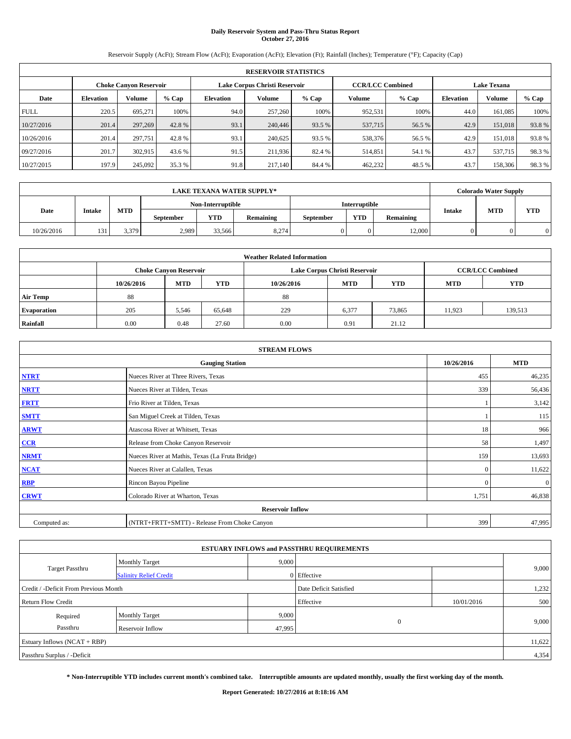# Daily Reservoir System and Pass-Thru Status Report
## October 27, 2016

Reservoir Supply (AcFt); Stream Flow (AcFt); Evaporation (AcFt); Elevation (Ft); Rainfall (Inches); Temperature (°F); Capacity (Cap)

| RESERVOIR STATISTICS | | | | | | | | | | | |
|---|---|---|---|---|---|---|---|---|---|---|---|
| | Choke Canyon Reservoir | | | Lake Corpus Christi Reservoir | | | CCR/LCC Combined | | Lake Texana | | |
| Date | Elevation | Volume | % Cap | Elevation | Volume | % Cap | Volume | % Cap | Elevation | Volume | % Cap |
| FULL | 220.5 | 695,271 | 100% | 94.0 | 257,260 | 100% | 952,531 | 100% | 44.0 | 161,085 | 100% |
| 10/27/2016 | 201.4 | 297,269 | 42.8 % | 93.1 | 240,446 | 93.5 % | 537,715 | 56.5 % | 42.9 | 151,018 | 93.8 % |
| 10/26/2016 | 201.4 | 297,751 | 42.8 % | 93.1 | 240,625 | 93.5 % | 538,376 | 56.5 % | 42.9 | 151,018 | 93.8 % |
| 09/27/2016 | 201.7 | 302,915 | 43.6 % | 91.5 | 211,936 | 82.4 % | 514,851 | 54.1 % | 43.7 | 537,715 | 98.3 % |
| 10/27/2015 | 197.9 | 245,092 | 35.3 % | 91.8 | 217,140 | 84.4 % | 462,232 | 48.5 % | 43.7 | 158,306 | 98.3 % |

| LAKE TEXANA WATER SUPPLY* | | | | | | | | | Colorado Water Supply | | |
|---|---|---|---|---|---|---|---|---|---|---|---|
| Date | Intake | MTD | Non-Interruptible | | | Interruptible | | | Intake | MTD | YTD |
| | | | September | YTD | Remaining | September | YTD | Remaining | | | |
| 10/26/2016 | 131 | 3,379 | 2,989 | 33,566 | 8,274 | 0 | 0 | 12,000 | 0 | 0 | 0 |

| Weather Related Information | | | | | | | | |
|---|---|---|---|---|---|---|---|---|
| | Choke Canyon Reservoir | | | Lake Corpus Christi Reservoir | | | CCR/LCC Combined | |
| | 10/26/2016 | MTD | YTD | 10/26/2016 | MTD | YTD | MTD | YTD |
| Air Temp | 88 | | | 88 | | | | |
| Evaporation | 205 | 5,546 | 65,648 | 229 | 6,377 | 73,865 | 11,923 | 139,513 |
| Rainfall | 0.00 | 0.48 | 27.60 | 0.00 | 0.91 | 21.12 | | |

| STREAM FLOWS | | | |
|---|---|---|---|
| | Gauging Station | 10/26/2016 | MTD |
| NTRT | Nueces River at Three Rivers, Texas | 455 | 46,235 |
| NRTT | Nueces River at Tilden, Texas | 339 | 56,436 |
| FRTT | Frio River at Tilden, Texas | 1 | 3,142 |
| SMTT | San Miguel Creek at Tilden, Texas | 1 | 115 |
| ARWT | Atascosa River at Whitsett, Texas | 18 | 966 |
| CCR | Release from Choke Canyon Reservoir | 58 | 1,497 |
| NRMT | Nueces River at Mathis, Texas (La Fruta Bridge) | 159 | 13,693 |
| NCAT | Nueces River at Calallen, Texas | 0 | 11,622 |
| RBP | Rincon Bayou Pipeline | 0 | 0 |
| CRWT | Colorado River at Wharton, Texas | 1,751 | 46,838 |
| | Reservoir Inflow | | |
| Computed as: | (NTRT+FRTT+SMTT) - Release From Choke Canyon | 399 | 47,995 |

| ESTUARY INFLOWS and PASSTHRU REQUIREMENTS | | | | | |
|---|---|---|---|---|---|
| Target Passthru | Monthly Target | 9,000 | | | 9,000 |
| | Salinity Relief Credit | 0 | Effective | | |
| Credit / -Deficit From Previous Month | | | Date Deficit Satisfied | | 1,232 |
| Return Flow Credit | | | Effective | 10/01/2016 | 500 |
| Required Passthru | Monthly Target | 9,000 | 0 | | 9,000 |
| | Reservoir Inflow | 47,995 | | | |
| Estuary Inflows (NCAT + RBP) | | | | | 11,622 |
| Passthru Surplus / -Deficit | | | | | 4,354 |

**\* Non-Interruptible YTD includes current month's combined take. Interruptible amounts are updated monthly, usually the first working day of the month.**

**Report Generated: 10/27/2016 at 8:18:16 AM**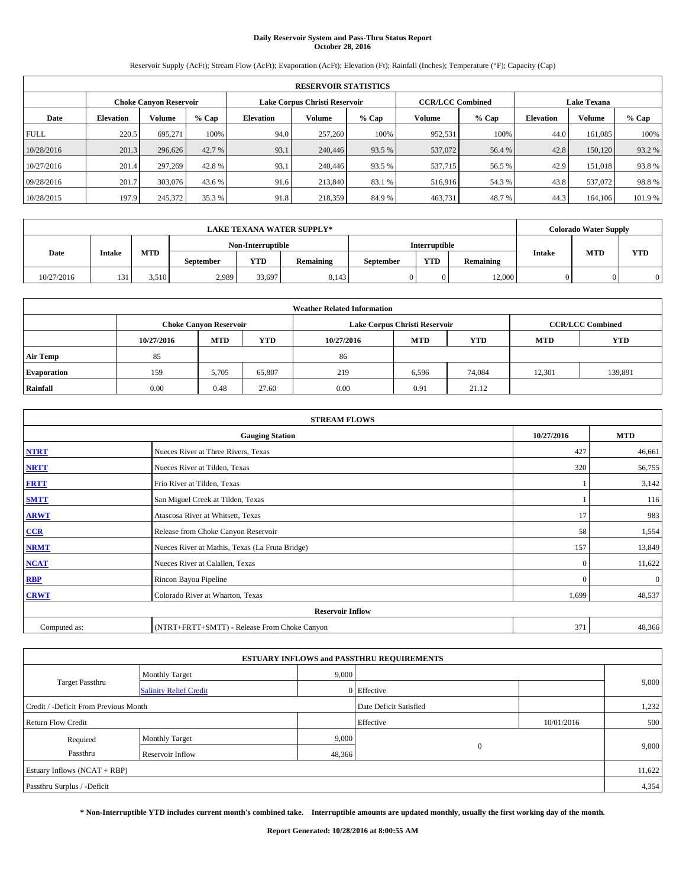# Daily Reservoir System and Pass-Thru Status Report
## October 28, 2016

Reservoir Supply (AcFt); Stream Flow (AcFt); Evaporation (AcFt); Elevation (Ft); Rainfall (Inches); Temperature (°F); Capacity (Cap)

| RESERVOIR STATISTICS | | | | | | | | | | | |
|---|---|---|---|---|---|---|---|---|---|---|---|
| | Choke Canyon Reservoir | | | Lake Corpus Christi Reservoir | | | CCR/LCC Combined | | Lake Texana | | |
| Date | Elevation | Volume | % Cap | Elevation | Volume | % Cap | Volume | % Cap | Elevation | Volume | % Cap |
| FULL | 220.5 | 695,271 | 100% | 94.0 | 257,260 | 100% | 952,531 | 100% | 44.0 | 161,085 | 100% |
| 10/28/2016 | 201.3 | 296,626 | 42.7 % | 93.1 | 240,446 | 93.5 % | 537,072 | 56.4 % | 42.8 | 150,120 | 93.2 % |
| 10/27/2016 | 201.4 | 297,269 | 42.8 % | 93.1 | 240,446 | 93.5 % | 537,715 | 56.5 % | 42.9 | 151,018 | 93.8 % |
| 09/28/2016 | 201.7 | 303,076 | 43.6 % | 91.6 | 213,840 | 83.1 % | 516,916 | 54.3 % | 43.8 | 537,072 | 98.8 % |
| 10/28/2015 | 197.9 | 245,372 | 35.3 % | 91.8 | 218,359 | 84.9 % | 463,731 | 48.7 % | 44.3 | 164,106 | 101.9 % |

| LAKE TEXANA WATER SUPPLY* | | | | | | | | | Colorado Water Supply | | |
|---|---|---|---|---|---|---|---|---|---|---|---|
| Date | Intake | MTD | Non-Interruptible | | | Interruptible | | | Intake | MTD | YTD |
| | | | September | YTD | Remaining | September | YTD | Remaining | | | |
| 10/27/2016 | 131 | 3,510 | 2,989 | 33,697 | 8,143 | 0 | 0 | 12,000 | 0 | 0 | 0 |

| Weather Related Information | | | | | | | | |
|---|---|---|---|---|---|---|---|---|
| | Choke Canyon Reservoir | | | Lake Corpus Christi Reservoir | | | CCR/LCC Combined | |
| | 10/27/2016 | MTD | YTD | 10/27/2016 | MTD | YTD | MTD | YTD |
| Air Temp | 85 | | | 86 | | | | |
| Evaporation | 159 | 5,705 | 65,807 | 219 | 6,596 | 74,084 | 12,301 | 139,891 |
| Rainfall | 0.00 | 0.48 | 27.60 | 0.00 | 0.91 | 21.12 | | |

| STREAM FLOWS | | | |
|---|---|---|---|
| | Gauging Station | 10/27/2016 | MTD |
| NTRT | Nueces River at Three Rivers, Texas | 427 | 46,661 |
| NRTT | Nueces River at Tilden, Texas | 320 | 56,755 |
| FRTT | Frio River at Tilden, Texas | 1 | 3,142 |
| SMTT | San Miguel Creek at Tilden, Texas | 1 | 116 |
| ARWT | Atascosa River at Whitsett, Texas | 17 | 983 |
| CCR | Release from Choke Canyon Reservoir | 58 | 1,554 |
| NRMT | Nueces River at Mathis, Texas (La Fruta Bridge) | 157 | 13,849 |
| NCAT | Nueces River at Calallen, Texas | 0 | 11,622 |
| RBP | Rincon Bayou Pipeline | 0 | 0 |
| CRWT | Colorado River at Wharton, Texas | 1,699 | 48,537 |
| Reservoir Inflow | | | |
| Computed as: | (NTRT+FRTT+SMTT) - Release From Choke Canyon | 371 | 48,366 |

| ESTUARY INFLOWS and PASSTHRU REQUIREMENTS | | | | | |
|---|---|---|---|---|---|
| Target Passthru | Monthly Target | 9,000 | | | 9,000 |
| | Salinity Relief Credit | 0 | Effective | | |
| Credit / -Deficit From Previous Month | | | Date Deficit Satisfied | | 1,232 |
| Return Flow Credit | | | Effective | 10/01/2016 | 500 |
| Required Passthru | Monthly Target | 9,000 | 0 | | 9,000 |
| | Reservoir Inflow | 48,366 | | | |
| Estuary Inflows (NCAT + RBP) | | | | | 11,622 |
| Passthru Surplus / -Deficit | | | | | 4,354 |

**\* Non-Interruptible YTD includes current month's combined take. Interruptible amounts are updated monthly, usually the first working day of the month.**

**Report Generated: 10/28/2016 at 8:00:55 AM**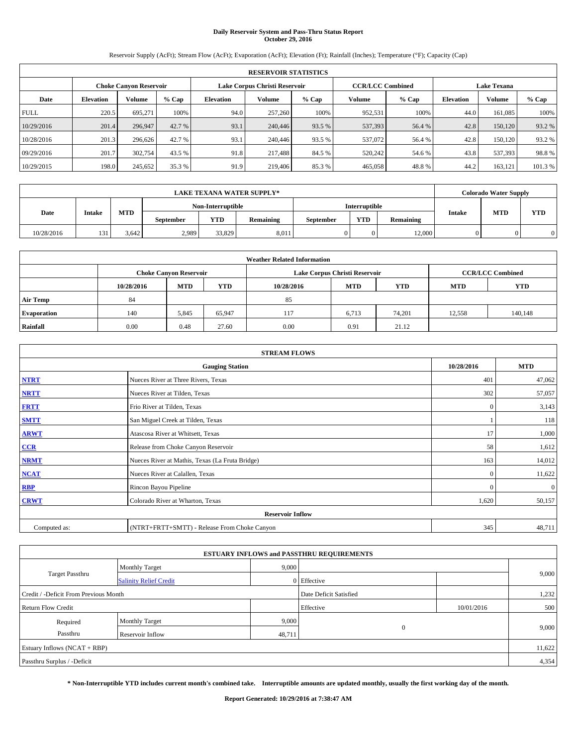# Daily Reservoir System and Pass-Thru Status Report
## October 29, 2016

Reservoir Supply (AcFt); Stream Flow (AcFt); Evaporation (AcFt); Elevation (Ft); Rainfall (Inches); Temperature (°F); Capacity (Cap)

| RESERVOIR STATISTICS | | | | | | | | | | | |
|---|---|---|---|---|---|---|---|---|---|---|---|
| | Choke Canyon Reservoir | | | Lake Corpus Christi Reservoir | | | CCR/LCC Combined | | Lake Texana | | |
| Date | Elevation | Volume | % Cap | Elevation | Volume | % Cap | Volume | % Cap | Elevation | Volume | % Cap |
| FULL | 220.5 | 695,271 | 100% | 94.0 | 257,260 | 100% | 952,531 | 100% | 44.0 | 161,085 | 100% |
| 10/29/2016 | 201.4 | 296,947 | 42.7 % | 93.1 | 240,446 | 93.5 % | 537,393 | 56.4 % | 42.8 | 150,120 | 93.2 % |
| 10/28/2016 | 201.3 | 296,626 | 42.7 % | 93.1 | 240,446 | 93.5 % | 537,072 | 56.4 % | 42.8 | 150,120 | 93.2 % |
| 09/29/2016 | 201.7 | 302,754 | 43.5 % | 91.8 | 217,488 | 84.5 % | 520,242 | 54.6 % | 43.8 | 537,393 | 98.8 % |
| 10/29/2015 | 198.0 | 245,652 | 35.3 % | 91.9 | 219,406 | 85.3 % | 465,058 | 48.8 % | 44.2 | 163,121 | 101.3 % |

| LAKE TEXANA WATER SUPPLY* | | | | | | | | | Colorado Water Supply | | |
|---|---|---|---|---|---|---|---|---|---|---|---|
| Date | Intake | MTD | Non-Interruptible | | | Interruptible | | | Intake | MTD | YTD |
| | | | September | YTD | Remaining | September | YTD | Remaining | | | |
| 10/28/2016 | 131 | 3,642 | 2,989 | 33,829 | 8,011 | 0 | 0 | 12,000 | 0 | 0 | 0 |

| Weather Related Information | | | | | | | | |
|---|---|---|---|---|---|---|---|---|
| | Choke Canyon Reservoir | | | Lake Corpus Christi Reservoir | | | CCR/LCC Combined | |
| | 10/28/2016 | MTD | YTD | 10/28/2016 | MTD | YTD | MTD | YTD |
| Air Temp | 84 | | | 85 | | | | |
| Evaporation | 140 | 5,845 | 65,947 | 117 | 6,713 | 74,201 | 12,558 | 140,148 |
| Rainfall | 0.00 | 0.48 | 27.60 | 0.00 | 0.91 | 21.12 | | |

| STREAM FLOWS | | | |
|---|---|---|---|
| | Gauging Station | 10/28/2016 | MTD |
| NTRT | Nueces River at Three Rivers, Texas | 401 | 47,062 |
| NRTT | Nueces River at Tilden, Texas | 302 | 57,057 |
| FRTT | Frio River at Tilden, Texas | 0 | 3,143 |
| SMTT | San Miguel Creek at Tilden, Texas | 1 | 118 |
| ARWT | Atascosa River at Whitsett, Texas | 17 | 1,000 |
| CCR | Release from Choke Canyon Reservoir | 58 | 1,612 |
| NRMT | Nueces River at Mathis, Texas (La Fruta Bridge) | 163 | 14,012 |
| NCAT | Nueces River at Calallen, Texas | 0 | 11,622 |
| RBP | Rincon Bayou Pipeline | 0 | 0 |
| CRWT | Colorado River at Wharton, Texas | 1,620 | 50,157 |
| | Reservoir Inflow | | |
| Computed as: | (NTRT+FRTT+SMTT) - Release From Choke Canyon | 345 | 48,711 |

| ESTUARY INFLOWS and PASSTHRU REQUIREMENTS | | | | | |
|---|---|---|---|---|---|
| Target Passthru | Monthly Target | 9,000 | | | 9,000 |
| | Salinity Relief Credit | 0 | Effective | | |
| Credit / -Deficit From Previous Month | | | Date Deficit Satisfied | | 1,232 |
| Return Flow Credit | | | Effective | 10/01/2016 | 500 |
| Required Passthru | Monthly Target | 9,000 | 0 | | 9,000 |
| | Reservoir Inflow | 48,711 | | | |
| Estuary Inflows (NCAT + RBP) | | | | | 11,622 |
| Passthru Surplus / -Deficit | | | | | 4,354 |

**\* Non-Interruptible YTD includes current month's combined take. Interruptible amounts are updated monthly, usually the first working day of the month.**

**Report Generated: 10/29/2016 at 7:38:47 AM**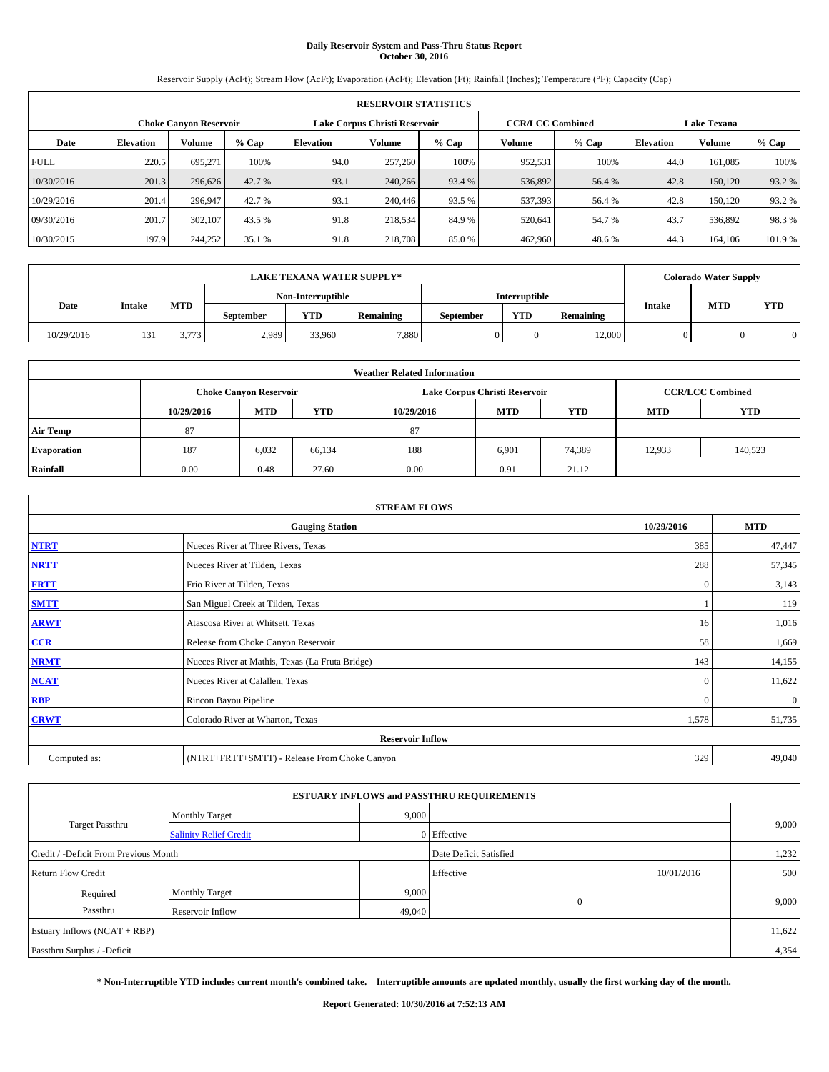# Daily Reservoir System and Pass-Thru Status Report
## October 30, 2016

Reservoir Supply (AcFt); Stream Flow (AcFt); Evaporation (AcFt); Elevation (Ft); Rainfall (Inches); Temperature (°F); Capacity (Cap)

| RESERVOIR STATISTICS | | | | | | | | | | | |
|---|---|---|---|---|---|---|---|---|---|---|---|
| | Choke Canyon Reservoir | | | Lake Corpus Christi Reservoir | | | CCR/LCC Combined | | Lake Texana | | |
| Date | Elevation | Volume | % Cap | Elevation | Volume | % Cap | Volume | % Cap | Elevation | Volume | % Cap |
| FULL | 220.5 | 695,271 | 100% | 94.0 | 257,260 | 100% | 952,531 | 100% | 44.0 | 161,085 | 100% |
| 10/30/2016 | 201.3 | 296,626 | 42.7 % | 93.1 | 240,266 | 93.4 % | 536,892 | 56.4 % | 42.8 | 150,120 | 93.2 % |
| 10/29/2016 | 201.4 | 296,947 | 42.7 % | 93.1 | 240,446 | 93.5 % | 537,393 | 56.4 % | 42.8 | 150,120 | 93.2 % |
| 09/30/2016 | 201.7 | 302,107 | 43.5 % | 91.8 | 218,534 | 84.9 % | 520,641 | 54.7 % | 43.7 | 536,892 | 98.3 % |
| 10/30/2015 | 197.9 | 244,252 | 35.1 % | 91.8 | 218,708 | 85.0 % | 462,960 | 48.6 % | 44.3 | 164,106 | 101.9 % |

| LAKE TEXANA WATER SUPPLY* | | | | | | | | | Colorado Water Supply | | |
|---|---|---|---|---|---|---|---|---|---|---|---|
| Date | Intake | MTD | Non-Interruptible | | | Interruptible | | | Intake | MTD | YTD |
| | | | September | YTD | Remaining | September | YTD | Remaining | | | |
| 10/29/2016 | 131 | 3,773 | 2,989 | 33,960 | 7,880 | 0 | 0 | 12,000 | 0 | 0 | 0 |

| Weather Related Information | | | | | | | | |
|---|---|---|---|---|---|---|---|---|
| | Choke Canyon Reservoir | | | Lake Corpus Christi Reservoir | | | CCR/LCC Combined | |
| | 10/29/2016 | MTD | YTD | 10/29/2016 | MTD | YTD | MTD | YTD |
| Air Temp | 87 | | | 87 | | | | |
| Evaporation | 187 | 6,032 | 66,134 | 188 | 6,901 | 74,389 | 12,933 | 140,523 |
| Rainfall | 0.00 | 0.48 | 27.60 | 0.00 | 0.91 | 21.12 | | |

| STREAM FLOWS | | | |
|---|---|---|---|
| Gauging Station | | 10/29/2016 | MTD |
| **NTRT** | Nueces River at Three Rivers, Texas | 385 | 47,447 |
| **NRTT** | Nueces River at Tilden, Texas | 288 | 57,345 |
| **FRTT** | Frio River at Tilden, Texas | 0 | 3,143 |
| **SMTT** | San Miguel Creek at Tilden, Texas | 1 | 119 |
| **ARWT** | Atascosa River at Whitsett, Texas | 16 | 1,016 |
| **CCR** | Release from Choke Canyon Reservoir | 58 | 1,669 |
| **NRMT** | Nueces River at Mathis, Texas (La Fruta Bridge) | 143 | 14,155 |
| **NCAT** | Nueces River at Calallen, Texas | 0 | 11,622 |
| **RBP** | Rincon Bayou Pipeline | 0 | 0 |
| **CRWT** | Colorado River at Wharton, Texas | 1,578 | 51,735 |
| Reservoir Inflow | | | |
| Computed as: | (NTRT+FRTT+SMTT) - Release From Choke Canyon | 329 | 49,040 |

| ESTUARY INFLOWS and PASSTHRU REQUIREMENTS | | | | | |
|---|---|---|---|---|---|
| Target Passthru | Monthly Target | 9,000 | | | 9,000 |
| | Salinity Relief Credit | 0 | Effective | | |
| Credit / -Deficit From Previous Month | | | Date Deficit Satisfied | | 1,232 |
| Return Flow Credit | | | Effective | 10/01/2016 | 500 |
| Required Passthru | Monthly Target | 9,000 | 0 | | 9,000 |
| | Reservoir Inflow | 49,040 | | | |
| Estuary Inflows (NCAT + RBP) | | | | | 11,622 |
| Passthru Surplus / -Deficit | | | | | 4,354 |

**\* Non-Interruptible YTD includes current month's combined take. Interruptible amounts are updated monthly, usually the first working day of the month.**

**Report Generated: 10/30/2016 at 7:52:13 AM**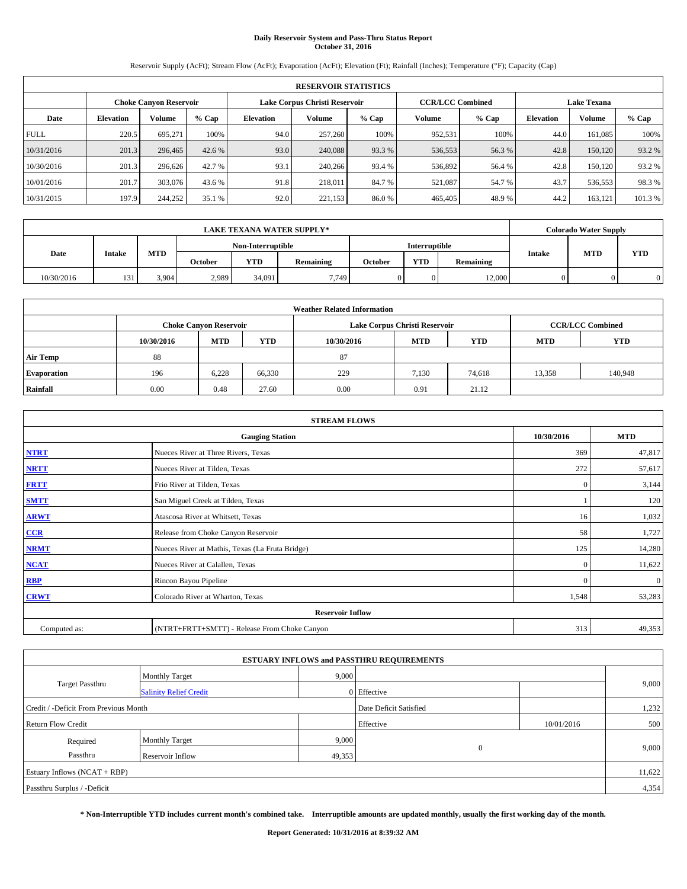# Daily Reservoir System and Pass-Thru Status Report
## October 31, 2016

Reservoir Supply (AcFt); Stream Flow (AcFt); Evaporation (AcFt); Elevation (Ft); Rainfall (Inches); Temperature (°F); Capacity (Cap)

| RESERVOIR STATISTICS | | | | | | | | | | | |
|---|---|---|---|---|---|---|---|---|---|---|---|
| | Choke Canyon Reservoir | | | Lake Corpus Christi Reservoir | | | CCR/LCC Combined | | Lake Texana | | |
| Date | Elevation | Volume | % Cap | Elevation | Volume | % Cap | Volume | % Cap | Elevation | Volume | % Cap |
| FULL | 220.5 | 695,271 | 100% | 94.0 | 257,260 | 100% | 952,531 | 100% | 44.0 | 161,085 | 100% |
| 10/31/2016 | 201.3 | 296,465 | 42.6 % | 93.0 | 240,088 | 93.3 % | 536,553 | 56.3 % | 42.8 | 150,120 | 93.2 % |
| 10/30/2016 | 201.3 | 296,626 | 42.7 % | 93.1 | 240,266 | 93.4 % | 536,892 | 56.4 % | 42.8 | 150,120 | 93.2 % |
| 10/01/2016 | 201.7 | 303,076 | 43.6 % | 91.8 | 218,011 | 84.7 % | 521,087 | 54.7 % | 43.7 | 536,553 | 98.3 % |
| 10/31/2015 | 197.9 | 244,252 | 35.1 % | 92.0 | 221,153 | 86.0 % | 465,405 | 48.9 % | 44.2 | 163,121 | 101.3 % |

| LAKE TEXANA WATER SUPPLY* | | | | | | | | | Colorado Water Supply | | |
|---|---|---|---|---|---|---|---|---|---|---|---|
| Date | Intake | MTD | Non-Interruptible | | | Interruptible | | | Intake | MTD | YTD |
| | | | October | YTD | Remaining | October | YTD | Remaining | | | |
| 10/30/2016 | 131 | 3,904 | 2,989 | 34,091 | 7,749 | 0 | 0 | 12,000 | 0 | 0 | 0 |

| Weather Related Information | | | | | | | | |
|---|---|---|---|---|---|---|---|---|
| | Choke Canyon Reservoir | | | Lake Corpus Christi Reservoir | | | CCR/LCC Combined | |
| | 10/30/2016 | MTD | YTD | 10/30/2016 | MTD | YTD | MTD | YTD |
| Air Temp | 88 | | | 87 | | | | |
| Evaporation | 196 | 6,228 | 66,330 | 229 | 7,130 | 74,618 | 13,358 | 140,948 |
| Rainfall | 0.00 | 0.48 | 27.60 | 0.00 | 0.91 | 21.12 | | |

| STREAM FLOWS | | | |
|---|---|---|---|
| Gauging Station | | 10/30/2016 | MTD |
| NTRT | Nueces River at Three Rivers, Texas | 369 | 47,817 |
| NRTT | Nueces River at Tilden, Texas | 272 | 57,617 |
| FRTT | Frio River at Tilden, Texas | 0 | 3,144 |
| SMTT | San Miguel Creek at Tilden, Texas | 1 | 120 |
| ARWT | Atascosa River at Whitsett, Texas | 16 | 1,032 |
| CCR | Release from Choke Canyon Reservoir | 58 | 1,727 |
| NRMT | Nueces River at Mathis, Texas (La Fruta Bridge) | 125 | 14,280 |
| NCAT | Nueces River at Calallen, Texas | 0 | 11,622 |
| RBP | Rincon Bayou Pipeline | 0 | 0 |
| CRWT | Colorado River at Wharton, Texas | 1,548 | 53,283 |
| Reservoir Inflow | | | |
| Computed as: | (NTRT+FRTT+SMTT) - Release From Choke Canyon | 313 | 49,353 |

| ESTUARY INFLOWS and PASSTHRU REQUIREMENTS | | | | | |
|---|---|---|---|---|---|
| Target Passthru | Monthly Target | 9,000 | | | 9,000 |
| | Salinity Relief Credit | 0 | Effective | | |
| Credit / -Deficit From Previous Month | | | Date Deficit Satisfied | | 1,232 |
| Return Flow Credit | | | Effective | 10/01/2016 | 500 |
| Required Passthru | Monthly Target | 9,000 | 0 | | 9,000 |
| | Reservoir Inflow | 49,353 | | | |
| Estuary Inflows (NCAT + RBP) | | | | | 11,622 |
| Passthru Surplus / -Deficit | | | | | 4,354 |

**\* Non-Interruptible YTD includes current month's combined take. Interruptible amounts are updated monthly, usually the first working day of the month.**

**Report Generated: 10/31/2016 at 8:39:32 AM**